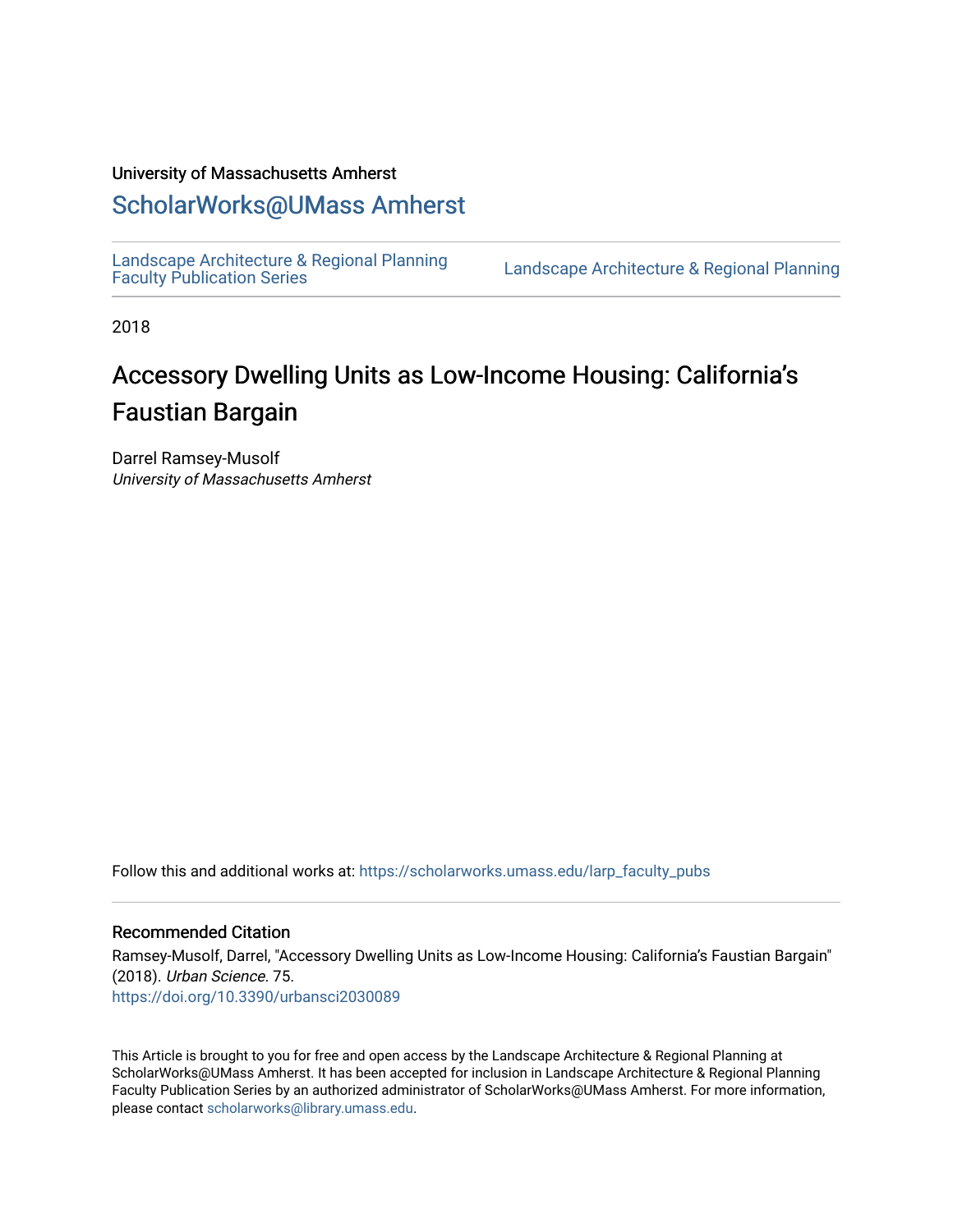University of Massachusetts Amherst

## ScholarWorks@UMass Amherst

Landscape Architecture & Regional Planning Faculty Publication Series | Landscape Architecture & Regional Planning

2018

# Accessory Dwelling Units as Low-Income Housing: California's Faustian Bargain

Darrel Ramsey-Musolf
*University of Massachusetts Amherst*

Follow this and additional works at: https://scholarworks.umass.edu/larp_faculty_pubs

### Recommended Citation

Ramsey-Musolf, Darrel, "Accessory Dwelling Units as Low-Income Housing: California's Faustian Bargain" (2018). *Urban Science*. 75.
https://doi.org/10.3390/urbansci2030089

This Article is brought to you for free and open access by the Landscape Architecture & Regional Planning at ScholarWorks@UMass Amherst. It has been accepted for inclusion in Landscape Architecture & Regional Planning Faculty Publication Series by an authorized administrator of ScholarWorks@UMass Amherst. For more information, please contact scholarworks@library.umass.edu.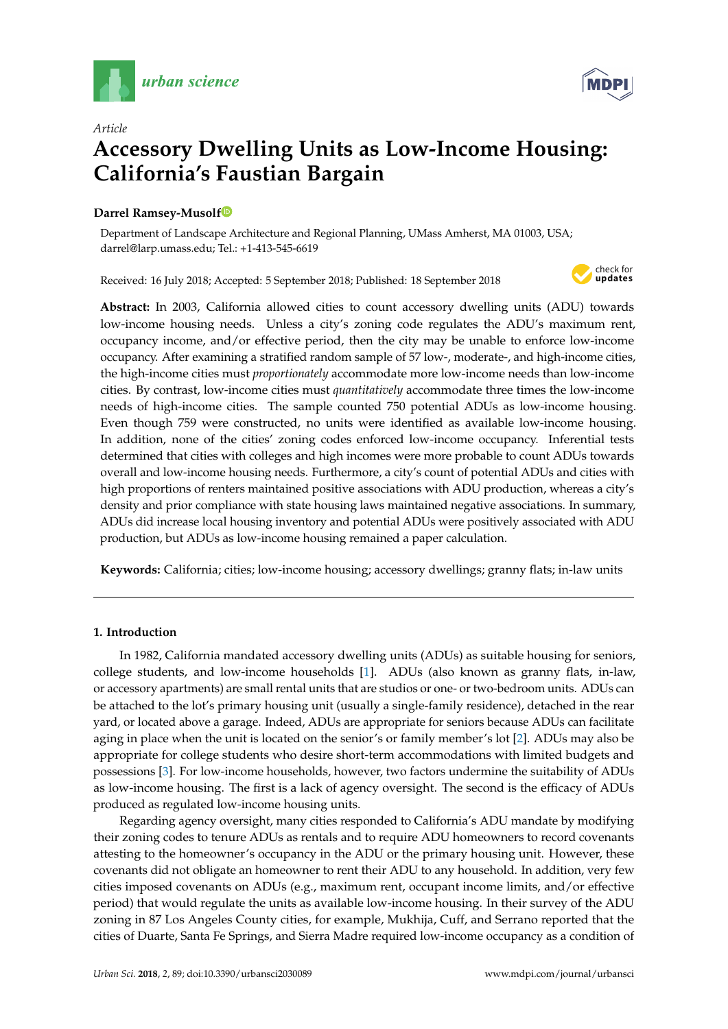# Accessory Dwelling Units as Low-Income Housing: California's Faustian Bargain

**Darrel Ramsey-Musolf**

Department of Landscape Architecture and Regional Planning, UMass Amherst, MA 01003, USA; darrel@larp.umass.edu; Tel.: +1-413-545-6619

Received: 16 July 2018; Accepted: 5 September 2018; Published: 18 September 2018

**Abstract:** In 2003, California allowed cities to count accessory dwelling units (ADU) towards low-income housing needs. Unless a city's zoning code regulates the ADU's maximum rent, occupancy income, and/or effective period, then the city may be unable to enforce low-income occupancy. After examining a stratified random sample of 57 low-, moderate-, and high-income cities, the high-income cities must *proportionately* accommodate more low-income needs than low-income cities. By contrast, low-income cities must *quantitatively* accommodate three times the low-income needs of high-income cities. The sample counted 750 potential ADUs as low-income housing. Even though 759 were constructed, no units were identified as available low-income housing. In addition, none of the cities' zoning codes enforced low-income occupancy. Inferential tests determined that cities with colleges and high incomes were more probable to count ADUs towards overall and low-income housing needs. Furthermore, a city's count of potential ADUs and cities with high proportions of renters maintained positive associations with ADU production, whereas a city's density and prior compliance with state housing laws maintained negative associations. In summary, ADUs did increase local housing inventory and potential ADUs were positively associated with ADU production, but ADUs as low-income housing remained a paper calculation.

**Keywords:** California; cities; low-income housing; accessory dwellings; granny flats; in-law units

## 1. Introduction

In 1982, California mandated accessory dwelling units (ADUs) as suitable housing for seniors, college students, and low-income households [1]. ADUs (also known as granny flats, in-law, or accessory apartments) are small rental units that are studios or one- or two-bedroom units. ADUs can be attached to the lot's primary housing unit (usually a single-family residence), detached in the rear yard, or located above a garage. Indeed, ADUs are appropriate for seniors because ADUs can facilitate aging in place when the unit is located on the senior's or family member's lot [2]. ADUs may also be appropriate for college students who desire short-term accommodations with limited budgets and possessions [3]. For low-income households, however, two factors undermine the suitability of ADUs as low-income housing. The first is a lack of agency oversight. The second is the efficacy of ADUs produced as regulated low-income housing units.

Regarding agency oversight, many cities responded to California's ADU mandate by modifying their zoning codes to tenure ADUs as rentals and to require ADU homeowners to record covenants attesting to the homeowner's occupancy in the ADU or the primary housing unit. However, these covenants did not obligate an homeowner to rent their ADU to any household. In addition, very few cities imposed covenants on ADUs (e.g., maximum rent, occupant income limits, and/or effective period) that would regulate the units as available low-income housing. In their survey of the ADU zoning in 87 Los Angeles County cities, for example, Mukhija, Cuff, and Serrano reported that the cities of Duarte, Santa Fe Springs, and Sierra Madre required low-income occupancy as a condition of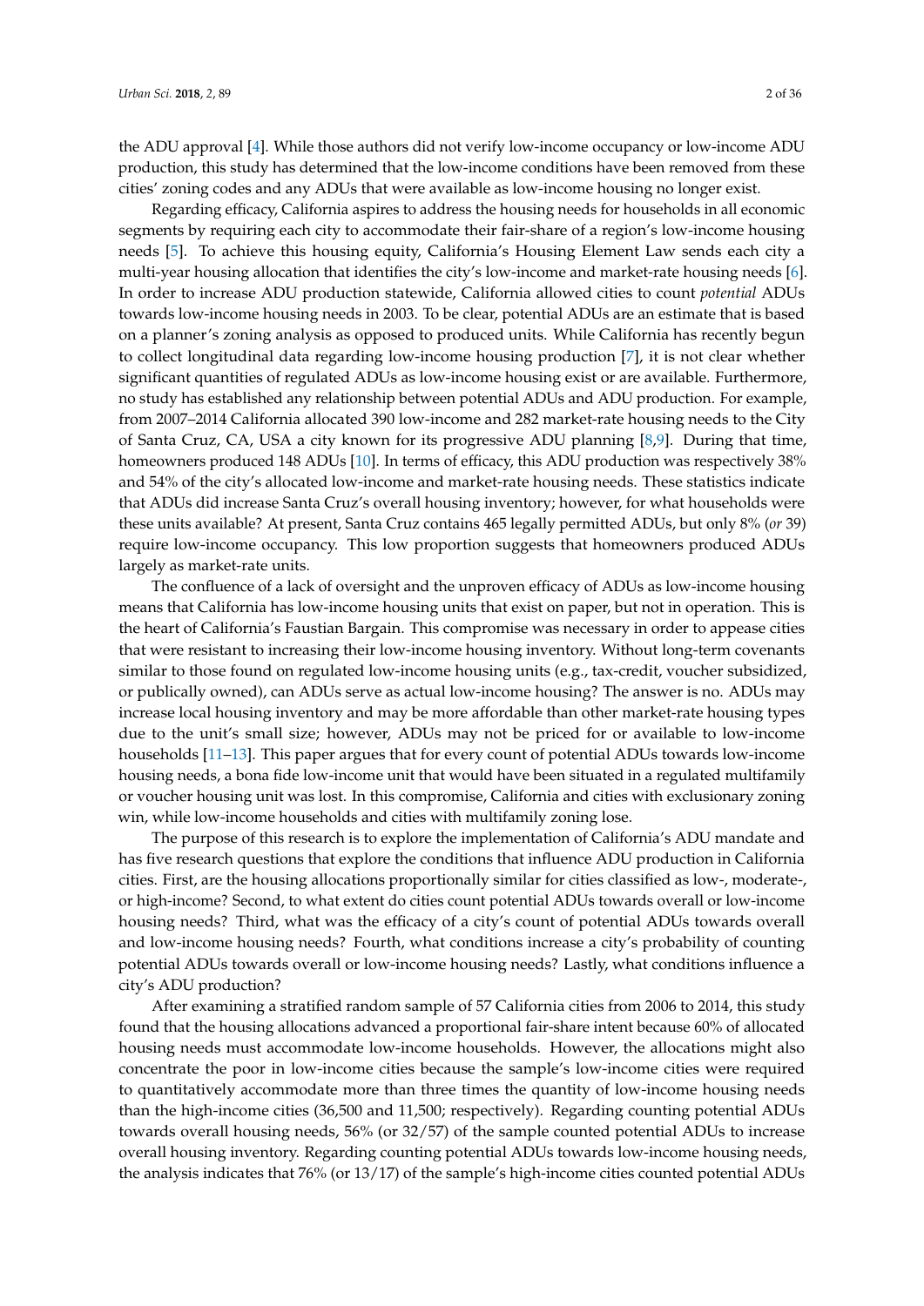the ADU approval [4]. While those authors did not verify low-income occupancy or low-income ADU production, this study has determined that the low-income conditions have been removed from these cities' zoning codes and any ADUs that were available as low-income housing no longer exist.

Regarding efficacy, California aspires to address the housing needs for households in all economic segments by requiring each city to accommodate their fair-share of a region's low-income housing needs [5]. To achieve this housing equity, California's Housing Element Law sends each city a multi-year housing allocation that identifies the city's low-income and market-rate housing needs [6]. In order to increase ADU production statewide, California allowed cities to count *potential* ADUs towards low-income housing needs in 2003. To be clear, potential ADUs are an estimate that is based on a planner's zoning analysis as opposed to produced units. While California has recently begun to collect longitudinal data regarding low-income housing production [7], it is not clear whether significant quantities of regulated ADUs as low-income housing exist or are available. Furthermore, no study has established any relationship between potential ADUs and ADU production. For example, from 2007–2014 California allocated 390 low-income and 282 market-rate housing needs to the City of Santa Cruz, CA, USA a city known for its progressive ADU planning [8,9]. During that time, homeowners produced 148 ADUs [10]. In terms of efficacy, this ADU production was respectively 38% and 54% of the city's allocated low-income and market-rate housing needs. These statistics indicate that ADUs did increase Santa Cruz's overall housing inventory; however, for what households were these units available? At present, Santa Cruz contains 465 legally permitted ADUs, but only 8% (*or* 39) require low-income occupancy. This low proportion suggests that homeowners produced ADUs largely as market-rate units.

The confluence of a lack of oversight and the unproven efficacy of ADUs as low-income housing means that California has low-income housing units that exist on paper, but not in operation. This is the heart of California's Faustian Bargain. This compromise was necessary in order to appease cities that were resistant to increasing their low-income housing inventory. Without long-term covenants similar to those found on regulated low-income housing units (e.g., tax-credit, voucher subsidized, or publically owned), can ADUs serve as actual low-income housing? The answer is no. ADUs may increase local housing inventory and may be more affordable than other market-rate housing types due to the unit's small size; however, ADUs may not be priced for or available to low-income households [11–13]. This paper argues that for every count of potential ADUs towards low-income housing needs, a bona fide low-income unit that would have been situated in a regulated multifamily or voucher housing unit was lost. In this compromise, California and cities with exclusionary zoning win, while low-income households and cities with multifamily zoning lose.

The purpose of this research is to explore the implementation of California's ADU mandate and has five research questions that explore the conditions that influence ADU production in California cities. First, are the housing allocations proportionally similar for cities classified as low-, moderate-, or high-income? Second, to what extent do cities count potential ADUs towards overall or low-income housing needs? Third, what was the efficacy of a city's count of potential ADUs towards overall and low-income housing needs? Fourth, what conditions increase a city's probability of counting potential ADUs towards overall or low-income housing needs? Lastly, what conditions influence a city's ADU production?

After examining a stratified random sample of 57 California cities from 2006 to 2014, this study found that the housing allocations advanced a proportional fair-share intent because 60% of allocated housing needs must accommodate low-income households. However, the allocations might also concentrate the poor in low-income cities because the sample's low-income cities were required to quantitatively accommodate more than three times the quantity of low-income housing needs than the high-income cities (36,500 and 11,500; respectively). Regarding counting potential ADUs towards overall housing needs, 56% (or 32/57) of the sample counted potential ADUs to increase overall housing inventory. Regarding counting potential ADUs towards low-income housing needs, the analysis indicates that 76% (or 13/17) of the sample's high-income cities counted potential ADUs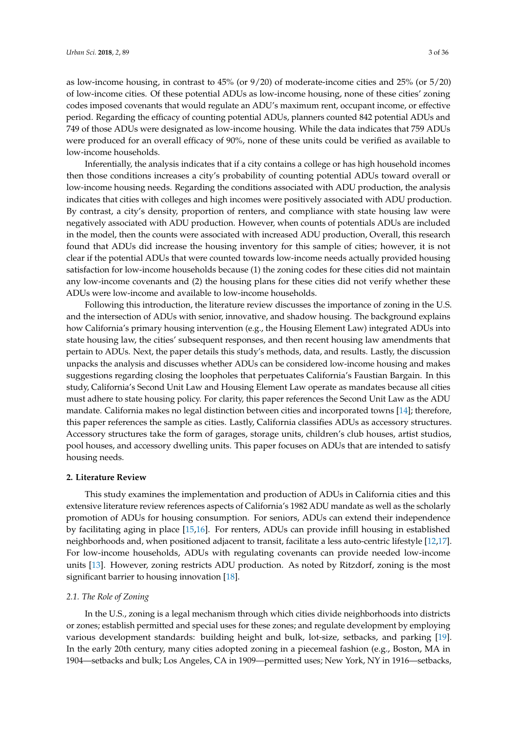as low-income housing, in contrast to 45% (or 9/20) of moderate-income cities and 25% (or 5/20) of low-income cities. Of these potential ADUs as low-income housing, none of these cities' zoning codes imposed covenants that would regulate an ADU's maximum rent, occupant income, or effective period. Regarding the efficacy of counting potential ADUs, planners counted 842 potential ADUs and 749 of those ADUs were designated as low-income housing. While the data indicates that 759 ADUs were produced for an overall efficacy of 90%, none of these units could be verified as available to low-income households.

Inferentially, the analysis indicates that if a city contains a college or has high household incomes then those conditions increases a city's probability of counting potential ADUs toward overall or low-income housing needs. Regarding the conditions associated with ADU production, the analysis indicates that cities with colleges and high incomes were positively associated with ADU production. By contrast, a city's density, proportion of renters, and compliance with state housing law were negatively associated with ADU production. However, when counts of potentials ADUs are included in the model, then the counts were associated with increased ADU production, Overall, this research found that ADUs did increase the housing inventory for this sample of cities; however, it is not clear if the potential ADUs that were counted towards low-income needs actually provided housing satisfaction for low-income households because (1) the zoning codes for these cities did not maintain any low-income covenants and (2) the housing plans for these cities did not verify whether these ADUs were low-income and available to low-income households.

Following this introduction, the literature review discusses the importance of zoning in the U.S. and the intersection of ADUs with senior, innovative, and shadow housing. The background explains how California's primary housing intervention (e.g., the Housing Element Law) integrated ADUs into state housing law, the cities' subsequent responses, and then recent housing law amendments that pertain to ADUs. Next, the paper details this study's methods, data, and results. Lastly, the discussion unpacks the analysis and discusses whether ADUs can be considered low-income housing and makes suggestions regarding closing the loopholes that perpetuates California's Faustian Bargain. In this study, California's Second Unit Law and Housing Element Law operate as mandates because all cities must adhere to state housing policy. For clarity, this paper references the Second Unit Law as the ADU mandate. California makes no legal distinction between cities and incorporated towns [14]; therefore, this paper references the sample as cities. Lastly, California classifies ADUs as accessory structures. Accessory structures take the form of garages, storage units, children's club houses, artist studios, pool houses, and accessory dwelling units. This paper focuses on ADUs that are intended to satisfy housing needs.

## 2. Literature Review

This study examines the implementation and production of ADUs in California cities and this extensive literature review references aspects of California's 1982 ADU mandate as well as the scholarly promotion of ADUs for housing consumption. For seniors, ADUs can extend their independence by facilitating aging in place [15,16]. For renters, ADUs can provide infill housing in established neighborhoods and, when positioned adjacent to transit, facilitate a less auto-centric lifestyle [12,17]. For low-income households, ADUs with regulating covenants can provide needed low-income units [13]. However, zoning restricts ADU production. As noted by Ritzdorf, zoning is the most significant barrier to housing innovation [18].

### *2.1. The Role of Zoning*

In the U.S., zoning is a legal mechanism through which cities divide neighborhoods into districts or zones; establish permitted and special uses for these zones; and regulate development by employing various development standards: building height and bulk, lot-size, setbacks, and parking [19]. In the early 20th century, many cities adopted zoning in a piecemeal fashion (e.g., Boston, MA in 1904—setbacks and bulk; Los Angeles, CA in 1909—permitted uses; New York, NY in 1916—setbacks,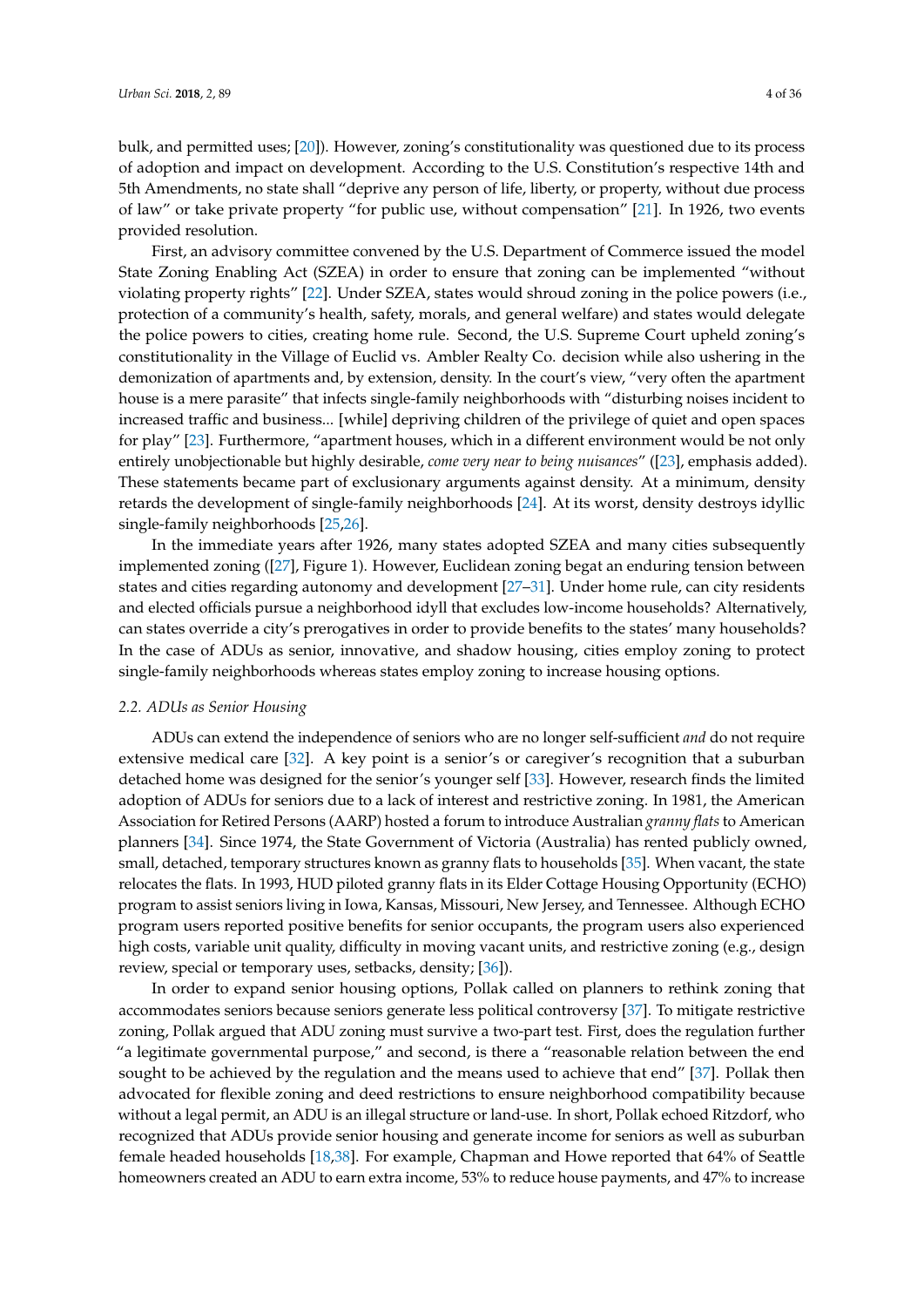bulk, and permitted uses; [20]). However, zoning's constitutionality was questioned due to its process of adoption and impact on development. According to the U.S. Constitution's respective 14th and 5th Amendments, no state shall "deprive any person of life, liberty, or property, without due process of law" or take private property "for public use, without compensation" [21]. In 1926, two events provided resolution.

First, an advisory committee convened by the U.S. Department of Commerce issued the model State Zoning Enabling Act (SZEA) in order to ensure that zoning can be implemented "without violating property rights" [22]. Under SZEA, states would shroud zoning in the police powers (i.e., protection of a community's health, safety, morals, and general welfare) and states would delegate the police powers to cities, creating home rule. Second, the U.S. Supreme Court upheld zoning's constitutionality in the Village of Euclid vs. Ambler Realty Co. decision while also ushering in the demonization of apartments and, by extension, density. In the court's view, "very often the apartment house is a mere parasite" that infects single-family neighborhoods with "disturbing noises incident to increased traffic and business... [while] depriving children of the privilege of quiet and open spaces for play" [23]. Furthermore, "apartment houses, which in a different environment would be not only entirely unobjectionable but highly desirable, *come very near to being nuisances*" ([23], emphasis added). These statements became part of exclusionary arguments against density. At a minimum, density retards the development of single-family neighborhoods [24]. At its worst, density destroys idyllic single-family neighborhoods [25,26].

In the immediate years after 1926, many states adopted SZEA and many cities subsequently implemented zoning ([27], Figure 1). However, Euclidean zoning begat an enduring tension between states and cities regarding autonomy and development [27–31]. Under home rule, can city residents and elected officials pursue a neighborhood idyll that excludes low-income households? Alternatively, can states override a city's prerogatives in order to provide benefits to the states' many households? In the case of ADUs as senior, innovative, and shadow housing, cities employ zoning to protect single-family neighborhoods whereas states employ zoning to increase housing options.

### 2.2. ADUs as Senior Housing

ADUs can extend the independence of seniors who are no longer self-sufficient *and* do not require extensive medical care [32]. A key point is a senior's or caregiver's recognition that a suburban detached home was designed for the senior's younger self [33]. However, research finds the limited adoption of ADUs for seniors due to a lack of interest and restrictive zoning. In 1981, the American Association for Retired Persons (AARP) hosted a forum to introduce Australian *granny flats* to American planners [34]. Since 1974, the State Government of Victoria (Australia) has rented publicly owned, small, detached, temporary structures known as granny flats to households [35]. When vacant, the state relocates the flats. In 1993, HUD piloted granny flats in its Elder Cottage Housing Opportunity (ECHO) program to assist seniors living in Iowa, Kansas, Missouri, New Jersey, and Tennessee. Although ECHO program users reported positive benefits for senior occupants, the program users also experienced high costs, variable unit quality, difficulty in moving vacant units, and restrictive zoning (e.g., design review, special or temporary uses, setbacks, density; [36]).

In order to expand senior housing options, Pollak called on planners to rethink zoning that accommodates seniors because seniors generate less political controversy [37]. To mitigate restrictive zoning, Pollak argued that ADU zoning must survive a two-part test. First, does the regulation further "a legitimate governmental purpose," and second, is there a "reasonable relation between the end sought to be achieved by the regulation and the means used to achieve that end" [37]. Pollak then advocated for flexible zoning and deed restrictions to ensure neighborhood compatibility because without a legal permit, an ADU is an illegal structure or land-use. In short, Pollak echoed Ritzdorf, who recognized that ADUs provide senior housing and generate income for seniors as well as suburban female headed households [18,38]. For example, Chapman and Howe reported that 64% of Seattle homeowners created an ADU to earn extra income, 53% to reduce house payments, and 47% to increase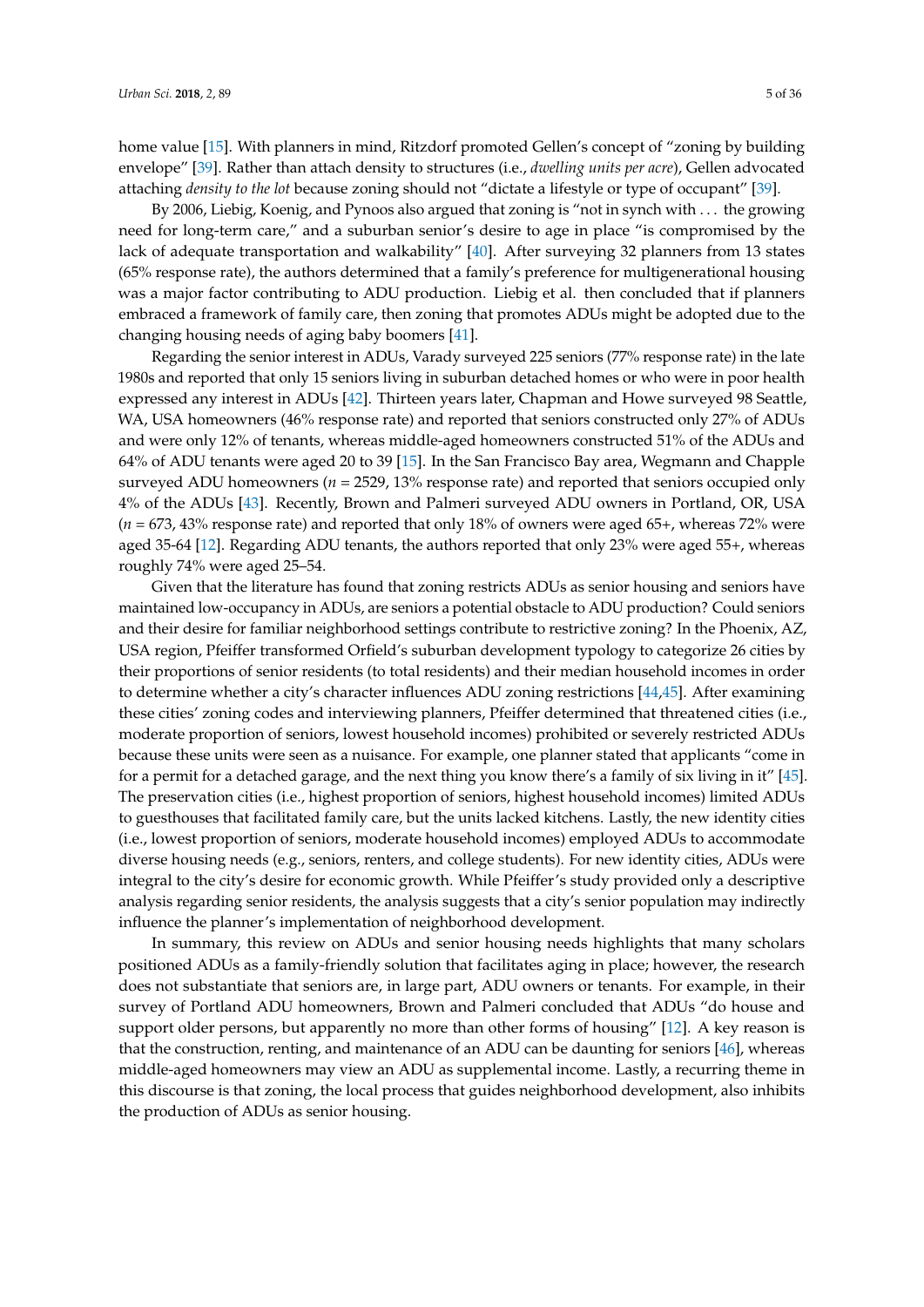home value [15]. With planners in mind, Ritzdorf promoted Gellen's concept of "zoning by building envelope" [39]. Rather than attach density to structures (i.e., *dwelling units per acre*), Gellen advocated attaching *density to the lot* because zoning should not "dictate a lifestyle or type of occupant" [39].

By 2006, Liebig, Koenig, and Pynoos also argued that zoning is "not in synch with . . . the growing need for long-term care," and a suburban senior's desire to age in place "is compromised by the lack of adequate transportation and walkability" [40]. After surveying 32 planners from 13 states (65% response rate), the authors determined that a family's preference for multigenerational housing was a major factor contributing to ADU production. Liebig et al. then concluded that if planners embraced a framework of family care, then zoning that promotes ADUs might be adopted due to the changing housing needs of aging baby boomers [41].

Regarding the senior interest in ADUs, Varady surveyed 225 seniors (77% response rate) in the late 1980s and reported that only 15 seniors living in suburban detached homes or who were in poor health expressed any interest in ADUs [42]. Thirteen years later, Chapman and Howe surveyed 98 Seattle, WA, USA homeowners (46% response rate) and reported that seniors constructed only 27% of ADUs and were only 12% of tenants, whereas middle-aged homeowners constructed 51% of the ADUs and 64% of ADU tenants were aged 20 to 39 [15]. In the San Francisco Bay area, Wegmann and Chapple surveyed ADU homeowners ($n$ = 2529, 13% response rate) and reported that seniors occupied only 4% of the ADUs [43]. Recently, Brown and Palmeri surveyed ADU owners in Portland, OR, USA ($n$ = 673, 43% response rate) and reported that only 18% of owners were aged 65+, whereas 72% were aged 35-64 [12]. Regarding ADU tenants, the authors reported that only 23% were aged 55+, whereas roughly 74% were aged 25–54.

Given that the literature has found that zoning restricts ADUs as senior housing and seniors have maintained low-occupancy in ADUs, are seniors a potential obstacle to ADU production? Could seniors and their desire for familiar neighborhood settings contribute to restrictive zoning? In the Phoenix, AZ, USA region, Pfeiffer transformed Orfield's suburban development typology to categorize 26 cities by their proportions of senior residents (to total residents) and their median household incomes in order to determine whether a city's character influences ADU zoning restrictions [44,45]. After examining these cities' zoning codes and interviewing planners, Pfeiffer determined that threatened cities (i.e., moderate proportion of seniors, lowest household incomes) prohibited or severely restricted ADUs because these units were seen as a nuisance. For example, one planner stated that applicants "come in for a permit for a detached garage, and the next thing you know there's a family of six living in it" [45]. The preservation cities (i.e., highest proportion of seniors, highest household incomes) limited ADUs to guesthouses that facilitated family care, but the units lacked kitchens. Lastly, the new identity cities (i.e., lowest proportion of seniors, moderate household incomes) employed ADUs to accommodate diverse housing needs (e.g., seniors, renters, and college students). For new identity cities, ADUs were integral to the city's desire for economic growth. While Pfeiffer's study provided only a descriptive analysis regarding senior residents, the analysis suggests that a city's senior population may indirectly influence the planner's implementation of neighborhood development.

In summary, this review on ADUs and senior housing needs highlights that many scholars positioned ADUs as a family-friendly solution that facilitates aging in place; however, the research does not substantiate that seniors are, in large part, ADU owners or tenants. For example, in their survey of Portland ADU homeowners, Brown and Palmeri concluded that ADUs "do house and support older persons, but apparently no more than other forms of housing" [12]. A key reason is that the construction, renting, and maintenance of an ADU can be daunting for seniors [46], whereas middle-aged homeowners may view an ADU as supplemental income. Lastly, a recurring theme in this discourse is that zoning, the local process that guides neighborhood development, also inhibits the production of ADUs as senior housing.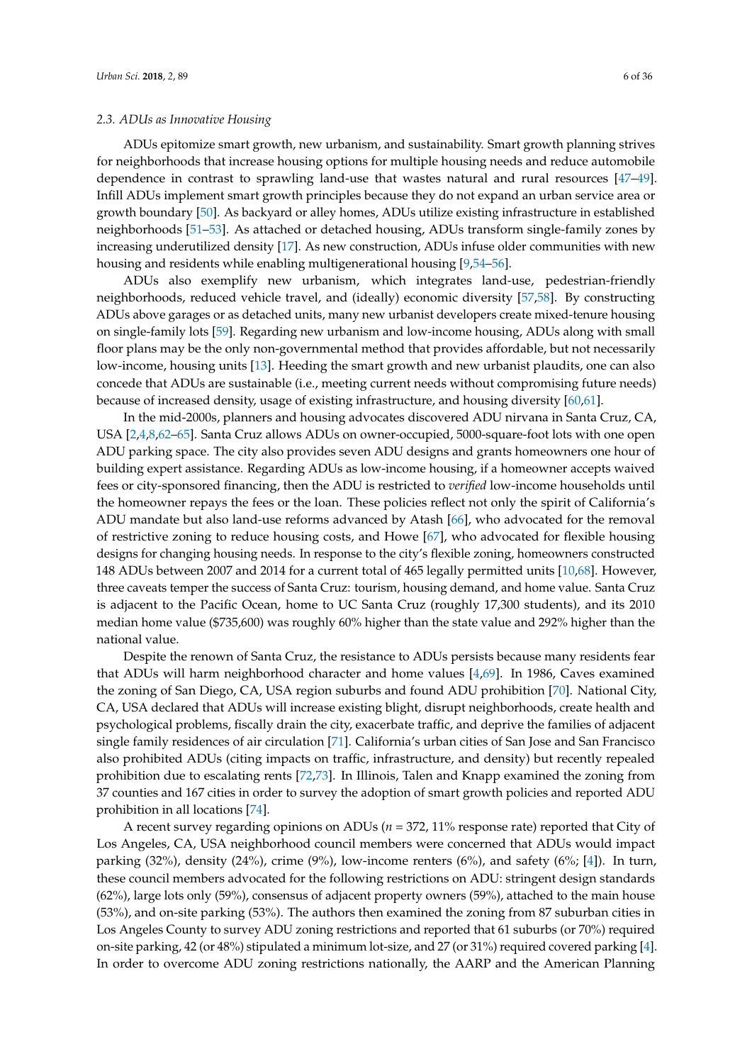### 2.3. ADUs as Innovative Housing

ADUs epitomize smart growth, new urbanism, and sustainability. Smart growth planning strives for neighborhoods that increase housing options for multiple housing needs and reduce automobile dependence in contrast to sprawling land-use that wastes natural and rural resources [47–49]. Infill ADUs implement smart growth principles because they do not expand an urban service area or growth boundary [50]. As backyard or alley homes, ADUs utilize existing infrastructure in established neighborhoods [51–53]. As attached or detached housing, ADUs transform single-family zones by increasing underutilized density [17]. As new construction, ADUs infuse older communities with new housing and residents while enabling multigenerational housing [9,54–56].

ADUs also exemplify new urbanism, which integrates land-use, pedestrian-friendly neighborhoods, reduced vehicle travel, and (ideally) economic diversity [57,58]. By constructing ADUs above garages or as detached units, many new urbanist developers create mixed-tenure housing on single-family lots [59]. Regarding new urbanism and low-income housing, ADUs along with small floor plans may be the only non-governmental method that provides affordable, but not necessarily low-income, housing units [13]. Heeding the smart growth and new urbanist plaudits, one can also concede that ADUs are sustainable (i.e., meeting current needs without compromising future needs) because of increased density, usage of existing infrastructure, and housing diversity [60,61].

In the mid-2000s, planners and housing advocates discovered ADU nirvana in Santa Cruz, CA, USA [2,4,8,62–65]. Santa Cruz allows ADUs on owner-occupied, 5000-square-foot lots with one open ADU parking space. The city also provides seven ADU designs and grants homeowners one hour of building expert assistance. Regarding ADUs as low-income housing, if a homeowner accepts waived fees or city-sponsored financing, then the ADU is restricted to *verified* low-income households until the homeowner repays the fees or the loan. These policies reflect not only the spirit of California's ADU mandate but also land-use reforms advanced by Atash [66], who advocated for the removal of restrictive zoning to reduce housing costs, and Howe [67], who advocated for flexible housing designs for changing housing needs. In response to the city's flexible zoning, homeowners constructed 148 ADUs between 2007 and 2014 for a current total of 465 legally permitted units [10,68]. However, three caveats temper the success of Santa Cruz: tourism, housing demand, and home value. Santa Cruz is adjacent to the Pacific Ocean, home to UC Santa Cruz (roughly 17,300 students), and its 2010 median home value ($735,600) was roughly 60% higher than the state value and 292% higher than the national value.

Despite the renown of Santa Cruz, the resistance to ADUs persists because many residents fear that ADUs will harm neighborhood character and home values [4,69]. In 1986, Caves examined the zoning of San Diego, CA, USA region suburbs and found ADU prohibition [70]. National City, CA, USA declared that ADUs will increase existing blight, disrupt neighborhoods, create health and psychological problems, fiscally drain the city, exacerbate traffic, and deprive the families of adjacent single family residences of air circulation [71]. California's urban cities of San Jose and San Francisco also prohibited ADUs (citing impacts on traffic, infrastructure, and density) but recently repealed prohibition due to escalating rents [72,73]. In Illinois, Talen and Knapp examined the zoning from 37 counties and 167 cities in order to survey the adoption of smart growth policies and reported ADU prohibition in all locations [74].

A recent survey regarding opinions on ADUs ($n$ = 372, 11% response rate) reported that City of Los Angeles, CA, USA neighborhood council members were concerned that ADUs would impact parking (32%), density (24%), crime (9%), low-income renters (6%), and safety (6%; [4]). In turn, these council members advocated for the following restrictions on ADU: stringent design standards (62%), large lots only (59%), consensus of adjacent property owners (59%), attached to the main house (53%), and on-site parking (53%). The authors then examined the zoning from 87 suburban cities in Los Angeles County to survey ADU zoning restrictions and reported that 61 suburbs (or 70%) required on-site parking, 42 (or 48%) stipulated a minimum lot-size, and 27 (or 31%) required covered parking [4]. In order to overcome ADU zoning restrictions nationally, the AARP and the American Planning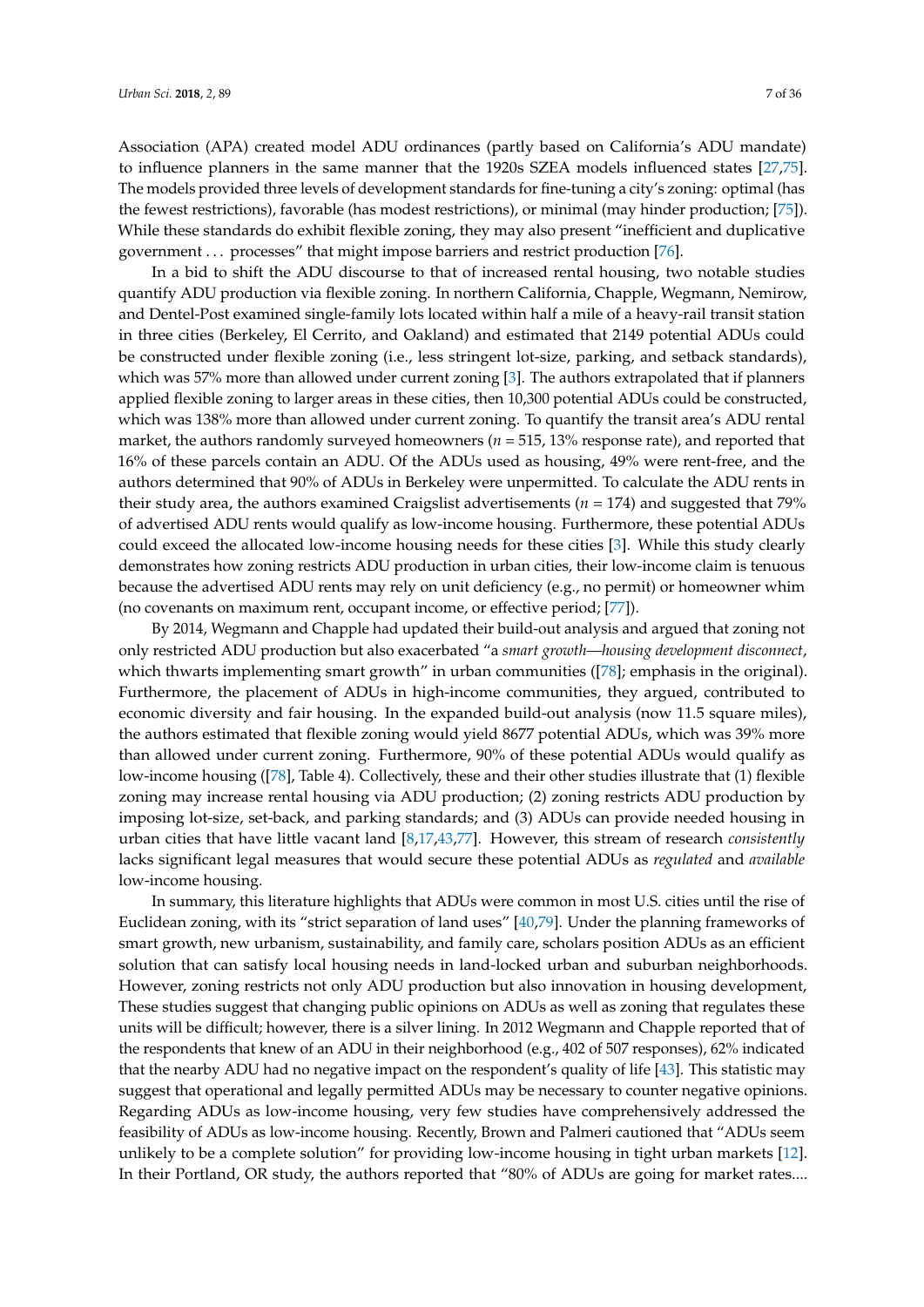Association (APA) created model ADU ordinances (partly based on California's ADU mandate) to influence planners in the same manner that the 1920s SZEA models influenced states [27,75]. The models provided three levels of development standards for fine-tuning a city's zoning: optimal (has the fewest restrictions), favorable (has modest restrictions), or minimal (may hinder production; [75]). While these standards do exhibit flexible zoning, they may also present "inefficient and duplicative government . . . processes" that might impose barriers and restrict production [76].

In a bid to shift the ADU discourse to that of increased rental housing, two notable studies quantify ADU production via flexible zoning. In northern California, Chapple, Wegmann, Nemirow, and Dentel-Post examined single-family lots located within half a mile of a heavy-rail transit station in three cities (Berkeley, El Cerrito, and Oakland) and estimated that 2149 potential ADUs could be constructed under flexible zoning (i.e., less stringent lot-size, parking, and setback standards), which was 57% more than allowed under current zoning [3]. The authors extrapolated that if planners applied flexible zoning to larger areas in these cities, then 10,300 potential ADUs could be constructed, which was 138% more than allowed under current zoning. To quantify the transit area's ADU rental market, the authors randomly surveyed homeowners ($n$ = 515, 13% response rate), and reported that 16% of these parcels contain an ADU. Of the ADUs used as housing, 49% were rent-free, and the authors determined that 90% of ADUs in Berkeley were unpermitted. To calculate the ADU rents in their study area, the authors examined Craigslist advertisements ($n$ = 174) and suggested that 79% of advertised ADU rents would qualify as low-income housing. Furthermore, these potential ADUs could exceed the allocated low-income housing needs for these cities [3]. While this study clearly demonstrates how zoning restricts ADU production in urban cities, their low-income claim is tenuous because the advertised ADU rents may rely on unit deficiency (e.g., no permit) or homeowner whim (no covenants on maximum rent, occupant income, or effective period; [77]).

By 2014, Wegmann and Chapple had updated their build-out analysis and argued that zoning not only restricted ADU production but also exacerbated "a *smart growth—housing development disconnect*, which thwarts implementing smart growth" in urban communities ([78]; emphasis in the original). Furthermore, the placement of ADUs in high-income communities, they argued, contributed to economic diversity and fair housing. In the expanded build-out analysis (now 11.5 square miles), the authors estimated that flexible zoning would yield 8677 potential ADUs, which was 39% more than allowed under current zoning. Furthermore, 90% of these potential ADUs would qualify as low-income housing ([78], Table 4). Collectively, these and their other studies illustrate that (1) flexible zoning may increase rental housing via ADU production; (2) zoning restricts ADU production by imposing lot-size, set-back, and parking standards; and (3) ADUs can provide needed housing in urban cities that have little vacant land [8,17,43,77]. However, this stream of research *consistently* lacks significant legal measures that would secure these potential ADUs as *regulated* and *available* low-income housing.

In summary, this literature highlights that ADUs were common in most U.S. cities until the rise of Euclidean zoning, with its "strict separation of land uses" [40,79]. Under the planning frameworks of smart growth, new urbanism, sustainability, and family care, scholars position ADUs as an efficient solution that can satisfy local housing needs in land-locked urban and suburban neighborhoods. However, zoning restricts not only ADU production but also innovation in housing development, These studies suggest that changing public opinions on ADUs as well as zoning that regulates these units will be difficult; however, there is a silver lining. In 2012 Wegmann and Chapple reported that of the respondents that knew of an ADU in their neighborhood (e.g., 402 of 507 responses), 62% indicated that the nearby ADU had no negative impact on the respondent's quality of life [43]. This statistic may suggest that operational and legally permitted ADUs may be necessary to counter negative opinions. Regarding ADUs as low-income housing, very few studies have comprehensively addressed the feasibility of ADUs as low-income housing. Recently, Brown and Palmeri cautioned that "ADUs seem unlikely to be a complete solution" for providing low-income housing in tight urban markets [12]. In their Portland, OR study, the authors reported that "80% of ADUs are going for market rates....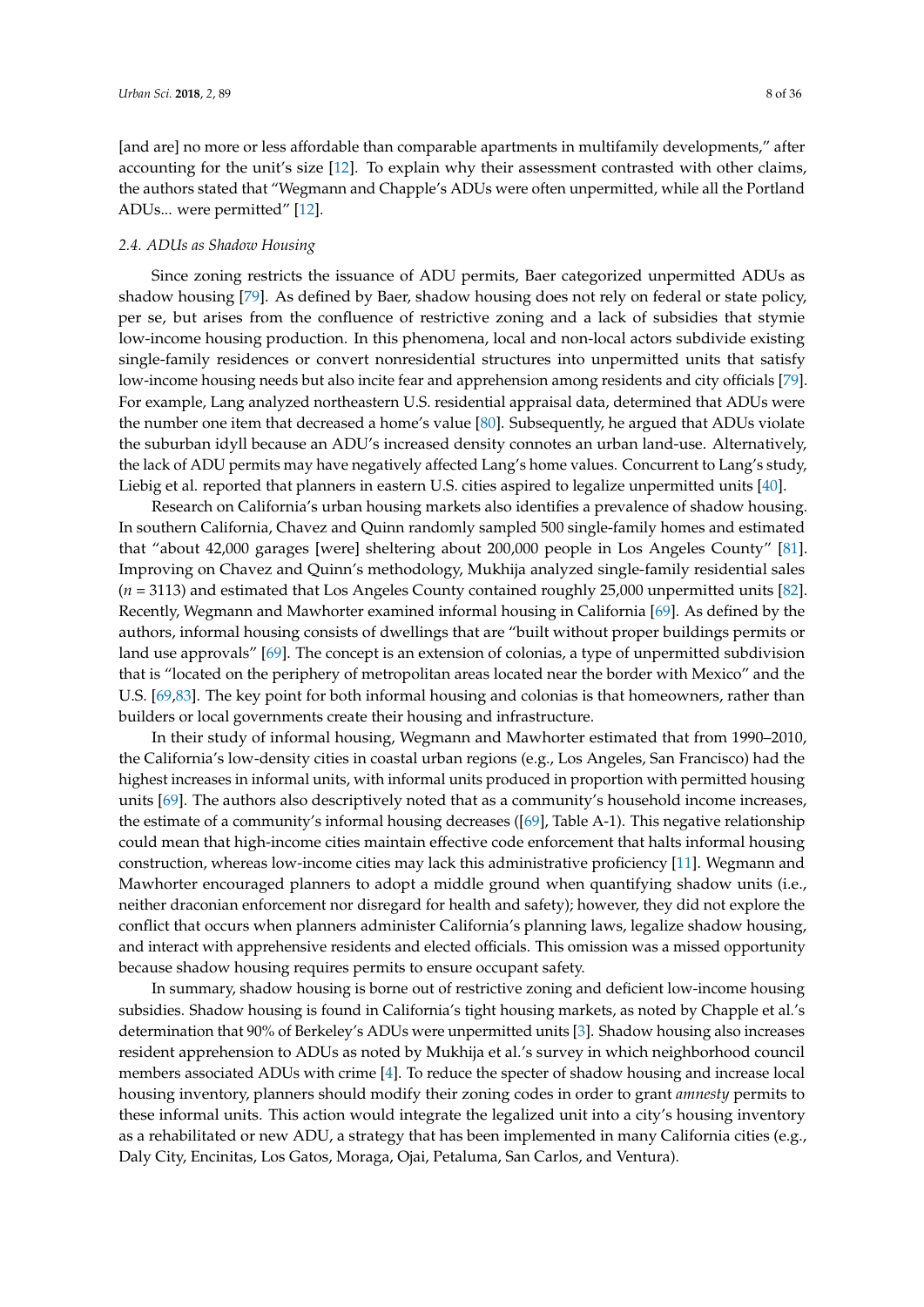[and are] no more or less affordable than comparable apartments in multifamily developments," after accounting for the unit's size [12]. To explain why their assessment contrasted with other claims, the authors stated that "Wegmann and Chapple's ADUs were often unpermitted, while all the Portland ADUs... were permitted" [12].

### 2.4. ADUs as Shadow Housing

Since zoning restricts the issuance of ADU permits, Baer categorized unpermitted ADUs as shadow housing [79]. As defined by Baer, shadow housing does not rely on federal or state policy, per se, but arises from the confluence of restrictive zoning and a lack of subsidies that stymie low-income housing production. In this phenomena, local and non-local actors subdivide existing single-family residences or convert nonresidential structures into unpermitted units that satisfy low-income housing needs but also incite fear and apprehension among residents and city officials [79]. For example, Lang analyzed northeastern U.S. residential appraisal data, determined that ADUs were the number one item that decreased a home's value [80]. Subsequently, he argued that ADUs violate the suburban idyll because an ADU's increased density connotes an urban land-use. Alternatively, the lack of ADU permits may have negatively affected Lang's home values. Concurrent to Lang's study, Liebig et al. reported that planners in eastern U.S. cities aspired to legalize unpermitted units [40].

Research on California's urban housing markets also identifies a prevalence of shadow housing. In southern California, Chavez and Quinn randomly sampled 500 single-family homes and estimated that "about 42,000 garages [were] sheltering about 200,000 people in Los Angeles County" [81]. Improving on Chavez and Quinn's methodology, Mukhija analyzed single-family residential sales ($n$ = 3113) and estimated that Los Angeles County contained roughly 25,000 unpermitted units [82]. Recently, Wegmann and Mawhorter examined informal housing in California [69]. As defined by the authors, informal housing consists of dwellings that are "built without proper buildings permits or land use approvals" [69]. The concept is an extension of colonias, a type of unpermitted subdivision that is "located on the periphery of metropolitan areas located near the border with Mexico" and the U.S. [69,83]. The key point for both informal housing and colonias is that homeowners, rather than builders or local governments create their housing and infrastructure.

In their study of informal housing, Wegmann and Mawhorter estimated that from 1990–2010, the California's low-density cities in coastal urban regions (e.g., Los Angeles, San Francisco) had the highest increases in informal units, with informal units produced in proportion with permitted housing units [69]. The authors also descriptively noted that as a community's household income increases, the estimate of a community's informal housing decreases ([69], Table A-1). This negative relationship could mean that high-income cities maintain effective code enforcement that halts informal housing construction, whereas low-income cities may lack this administrative proficiency [11]. Wegmann and Mawhorter encouraged planners to adopt a middle ground when quantifying shadow units (i.e., neither draconian enforcement nor disregard for health and safety); however, they did not explore the conflict that occurs when planners administer California's planning laws, legalize shadow housing, and interact with apprehensive residents and elected officials. This omission was a missed opportunity because shadow housing requires permits to ensure occupant safety.

In summary, shadow housing is borne out of restrictive zoning and deficient low-income housing subsidies. Shadow housing is found in California's tight housing markets, as noted by Chapple et al.'s determination that 90% of Berkeley's ADUs were unpermitted units [3]. Shadow housing also increases resident apprehension to ADUs as noted by Mukhija et al.'s survey in which neighborhood council members associated ADUs with crime [4]. To reduce the specter of shadow housing and increase local housing inventory, planners should modify their zoning codes in order to grant *amnesty* permits to these informal units. This action would integrate the legalized unit into a city's housing inventory as a rehabilitated or new ADU, a strategy that has been implemented in many California cities (e.g., Daly City, Encinitas, Los Gatos, Moraga, Ojai, Petaluma, San Carlos, and Ventura).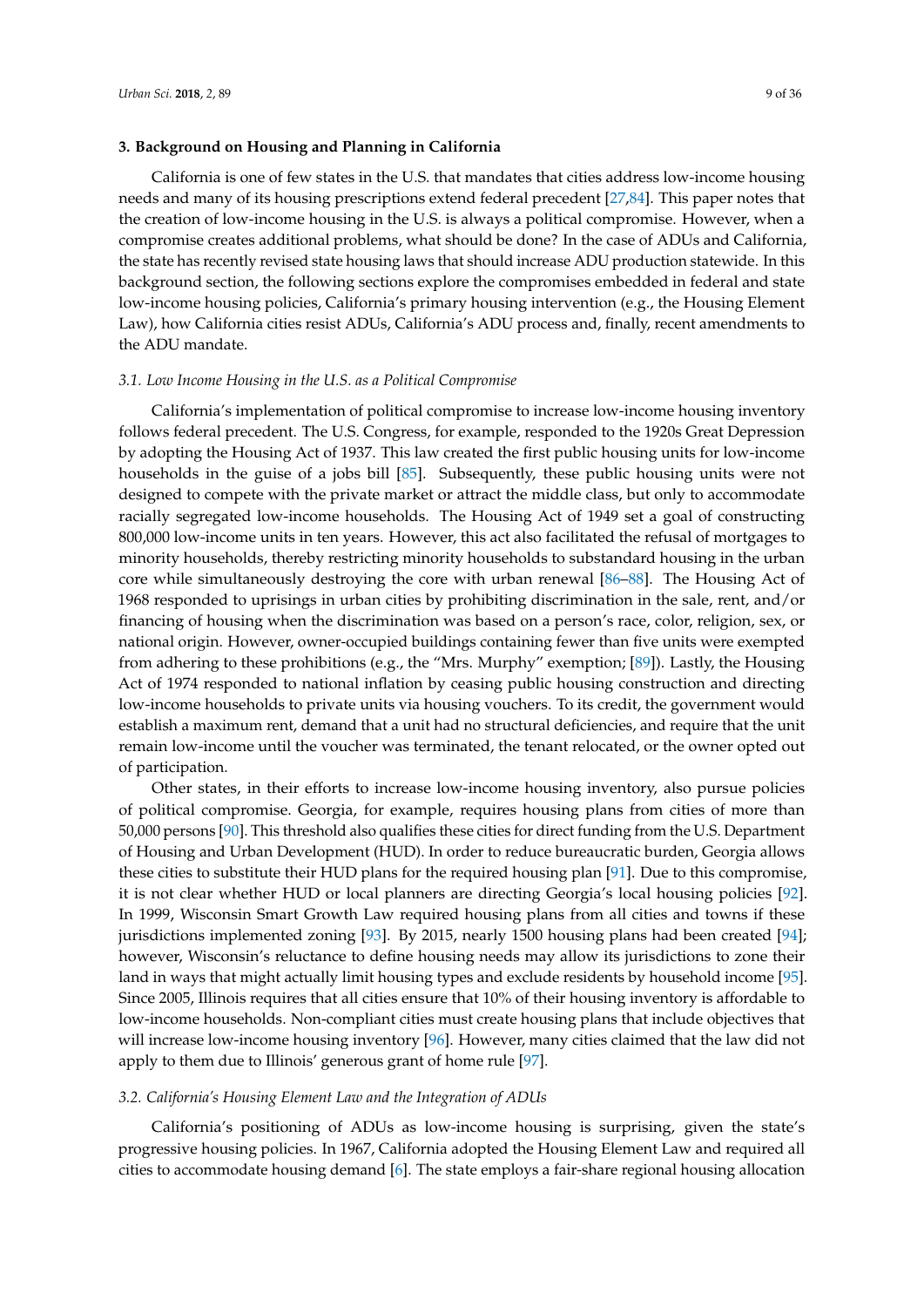## 3. Background on Housing and Planning in California

California is one of few states in the U.S. that mandates that cities address low-income housing needs and many of its housing prescriptions extend federal precedent [27,84]. This paper notes that the creation of low-income housing in the U.S. is always a political compromise. However, when a compromise creates additional problems, what should be done? In the case of ADUs and California, the state has recently revised state housing laws that should increase ADU production statewide. In this background section, the following sections explore the compromises embedded in federal and state low-income housing policies, California's primary housing intervention (e.g., the Housing Element Law), how California cities resist ADUs, California's ADU process and, finally, recent amendments to the ADU mandate.

### *3.1. Low Income Housing in the U.S. as a Political Compromise*

California's implementation of political compromise to increase low-income housing inventory follows federal precedent. The U.S. Congress, for example, responded to the 1920s Great Depression by adopting the Housing Act of 1937. This law created the first public housing units for low-income households in the guise of a jobs bill [85]. Subsequently, these public housing units were not designed to compete with the private market or attract the middle class, but only to accommodate racially segregated low-income households. The Housing Act of 1949 set a goal of constructing 800,000 low-income units in ten years. However, this act also facilitated the refusal of mortgages to minority households, thereby restricting minority households to substandard housing in the urban core while simultaneously destroying the core with urban renewal [86–88]. The Housing Act of 1968 responded to uprisings in urban cities by prohibiting discrimination in the sale, rent, and/or financing of housing when the discrimination was based on a person's race, color, religion, sex, or national origin. However, owner-occupied buildings containing fewer than five units were exempted from adhering to these prohibitions (e.g., the "Mrs. Murphy" exemption; [89]). Lastly, the Housing Act of 1974 responded to national inflation by ceasing public housing construction and directing low-income households to private units via housing vouchers. To its credit, the government would establish a maximum rent, demand that a unit had no structural deficiencies, and require that the unit remain low-income until the voucher was terminated, the tenant relocated, or the owner opted out of participation.

Other states, in their efforts to increase low-income housing inventory, also pursue policies of political compromise. Georgia, for example, requires housing plans from cities of more than 50,000 persons [90]. This threshold also qualifies these cities for direct funding from the U.S. Department of Housing and Urban Development (HUD). In order to reduce bureaucratic burden, Georgia allows these cities to substitute their HUD plans for the required housing plan [91]. Due to this compromise, it is not clear whether HUD or local planners are directing Georgia's local housing policies [92]. In 1999, Wisconsin Smart Growth Law required housing plans from all cities and towns if these jurisdictions implemented zoning [93]. By 2015, nearly 1500 housing plans had been created [94]; however, Wisconsin's reluctance to define housing needs may allow its jurisdictions to zone their land in ways that might actually limit housing types and exclude residents by household income [95]. Since 2005, Illinois requires that all cities ensure that 10% of their housing inventory is affordable to low-income households. Non-compliant cities must create housing plans that include objectives that will increase low-income housing inventory [96]. However, many cities claimed that the law did not apply to them due to Illinois' generous grant of home rule [97].

### *3.2. California's Housing Element Law and the Integration of ADUs*

California's positioning of ADUs as low-income housing is surprising, given the state's progressive housing policies. In 1967, California adopted the Housing Element Law and required all cities to accommodate housing demand [6]. The state employs a fair-share regional housing allocation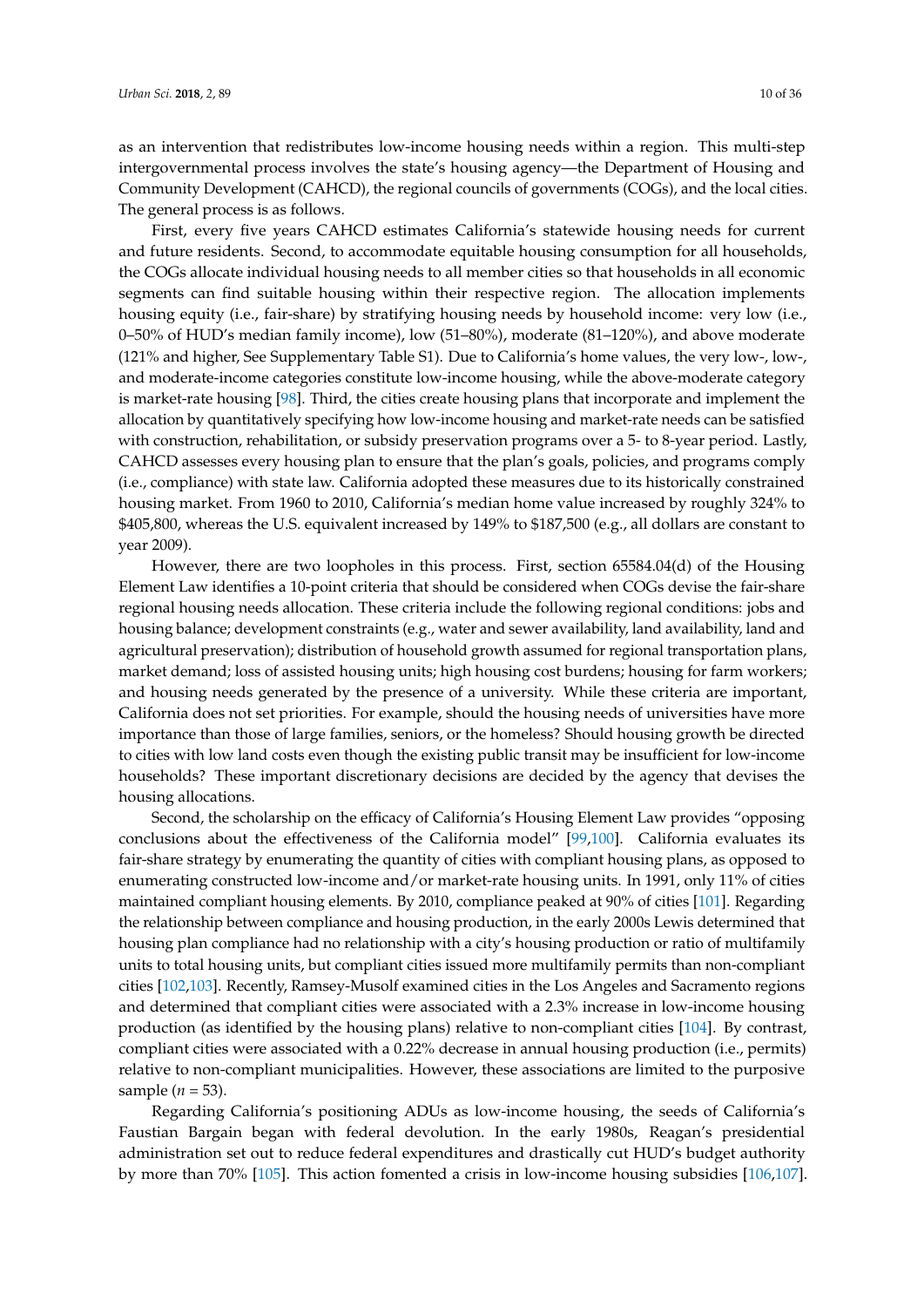as an intervention that redistributes low-income housing needs within a region. This multi-step intergovernmental process involves the state's housing agency—the Department of Housing and Community Development (CAHCD), the regional councils of governments (COGs), and the local cities. The general process is as follows.

First, every five years CAHCD estimates California's statewide housing needs for current and future residents. Second, to accommodate equitable housing consumption for all households, the COGs allocate individual housing needs to all member cities so that households in all economic segments can find suitable housing within their respective region. The allocation implements housing equity (i.e., fair-share) by stratifying housing needs by household income: very low (i.e., 0–50% of HUD's median family income), low (51–80%), moderate (81–120%), and above moderate (121% and higher, See Supplementary Table S1). Due to California's home values, the very low-, low-, and moderate-income categories constitute low-income housing, while the above-moderate category is market-rate housing [98]. Third, the cities create housing plans that incorporate and implement the allocation by quantitatively specifying how low-income housing and market-rate needs can be satisfied with construction, rehabilitation, or subsidy preservation programs over a 5- to 8-year period. Lastly, CAHCD assesses every housing plan to ensure that the plan's goals, policies, and programs comply (i.e., compliance) with state law. California adopted these measures due to its historically constrained housing market. From 1960 to 2010, California's median home value increased by roughly 324% to $405,800, whereas the U.S. equivalent increased by 149% to $187,500 (e.g., all dollars are constant to year 2009).

However, there are two loopholes in this process. First, section 65584.04(d) of the Housing Element Law identifies a 10-point criteria that should be considered when COGs devise the fair-share regional housing needs allocation. These criteria include the following regional conditions: jobs and housing balance; development constraints (e.g., water and sewer availability, land availability, land and agricultural preservation); distribution of household growth assumed for regional transportation plans, market demand; loss of assisted housing units; high housing cost burdens; housing for farm workers; and housing needs generated by the presence of a university. While these criteria are important, California does not set priorities. For example, should the housing needs of universities have more importance than those of large families, seniors, or the homeless? Should housing growth be directed to cities with low land costs even though the existing public transit may be insufficient for low-income households? These important discretionary decisions are decided by the agency that devises the housing allocations.

Second, the scholarship on the efficacy of California's Housing Element Law provides "opposing conclusions about the effectiveness of the California model" [99,100]. California evaluates its fair-share strategy by enumerating the quantity of cities with compliant housing plans, as opposed to enumerating constructed low-income and/or market-rate housing units. In 1991, only 11% of cities maintained compliant housing elements. By 2010, compliance peaked at 90% of cities [101]. Regarding the relationship between compliance and housing production, in the early 2000s Lewis determined that housing plan compliance had no relationship with a city's housing production or ratio of multifamily units to total housing units, but compliant cities issued more multifamily permits than non-compliant cities [102,103]. Recently, Ramsey-Musolf examined cities in the Los Angeles and Sacramento regions and determined that compliant cities were associated with a 2.3% increase in low-income housing production (as identified by the housing plans) relative to non-compliant cities [104]. By contrast, compliant cities were associated with a 0.22% decrease in annual housing production (i.e., permits) relative to non-compliant municipalities. However, these associations are limited to the purposive sample ($n = 53$).

Regarding California's positioning ADUs as low-income housing, the seeds of California's Faustian Bargain began with federal devolution. In the early 1980s, Reagan's presidential administration set out to reduce federal expenditures and drastically cut HUD's budget authority by more than 70% [105]. This action fomented a crisis in low-income housing subsidies [106,107].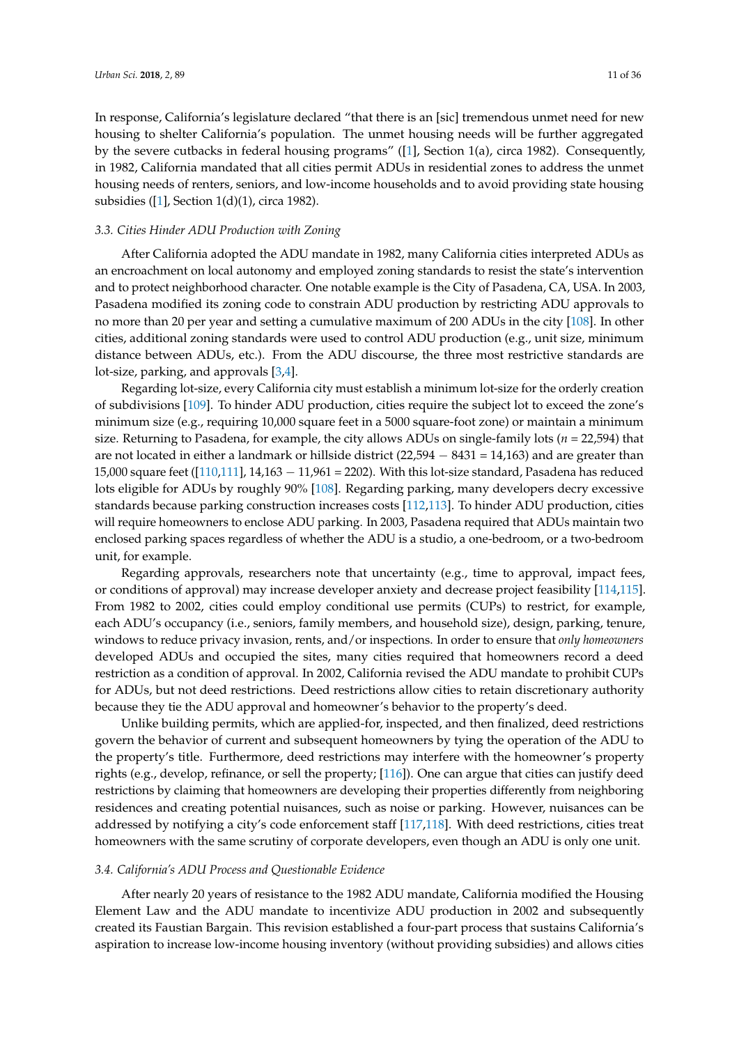In response, California's legislature declared "that there is an [sic] tremendous unmet need for new housing to shelter California's population. The unmet housing needs will be further aggregated by the severe cutbacks in federal housing programs" ([1], Section 1(a), circa 1982). Consequently, in 1982, California mandated that all cities permit ADUs in residential zones to address the unmet housing needs of renters, seniors, and low-income households and to avoid providing state housing subsidies ([1], Section 1(d)(1), circa 1982).

### 3.3. Cities Hinder ADU Production with Zoning

After California adopted the ADU mandate in 1982, many California cities interpreted ADUs as an encroachment on local autonomy and employed zoning standards to resist the state's intervention and to protect neighborhood character. One notable example is the City of Pasadena, CA, USA. In 2003, Pasadena modified its zoning code to constrain ADU production by restricting ADU approvals to no more than 20 per year and setting a cumulative maximum of 200 ADUs in the city [108]. In other cities, additional zoning standards were used to control ADU production (e.g., unit size, minimum distance between ADUs, etc.). From the ADU discourse, the three most restrictive standards are lot-size, parking, and approvals [3,4].

Regarding lot-size, every California city must establish a minimum lot-size for the orderly creation of subdivisions [109]. To hinder ADU production, cities require the subject lot to exceed the zone's minimum size (e.g., requiring 10,000 square feet in a 5000 square-foot zone) or maintain a minimum size. Returning to Pasadena, for example, the city allows ADUs on single-family lots ($n$ = 22,594) that are not located in either a landmark or hillside district (22,594 − 8431 = 14,163) and are greater than 15,000 square feet ([110,111], 14,163 − 11,961 = 2202). With this lot-size standard, Pasadena has reduced lots eligible for ADUs by roughly 90% [108]. Regarding parking, many developers decry excessive standards because parking construction increases costs [112,113]. To hinder ADU production, cities will require homeowners to enclose ADU parking. In 2003, Pasadena required that ADUs maintain two enclosed parking spaces regardless of whether the ADU is a studio, a one-bedroom, or a two-bedroom unit, for example.

Regarding approvals, researchers note that uncertainty (e.g., time to approval, impact fees, or conditions of approval) may increase developer anxiety and decrease project feasibility [114,115]. From 1982 to 2002, cities could employ conditional use permits (CUPs) to restrict, for example, each ADU's occupancy (i.e., seniors, family members, and household size), design, parking, tenure, windows to reduce privacy invasion, rents, and/or inspections. In order to ensure that *only homeowners* developed ADUs and occupied the sites, many cities required that homeowners record a deed restriction as a condition of approval. In 2002, California revised the ADU mandate to prohibit CUPs for ADUs, but not deed restrictions. Deed restrictions allow cities to retain discretionary authority because they tie the ADU approval and homeowner's behavior to the property's deed.

Unlike building permits, which are applied-for, inspected, and then finalized, deed restrictions govern the behavior of current and subsequent homeowners by tying the operation of the ADU to the property's title. Furthermore, deed restrictions may interfere with the homeowner's property rights (e.g., develop, refinance, or sell the property; [116]). One can argue that cities can justify deed restrictions by claiming that homeowners are developing their properties differently from neighboring residences and creating potential nuisances, such as noise or parking. However, nuisances can be addressed by notifying a city's code enforcement staff [117,118]. With deed restrictions, cities treat homeowners with the same scrutiny of corporate developers, even though an ADU is only one unit.

### 3.4. California's ADU Process and Questionable Evidence

After nearly 20 years of resistance to the 1982 ADU mandate, California modified the Housing Element Law and the ADU mandate to incentivize ADU production in 2002 and subsequently created its Faustian Bargain. This revision established a four-part process that sustains California's aspiration to increase low-income housing inventory (without providing subsidies) and allows cities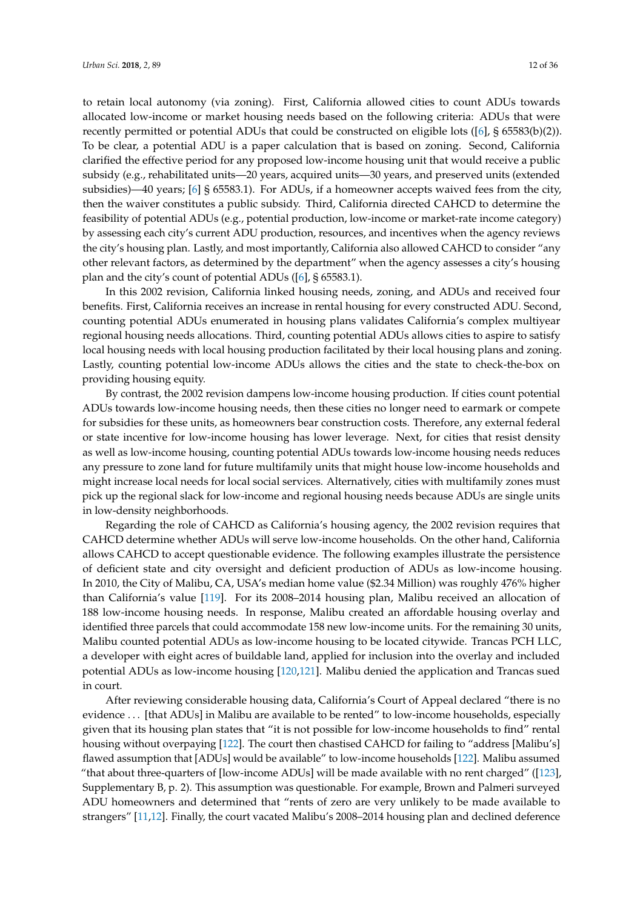to retain local autonomy (via zoning). First, California allowed cities to count ADUs towards allocated low-income or market housing needs based on the following criteria: ADUs that were recently permitted or potential ADUs that could be constructed on eligible lots ([6], § 65583(b)(2)). To be clear, a potential ADU is a paper calculation that is based on zoning. Second, California clarified the effective period for any proposed low-income housing unit that would receive a public subsidy (e.g., rehabilitated units—20 years, acquired units—30 years, and preserved units (extended subsidies)—40 years; [6] § 65583.1). For ADUs, if a homeowner accepts waived fees from the city, then the waiver constitutes a public subsidy. Third, California directed CAHCD to determine the feasibility of potential ADUs (e.g., potential production, low-income or market-rate income category) by assessing each city's current ADU production, resources, and incentives when the agency reviews the city's housing plan. Lastly, and most importantly, California also allowed CAHCD to consider "any other relevant factors, as determined by the department" when the agency assesses a city's housing plan and the city's count of potential ADUs ([6], § 65583.1).

In this 2002 revision, California linked housing needs, zoning, and ADUs and received four benefits. First, California receives an increase in rental housing for every constructed ADU. Second, counting potential ADUs enumerated in housing plans validates California's complex multiyear regional housing needs allocations. Third, counting potential ADUs allows cities to aspire to satisfy local housing needs with local housing production facilitated by their local housing plans and zoning. Lastly, counting potential low-income ADUs allows the cities and the state to check-the-box on providing housing equity.

By contrast, the 2002 revision dampens low-income housing production. If cities count potential ADUs towards low-income housing needs, then these cities no longer need to earmark or compete for subsidies for these units, as homeowners bear construction costs. Therefore, any external federal or state incentive for low-income housing has lower leverage. Next, for cities that resist density as well as low-income housing, counting potential ADUs towards low-income housing needs reduces any pressure to zone land for future multifamily units that might house low-income households and might increase local needs for local social services. Alternatively, cities with multifamily zones must pick up the regional slack for low-income and regional housing needs because ADUs are single units in low-density neighborhoods.

Regarding the role of CAHCD as California's housing agency, the 2002 revision requires that CAHCD determine whether ADUs will serve low-income households. On the other hand, California allows CAHCD to accept questionable evidence. The following examples illustrate the persistence of deficient state and city oversight and deficient production of ADUs as low-income housing. In 2010, the City of Malibu, CA, USA's median home value ($2.34 Million) was roughly 476% higher than California's value [119]. For its 2008–2014 housing plan, Malibu received an allocation of 188 low-income housing needs. In response, Malibu created an affordable housing overlay and identified three parcels that could accommodate 158 new low-income units. For the remaining 30 units, Malibu counted potential ADUs as low-income housing to be located citywide. Trancas PCH LLC, a developer with eight acres of buildable land, applied for inclusion into the overlay and included potential ADUs as low-income housing [120,121]. Malibu denied the application and Trancas sued in court.

After reviewing considerable housing data, California's Court of Appeal declared "there is no evidence ... [that ADUs] in Malibu are available to be rented" to low-income households, especially given that its housing plan states that "it is not possible for low-income households to find" rental housing without overpaying [122]. The court then chastised CAHCD for failing to "address [Malibu's] flawed assumption that [ADUs] would be available" to low-income households [122]. Malibu assumed "that about three-quarters of [low-income ADUs] will be made available with no rent charged" ([123], Supplementary B, p. 2). This assumption was questionable. For example, Brown and Palmeri surveyed ADU homeowners and determined that "rents of zero are very unlikely to be made available to strangers" [11,12]. Finally, the court vacated Malibu's 2008–2014 housing plan and declined deference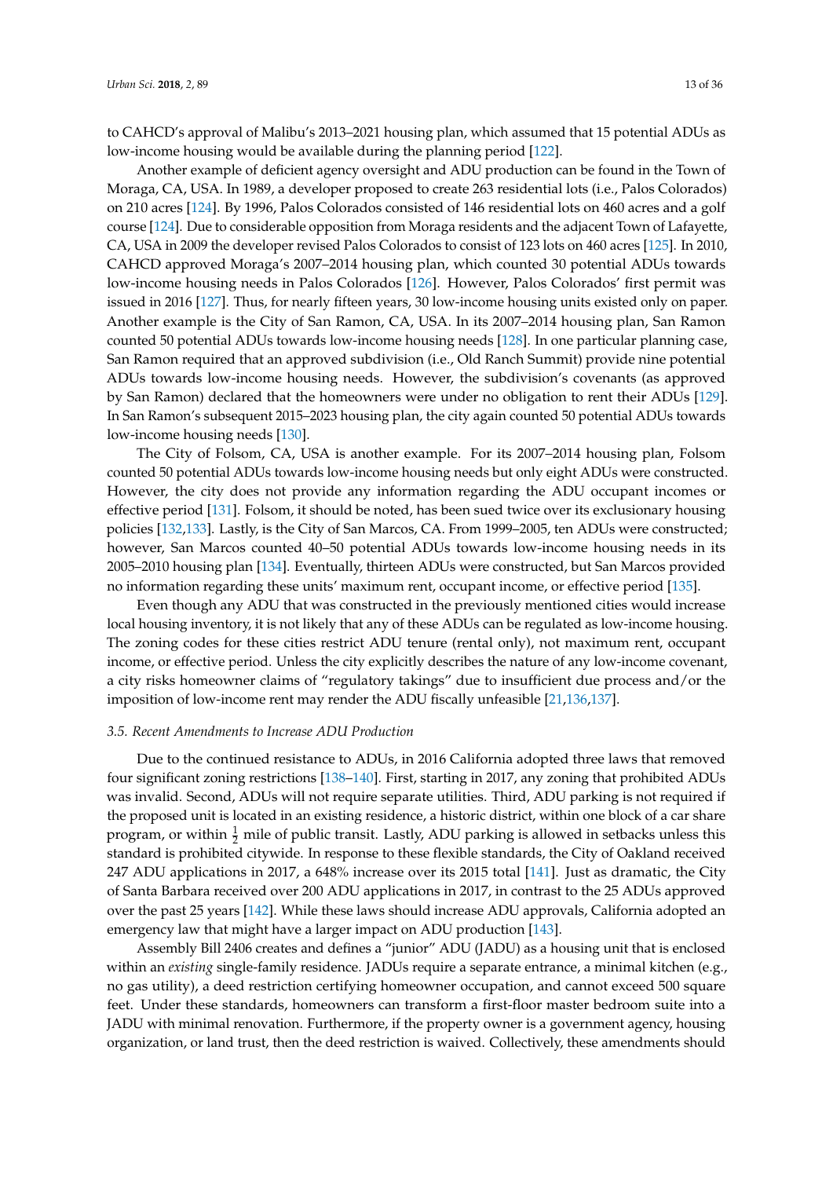to CAHCD's approval of Malibu's 2013–2021 housing plan, which assumed that 15 potential ADUs as low-income housing would be available during the planning period [122].

Another example of deficient agency oversight and ADU production can be found in the Town of Moraga, CA, USA. In 1989, a developer proposed to create 263 residential lots (i.e., Palos Colorados) on 210 acres [124]. By 1996, Palos Colorados consisted of 146 residential lots on 460 acres and a golf course [124]. Due to considerable opposition from Moraga residents and the adjacent Town of Lafayette, CA, USA in 2009 the developer revised Palos Colorados to consist of 123 lots on 460 acres [125]. In 2010, CAHCD approved Moraga's 2007–2014 housing plan, which counted 30 potential ADUs towards low-income housing needs in Palos Colorados [126]. However, Palos Colorados' first permit was issued in 2016 [127]. Thus, for nearly fifteen years, 30 low-income housing units existed only on paper. Another example is the City of San Ramon, CA, USA. In its 2007–2014 housing plan, San Ramon counted 50 potential ADUs towards low-income housing needs [128]. In one particular planning case, San Ramon required that an approved subdivision (i.e., Old Ranch Summit) provide nine potential ADUs towards low-income housing needs. However, the subdivision's covenants (as approved by San Ramon) declared that the homeowners were under no obligation to rent their ADUs [129]. In San Ramon's subsequent 2015–2023 housing plan, the city again counted 50 potential ADUs towards low-income housing needs [130].

The City of Folsom, CA, USA is another example. For its 2007–2014 housing plan, Folsom counted 50 potential ADUs towards low-income housing needs but only eight ADUs were constructed. However, the city does not provide any information regarding the ADU occupant incomes or effective period [131]. Folsom, it should be noted, has been sued twice over its exclusionary housing policies [132,133]. Lastly, is the City of San Marcos, CA. From 1999–2005, ten ADUs were constructed; however, San Marcos counted 40–50 potential ADUs towards low-income housing needs in its 2005–2010 housing plan [134]. Eventually, thirteen ADUs were constructed, but San Marcos provided no information regarding these units' maximum rent, occupant income, or effective period [135].

Even though any ADU that was constructed in the previously mentioned cities would increase local housing inventory, it is not likely that any of these ADUs can be regulated as low-income housing. The zoning codes for these cities restrict ADU tenure (rental only), not maximum rent, occupant income, or effective period. Unless the city explicitly describes the nature of any low-income covenant, a city risks homeowner claims of "regulatory takings" due to insufficient due process and/or the imposition of low-income rent may render the ADU fiscally unfeasible [21,136,137].

### 3.5. Recent Amendments to Increase ADU Production

Due to the continued resistance to ADUs, in 2016 California adopted three laws that removed four significant zoning restrictions [138–140]. First, starting in 2017, any zoning that prohibited ADUs was invalid. Second, ADUs will not require separate utilities. Third, ADU parking is not required if the proposed unit is located in an existing residence, a historic district, within one block of a car share program, or within $\frac{1}{2}$ mile of public transit. Lastly, ADU parking is allowed in setbacks unless this standard is prohibited citywide. In response to these flexible standards, the City of Oakland received 247 ADU applications in 2017, a 648% increase over its 2015 total [141]. Just as dramatic, the City of Santa Barbara received over 200 ADU applications in 2017, in contrast to the 25 ADUs approved over the past 25 years [142]. While these laws should increase ADU approvals, California adopted an emergency law that might have a larger impact on ADU production [143].

Assembly Bill 2406 creates and defines a "junior" ADU (JADU) as a housing unit that is enclosed within an *existing* single-family residence. JADUs require a separate entrance, a minimal kitchen (e.g., no gas utility), a deed restriction certifying homeowner occupation, and cannot exceed 500 square feet. Under these standards, homeowners can transform a first-floor master bedroom suite into a JADU with minimal renovation. Furthermore, if the property owner is a government agency, housing organization, or land trust, then the deed restriction is waived. Collectively, these amendments should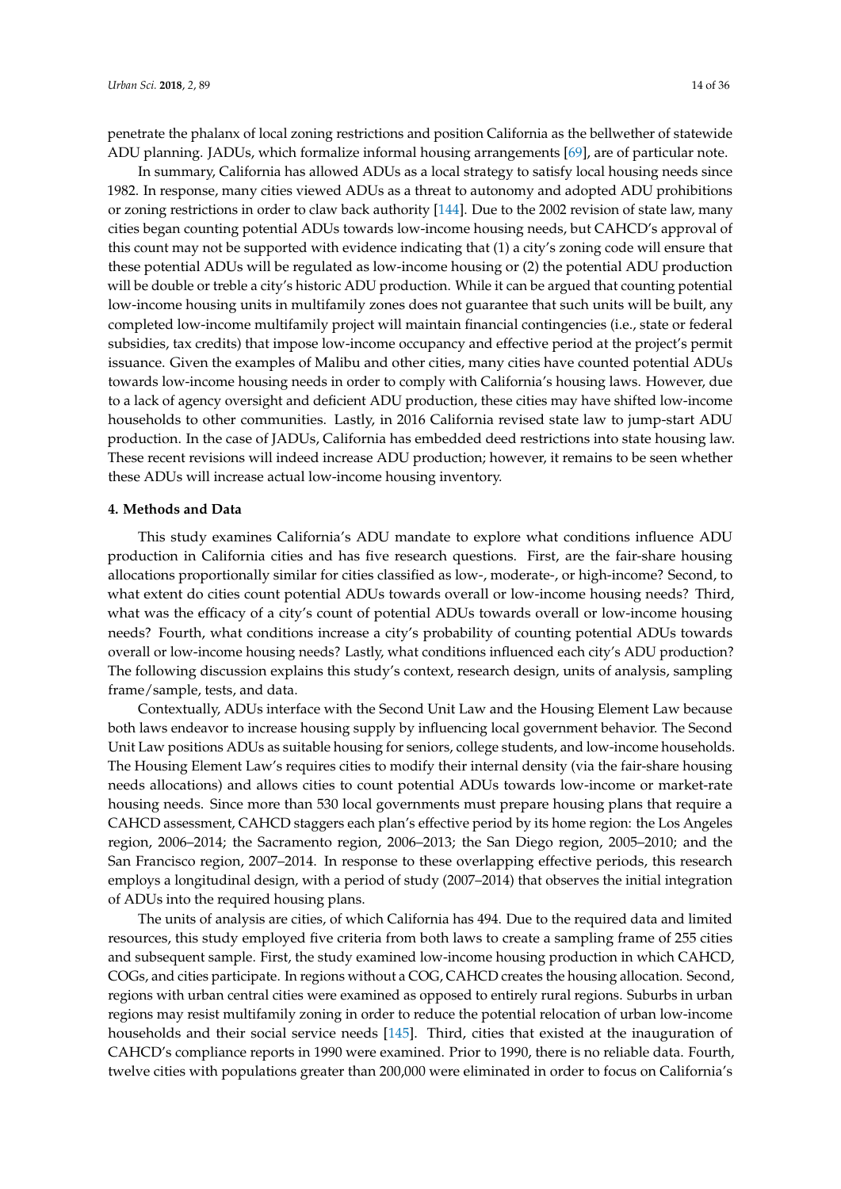penetrate the phalanx of local zoning restrictions and position California as the bellwether of statewide ADU planning. JADUs, which formalize informal housing arrangements [69], are of particular note.

In summary, California has allowed ADUs as a local strategy to satisfy local housing needs since 1982. In response, many cities viewed ADUs as a threat to autonomy and adopted ADU prohibitions or zoning restrictions in order to claw back authority [144]. Due to the 2002 revision of state law, many cities began counting potential ADUs towards low-income housing needs, but CAHCD's approval of this count may not be supported with evidence indicating that (1) a city's zoning code will ensure that these potential ADUs will be regulated as low-income housing or (2) the potential ADU production will be double or treble a city's historic ADU production. While it can be argued that counting potential low-income housing units in multifamily zones does not guarantee that such units will be built, any completed low-income multifamily project will maintain financial contingencies (i.e., state or federal subsidies, tax credits) that impose low-income occupancy and effective period at the project's permit issuance. Given the examples of Malibu and other cities, many cities have counted potential ADUs towards low-income housing needs in order to comply with California's housing laws. However, due to a lack of agency oversight and deficient ADU production, these cities may have shifted low-income households to other communities. Lastly, in 2016 California revised state law to jump-start ADU production. In the case of JADUs, California has embedded deed restrictions into state housing law. These recent revisions will indeed increase ADU production; however, it remains to be seen whether these ADUs will increase actual low-income housing inventory.

## 4. Methods and Data

This study examines California's ADU mandate to explore what conditions influence ADU production in California cities and has five research questions. First, are the fair-share housing allocations proportionally similar for cities classified as low-, moderate-, or high-income? Second, to what extent do cities count potential ADUs towards overall or low-income housing needs? Third, what was the efficacy of a city's count of potential ADUs towards overall or low-income housing needs? Fourth, what conditions increase a city's probability of counting potential ADUs towards overall or low-income housing needs? Lastly, what conditions influenced each city's ADU production? The following discussion explains this study's context, research design, units of analysis, sampling frame/sample, tests, and data.

Contextually, ADUs interface with the Second Unit Law and the Housing Element Law because both laws endeavor to increase housing supply by influencing local government behavior. The Second Unit Law positions ADUs as suitable housing for seniors, college students, and low-income households. The Housing Element Law's requires cities to modify their internal density (via the fair-share housing needs allocations) and allows cities to count potential ADUs towards low-income or market-rate housing needs. Since more than 530 local governments must prepare housing plans that require a CAHCD assessment, CAHCD staggers each plan's effective period by its home region: the Los Angeles region, 2006–2014; the Sacramento region, 2006–2013; the San Diego region, 2005–2010; and the San Francisco region, 2007–2014. In response to these overlapping effective periods, this research employs a longitudinal design, with a period of study (2007–2014) that observes the initial integration of ADUs into the required housing plans.

The units of analysis are cities, of which California has 494. Due to the required data and limited resources, this study employed five criteria from both laws to create a sampling frame of 255 cities and subsequent sample. First, the study examined low-income housing production in which CAHCD, COGs, and cities participate. In regions without a COG, CAHCD creates the housing allocation. Second, regions with urban central cities were examined as opposed to entirely rural regions. Suburbs in urban regions may resist multifamily zoning in order to reduce the potential relocation of urban low-income households and their social service needs [145]. Third, cities that existed at the inauguration of CAHCD's compliance reports in 1990 were examined. Prior to 1990, there is no reliable data. Fourth, twelve cities with populations greater than 200,000 were eliminated in order to focus on California's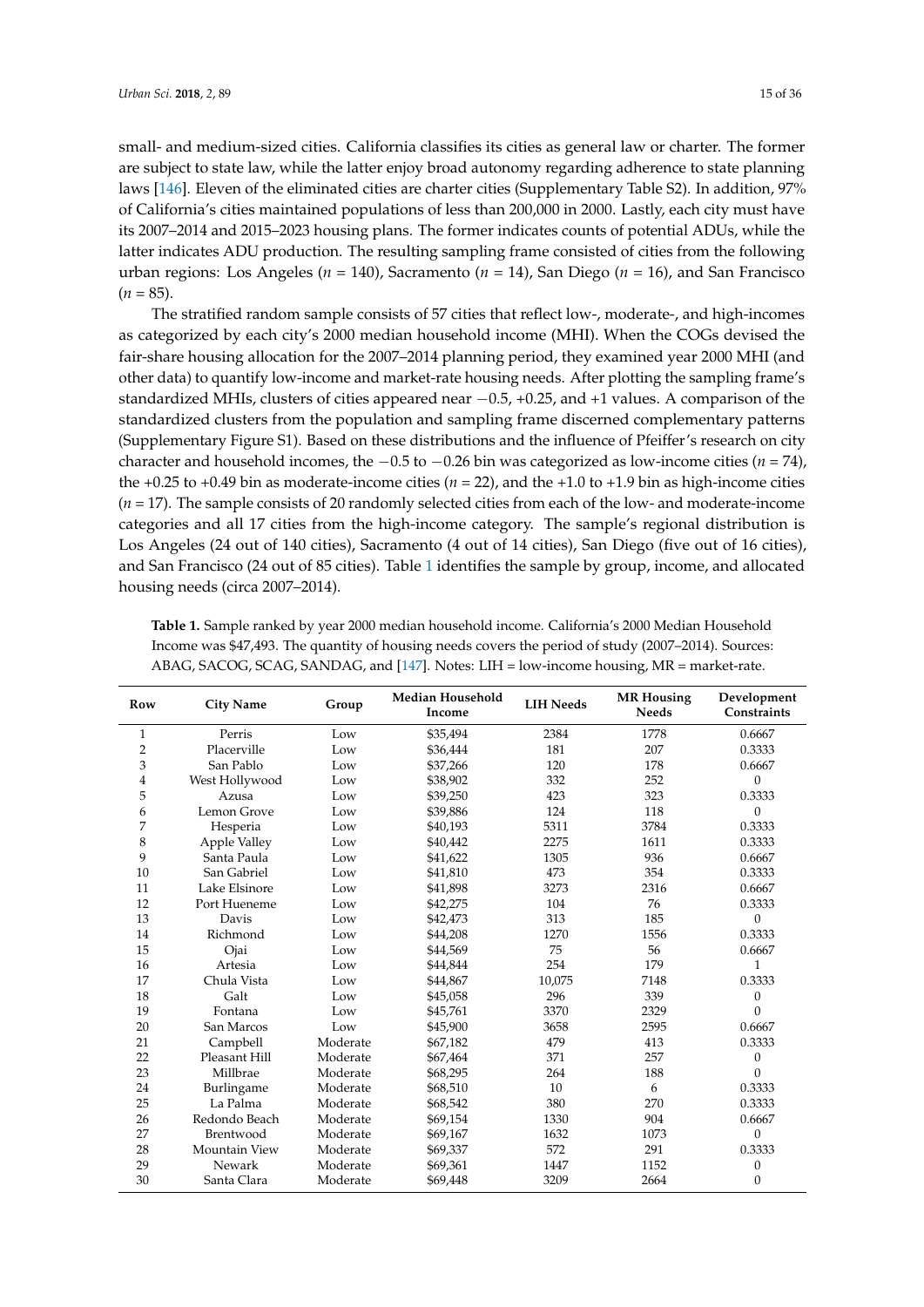small- and medium-sized cities. California classifies its cities as general law or charter. The former are subject to state law, while the latter enjoy broad autonomy regarding adherence to state planning laws [146]. Eleven of the eliminated cities are charter cities (Supplementary Table S2). In addition, 97% of California's cities maintained populations of less than 200,000 in 2000. Lastly, each city must have its 2007–2014 and 2015–2023 housing plans. The former indicates counts of potential ADUs, while the latter indicates ADU production. The resulting sampling frame consisted of cities from the following urban regions: Los Angeles ($n$ = 140), Sacramento ($n$ = 14), San Diego ($n$ = 16), and San Francisco ($n$ = 85).

The stratified random sample consists of 57 cities that reflect low-, moderate-, and high-incomes as categorized by each city's 2000 median household income (MHI). When the COGs devised the fair-share housing allocation for the 2007–2014 planning period, they examined year 2000 MHI (and other data) to quantify low-income and market-rate housing needs. After plotting the sampling frame's standardized MHIs, clusters of cities appeared near −0.5, +0.25, and +1 values. A comparison of the standardized clusters from the population and sampling frame discerned complementary patterns (Supplementary Figure S1). Based on these distributions and the influence of Pfeiffer's research on city character and household incomes, the −0.5 to −0.26 bin was categorized as low-income cities ($n$ = 74), the +0.25 to +0.49 bin as moderate-income cities ($n$ = 22), and the +1.0 to +1.9 bin as high-income cities ($n$ = 17). The sample consists of 20 randomly selected cities from each of the low- and moderate-income categories and all 17 cities from the high-income category. The sample's regional distribution is Los Angeles (24 out of 140 cities), Sacramento (4 out of 14 cities), San Diego (five out of 16 cities), and San Francisco (24 out of 85 cities). Table 1 identifies the sample by group, income, and allocated housing needs (circa 2007–2014).

**Table 1.** Sample ranked by year 2000 median household income. California's 2000 Median Household Income was $47,493. The quantity of housing needs covers the period of study (2007–2014). Sources: ABAG, SACOG, SCAG, SANDAG, and [147]. Notes: LIH = low-income housing, MR = market-rate.

| Row | City Name | Group | Median Household Income | LIH Needs | MR Housing Needs | Development Constraints |
|---|---|---|---|---|---|---|
| 1 | Perris | Low | $35,494 | 2384 | 1778 | 0.6667 |
| 2 | Placerville | Low | $36,444 | 181 | 207 | 0.3333 |
| 3 | San Pablo | Low | $37,266 | 120 | 178 | 0.6667 |
| 4 | West Hollywood | Low | $38,902 | 332 | 252 | 0 |
| 5 | Azusa | Low | $39,250 | 423 | 323 | 0.3333 |
| 6 | Lemon Grove | Low | $39,886 | 124 | 118 | 0 |
| 7 | Hesperia | Low | $40,193 | 5311 | 3784 | 0.3333 |
| 8 | Apple Valley | Low | $40,442 | 2275 | 1611 | 0.3333 |
| 9 | Santa Paula | Low | $41,622 | 1305 | 936 | 0.6667 |
| 10 | San Gabriel | Low | $41,810 | 473 | 354 | 0.3333 |
| 11 | Lake Elsinore | Low | $41,898 | 3273 | 2316 | 0.6667 |
| 12 | Port Hueneme | Low | $42,275 | 104 | 76 | 0.3333 |
| 13 | Davis | Low | $42,473 | 313 | 185 | 0 |
| 14 | Richmond | Low | $44,208 | 1270 | 1556 | 0.3333 |
| 15 | Ojai | Low | $44,569 | 75 | 56 | 0.6667 |
| 16 | Artesia | Low | $44,844 | 254 | 179 | 1 |
| 17 | Chula Vista | Low | $44,867 | 10,075 | 7148 | 0.3333 |
| 18 | Galt | Low | $45,058 | 296 | 339 | 0 |
| 19 | Fontana | Low | $45,761 | 3370 | 2329 | 0 |
| 20 | San Marcos | Low | $45,900 | 3658 | 2595 | 0.6667 |
| 21 | Campbell | Moderate | $67,182 | 479 | 413 | 0.3333 |
| 22 | Pleasant Hill | Moderate | $67,464 | 371 | 257 | 0 |
| 23 | Millbrae | Moderate | $68,295 | 264 | 188 | 0 |
| 24 | Burlingame | Moderate | $68,510 | 10 | 6 | 0.3333 |
| 25 | La Palma | Moderate | $68,542 | 380 | 270 | 0.3333 |
| 26 | Redondo Beach | Moderate | $69,154 | 1330 | 904 | 0.6667 |
| 27 | Brentwood | Moderate | $69,167 | 1632 | 1073 | 0 |
| 28 | Mountain View | Moderate | $69,337 | 572 | 291 | 0.3333 |
| 29 | Newark | Moderate | $69,361 | 1447 | 1152 | 0 |
| 30 | Santa Clara | Moderate | $69,448 | 3209 | 2664 | 0 |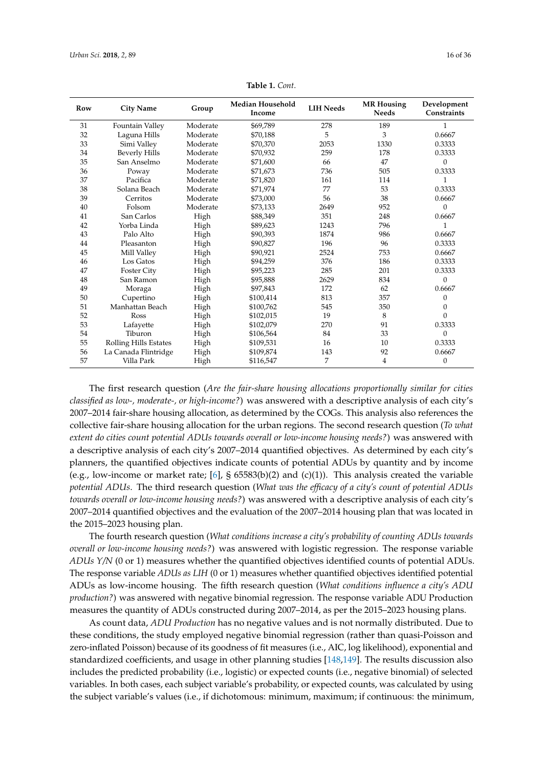**Table 1.** *Cont.*

| Row | City Name | Group | Median Household Income | LIH Needs | MR Housing Needs | Development Constraints |
|---|---|---|---|---|---|---|
| 31 | Fountain Valley | Moderate | $69,789 | 278 | 189 | 1 |
| 32 | Laguna Hills | Moderate | $70,188 | 5 | 3 | 0.6667 |
| 33 | Simi Valley | Moderate | $70,370 | 2053 | 1330 | 0.3333 |
| 34 | Beverly Hills | Moderate | $70,932 | 259 | 178 | 0.3333 |
| 35 | San Anselmo | Moderate | $71,600 | 66 | 47 | 0 |
| 36 | Poway | Moderate | $71,673 | 736 | 505 | 0.3333 |
| 37 | Pacifica | Moderate | $71,820 | 161 | 114 | 1 |
| 38 | Solana Beach | Moderate | $71,974 | 77 | 53 | 0.3333 |
| 39 | Cerritos | Moderate | $73,000 | 56 | 38 | 0.6667 |
| 40 | Folsom | Moderate | $73,133 | 2649 | 952 | 0 |
| 41 | San Carlos | High | $88,349 | 351 | 248 | 0.6667 |
| 42 | Yorba Linda | High | $89,623 | 1243 | 796 | 1 |
| 43 | Palo Alto | High | $90,393 | 1874 | 986 | 0.6667 |
| 44 | Pleasanton | High | $90,827 | 196 | 96 | 0.3333 |
| 45 | Mill Valley | High | $90,921 | 2524 | 753 | 0.6667 |
| 46 | Los Gatos | High | $94,259 | 376 | 186 | 0.3333 |
| 47 | Foster City | High | $95,223 | 285 | 201 | 0.3333 |
| 48 | San Ramon | High | $95,888 | 2629 | 834 | 0 |
| 49 | Moraga | High | $97,843 | 172 | 62 | 0.6667 |
| 50 | Cupertino | High | $100,414 | 813 | 357 | 0 |
| 51 | Manhattan Beach | High | $100,762 | 545 | 350 | 0 |
| 52 | Ross | High | $102,015 | 19 | 8 | 0 |
| 53 | Lafayette | High | $102,079 | 270 | 91 | 0.3333 |
| 54 | Tiburon | High | $106,564 | 84 | 33 | 0 |
| 55 | Rolling Hills Estates | High | $109,531 | 16 | 10 | 0.3333 |
| 56 | La Canada Flintridge | High | $109,874 | 143 | 92 | 0.6667 |
| 57 | Villa Park | High | $116,547 | 7 | 4 | 0 |

The first research question (*Are the fair-share housing allocations proportionally similar for cities classified as low-, moderate-, or high-income?*) was answered with a descriptive analysis of each city's 2007–2014 fair-share housing allocation, as determined by the COGs. This analysis also references the collective fair-share housing allocation for the urban regions. The second research question (*To what extent do cities count potential ADUs towards overall or low-income housing needs?*) was answered with a descriptive analysis of each city's 2007–2014 quantified objectives. As determined by each city's planners, the quantified objectives indicate counts of potential ADUs by quantity and by income (e.g., low-income or market rate; [6], § 65583(b)(2) and (c)(1)). This analysis created the variable *potential ADUs*. The third research question (*What was the efficacy of a city's count of potential ADUs towards overall or low-income housing needs?*) was answered with a descriptive analysis of each city's 2007–2014 quantified objectives and the evaluation of the 2007–2014 housing plan that was located in the 2015–2023 housing plan.

The fourth research question (*What conditions increase a city's probability of counting ADUs towards overall or low-income housing needs?*) was answered with logistic regression. The response variable *ADUs Y/N* (0 or 1) measures whether the quantified objectives identified counts of potential ADUs. The response variable *ADUs as LIH* (0 or 1) measures whether quantified objectives identified potential ADUs as low-income housing. The fifth research question (*What conditions influence a city's ADU production?*) was answered with negative binomial regression. The response variable ADU Production measures the quantity of ADUs constructed during 2007–2014, as per the 2015–2023 housing plans.

As count data, *ADU Production* has no negative values and is not normally distributed. Due to these conditions, the study employed negative binomial regression (rather than quasi-Poisson and zero-inflated Poisson) because of its goodness of fit measures (i.e., AIC, log likelihood), exponential and standardized coefficients, and usage in other planning studies [148,149]. The results discussion also includes the predicted probability (i.e., logistic) or expected counts (i.e., negative binomial) of selected variables. In both cases, each subject variable's probability, or expected counts, was calculated by using the subject variable's values (i.e., if dichotomous: minimum, maximum; if continuous: the minimum,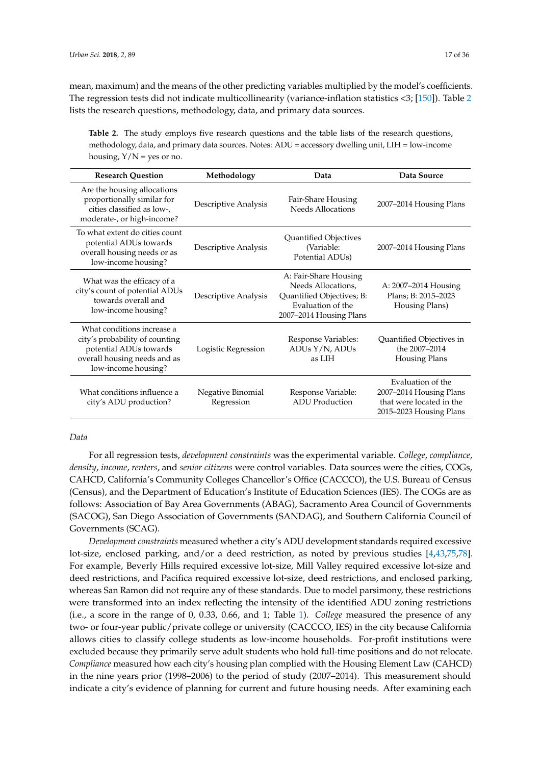mean, maximum) and the means of the other predicting variables multiplied by the model's coefficients. The regression tests did not indicate multicollinearity (variance-inflation statistics <3; [150]). Table 2 lists the research questions, methodology, data, and primary data sources.

**Table 2.** The study employs five research questions and the table lists of the research questions, methodology, data, and primary data sources. Notes: ADU = accessory dwelling unit, LIH = low-income housing, Y/N = yes or no.

| Research Question | Methodology | Data | Data Source |
|---|---|---|---|
| Are the housing allocations proportionally similar for cities classified as low-, moderate-, or high-income? | Descriptive Analysis | Fair-Share Housing Needs Allocations | 2007–2014 Housing Plans |
| To what extent do cities count potential ADUs towards overall housing needs or as low-income housing? | Descriptive Analysis | Quantified Objectives (Variable: Potential ADUs) | 2007–2014 Housing Plans |
| What was the efficacy of a city's count of potential ADUs towards overall and low-income housing? | Descriptive Analysis | A: Fair-Share Housing Needs Allocations, Quantified Objectives; B: Evaluation of the 2007–2014 Housing Plans | A: 2007–2014 Housing Plans; B: 2015–2023 Housing Plans) |
| What conditions increase a city's probability of counting potential ADUs towards overall housing needs and as low-income housing? | Logistic Regression | Response Variables: ADUs Y/N, ADUs as LIH | Quantified Objectives in the 2007–2014 Housing Plans |
| What conditions influence a city's ADU production? | Negative Binomial Regression | Response Variable: ADU Production | Evaluation of the 2007–2014 Housing Plans that were located in the 2015–2023 Housing Plans |

*Data*

For all regression tests, *development constraints* was the experimental variable. *College*, *compliance*, *density*, *income*, *renters*, and *senior citizens* were control variables. Data sources were the cities, COGs, CAHCD, California's Community Colleges Chancellor's Office (CACCCO), the U.S. Bureau of Census (Census), and the Department of Education's Institute of Education Sciences (IES). The COGs are as follows: Association of Bay Area Governments (ABAG), Sacramento Area Council of Governments (SACOG), San Diego Association of Governments (SANDAG), and Southern California Council of Governments (SCAG).

*Development constraints* measured whether a city's ADU development standards required excessive lot-size, enclosed parking, and/or a deed restriction, as noted by previous studies [4,43,75,78]. For example, Beverly Hills required excessive lot-size, Mill Valley required excessive lot-size and deed restrictions, and Pacifica required excessive lot-size, deed restrictions, and enclosed parking, whereas San Ramon did not require any of these standards. Due to model parsimony, these restrictions were transformed into an index reflecting the intensity of the identified ADU zoning restrictions (i.e., a score in the range of 0, 0.33, 0.66, and 1; Table 1). *College* measured the presence of any two- or four-year public/private college or university (CACCCO, IES) in the city because California allows cities to classify college students as low-income households. For-profit institutions were excluded because they primarily serve adult students who hold full-time positions and do not relocate. *Compliance* measured how each city's housing plan complied with the Housing Element Law (CAHCD) in the nine years prior (1998–2006) to the period of study (2007–2014). This measurement should indicate a city's evidence of planning for current and future housing needs. After examining each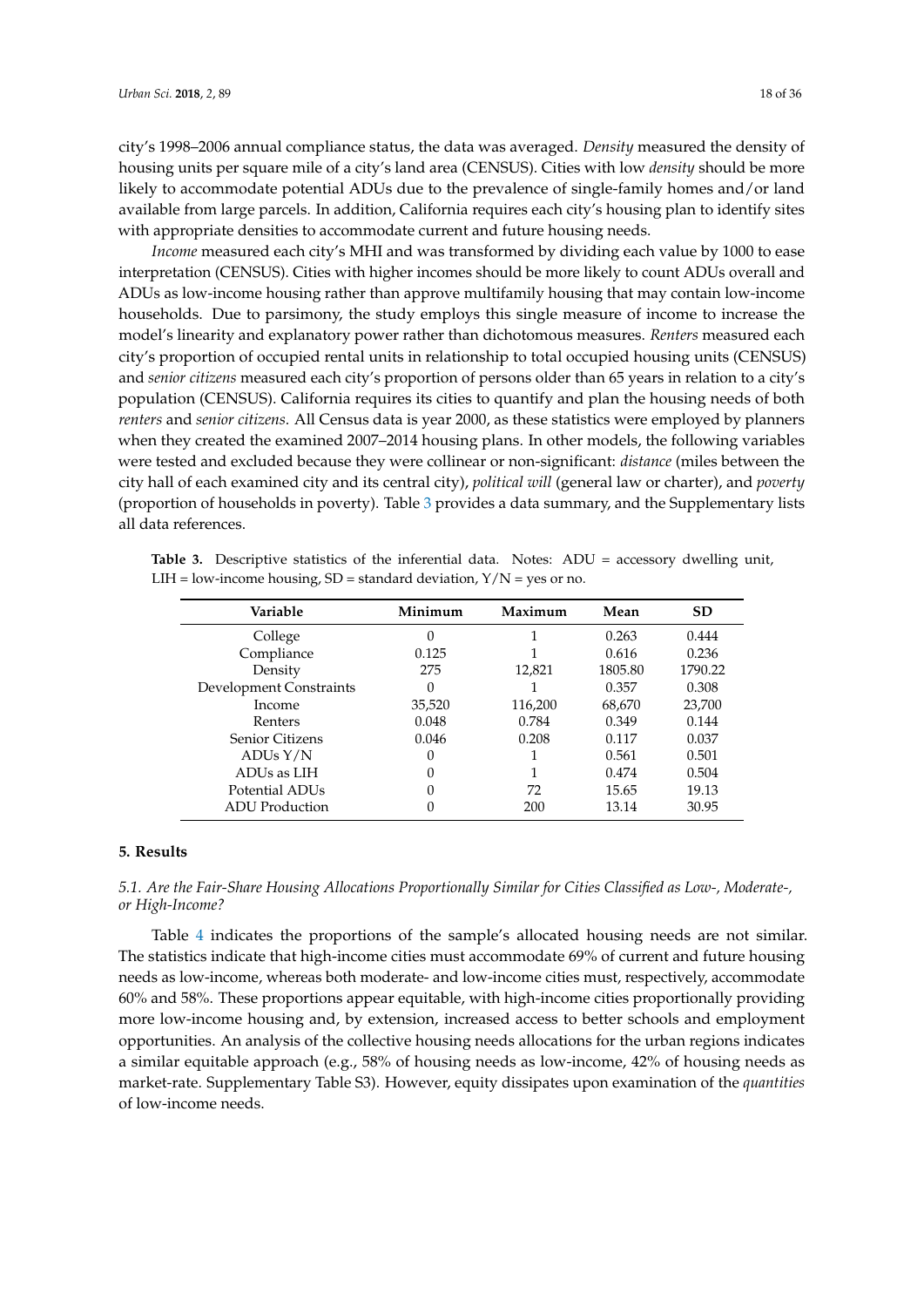city's 1998–2006 annual compliance status, the data was averaged. *Density* measured the density of housing units per square mile of a city's land area (CENSUS). Cities with low *density* should be more likely to accommodate potential ADUs due to the prevalence of single-family homes and/or land available from large parcels. In addition, California requires each city's housing plan to identify sites with appropriate densities to accommodate current and future housing needs.

*Income* measured each city's MHI and was transformed by dividing each value by 1000 to ease interpretation (CENSUS). Cities with higher incomes should be more likely to count ADUs overall and ADUs as low-income housing rather than approve multifamily housing that may contain low-income households. Due to parsimony, the study employs this single measure of income to increase the model's linearity and explanatory power rather than dichotomous measures. *Renters* measured each city's proportion of occupied rental units in relationship to total occupied housing units (CENSUS) and *senior citizens* measured each city's proportion of persons older than 65 years in relation to a city's population (CENSUS). California requires its cities to quantify and plan the housing needs of both *renters* and *senior citizens*. All Census data is year 2000, as these statistics were employed by planners when they created the examined 2007–2014 housing plans. In other models, the following variables were tested and excluded because they were collinear or non-significant: *distance* (miles between the city hall of each examined city and its central city), *political will* (general law or charter), and *poverty* (proportion of households in poverty). Table 3 provides a data summary, and the Supplementary lists all data references.

**Table 3.** Descriptive statistics of the inferential data. Notes: ADU = accessory dwelling unit, LIH = low-income housing, SD = standard deviation, Y/N = yes or no.

| Variable | Minimum | Maximum | Mean | SD |
|---|---|---|---|---|
| College | 0 | 1 | 0.263 | 0.444 |
| Compliance | 0.125 | 1 | 0.616 | 0.236 |
| Density | 275 | 12,821 | 1805.80 | 1790.22 |
| Development Constraints | 0 | 1 | 0.357 | 0.308 |
| Income | 35,520 | 116,200 | 68,670 | 23,700 |
| Renters | 0.048 | 0.784 | 0.349 | 0.144 |
| Senior Citizens | 0.046 | 0.208 | 0.117 | 0.037 |
| ADUs Y/N | 0 | 1 | 0.561 | 0.501 |
| ADUs as LIH | 0 | 1 | 0.474 | 0.504 |
| Potential ADUs | 0 | 72 | 15.65 | 19.13 |
| ADU Production | 0 | 200 | 13.14 | 30.95 |

## 5. Results

### 5.1. Are the Fair-Share Housing Allocations Proportionally Similar for Cities Classified as Low-, Moderate-, or High-Income?

Table 4 indicates the proportions of the sample's allocated housing needs are not similar. The statistics indicate that high-income cities must accommodate 69% of current and future housing needs as low-income, whereas both moderate- and low-income cities must, respectively, accommodate 60% and 58%. These proportions appear equitable, with high-income cities proportionally providing more low-income housing and, by extension, increased access to better schools and employment opportunities. An analysis of the collective housing needs allocations for the urban regions indicates a similar equitable approach (e.g., 58% of housing needs as low-income, 42% of housing needs as market-rate. Supplementary Table S3). However, equity dissipates upon examination of the *quantities* of low-income needs.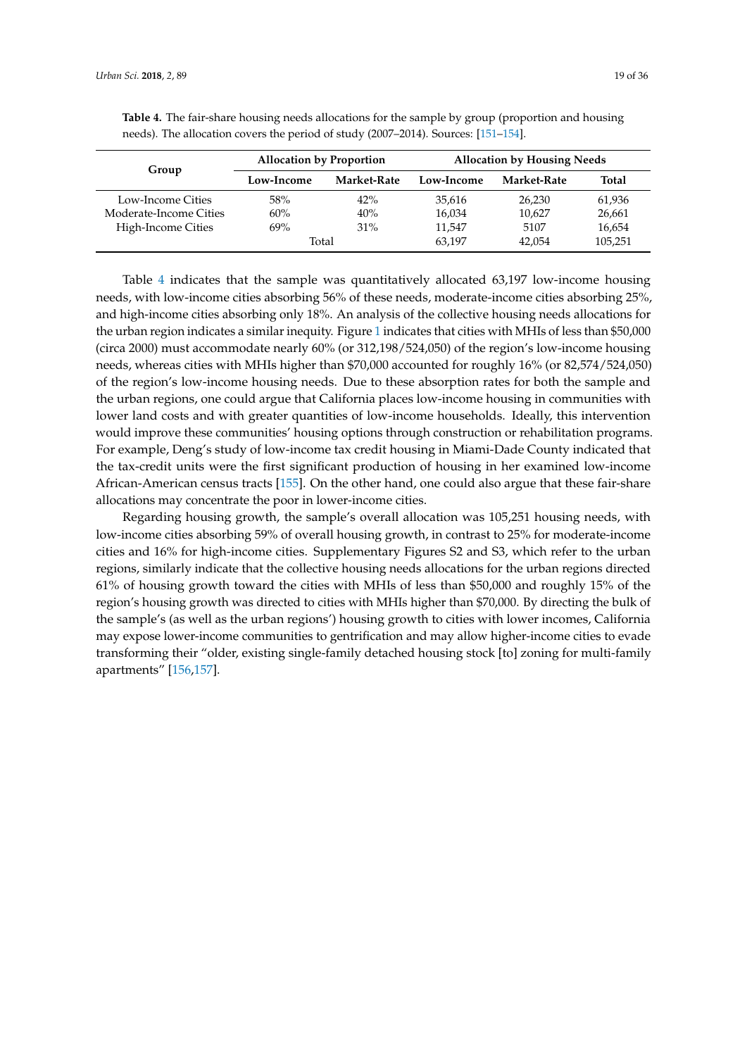**Table 4.** The fair-share housing needs allocations for the sample by group (proportion and housing needs). The allocation covers the period of study (2007–2014). Sources: [151–154].

| Group | Allocation by Proportion | | Allocation by Housing Needs | | |
|---|---|---|---|---|---|
| | Low-Income | Market-Rate | Low-Income | Market-Rate | Total |
| Low-Income Cities | 58% | 42% | 35,616 | 26,230 | 61,936 |
| Moderate-Income Cities | 60% | 40% | 16,034 | 10,627 | 26,661 |
| High-Income Cities | 69% | 31% | 11,547 | 5107 | 16,654 |
| | Total | | 63,197 | 42,054 | 105,251 |

Table 4 indicates that the sample was quantitatively allocated 63,197 low-income housing needs, with low-income cities absorbing 56% of these needs, moderate-income cities absorbing 25%, and high-income cities absorbing only 18%. An analysis of the collective housing needs allocations for the urban region indicates a similar inequity. Figure 1 indicates that cities with MHIs of less than $50,000 (circa 2000) must accommodate nearly 60% (or 312,198/524,050) of the region's low-income housing needs, whereas cities with MHIs higher than $70,000 accounted for roughly 16% (or 82,574/524,050) of the region's low-income housing needs. Due to these absorption rates for both the sample and the urban regions, one could argue that California places low-income housing in communities with lower land costs and with greater quantities of low-income households. Ideally, this intervention would improve these communities' housing options through construction or rehabilitation programs. For example, Deng's study of low-income tax credit housing in Miami-Dade County indicated that the tax-credit units were the first significant production of housing in her examined low-income African-American census tracts [155]. On the other hand, one could also argue that these fair-share allocations may concentrate the poor in lower-income cities.

Regarding housing growth, the sample's overall allocation was 105,251 housing needs, with low-income cities absorbing 59% of overall housing growth, in contrast to 25% for moderate-income cities and 16% for high-income cities. Supplementary Figures S2 and S3, which refer to the urban regions, similarly indicate that the collective housing needs allocations for the urban regions directed 61% of housing growth toward the cities with MHIs of less than $50,000 and roughly 15% of the region's housing growth was directed to cities with MHIs higher than $70,000. By directing the bulk of the sample's (as well as the urban regions') housing growth to cities with lower incomes, California may expose lower-income communities to gentrification and may allow higher-income cities to evade transforming their "older, existing single-family detached housing stock [to] zoning for multi-family apartments" [156,157].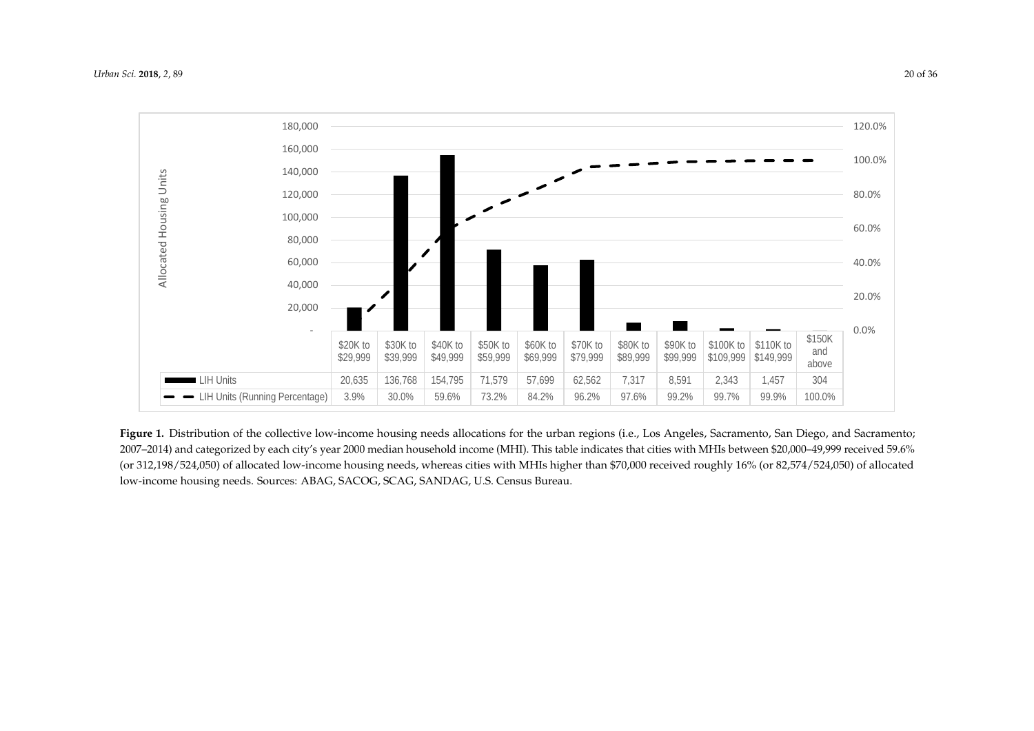| | $20K to $29,999 | $30K to $39,999 | $40K to $49,999 | $50K to $59,999 | $60K to $69,999 | $70K to $79,999 | $80K to $89,999 | $90K to $99,999 | $100K to $109,999 | $110K to $149,999 | $150K and above |
|---|---|---|---|---|---|---|---|---|---|---|---|
| LIH Units | 20,635 | 136,768 | 154,795 | 71,579 | 57,699 | 62,562 | 7,317 | 8,591 | 2,343 | 1,457 | 304 |
| LIH Units (Running Percentage) | 3.9% | 30.0% | 59.6% | 73.2% | 84.2% | 96.2% | 97.6% | 99.2% | 99.7% | 99.9% | 100.0% |

**Figure 1.** Distribution of the collective low-income housing needs allocations for the urban regions (i.e., Los Angeles, Sacramento, San Diego, and Sacramento; 2007–2014) and categorized by each city's year 2000 median household income (MHI). This table indicates that cities with MHIs between $20,000–49,999 received 59.6% (or 312,198/524,050) of allocated low-income housing needs, whereas cities with MHIs higher than $70,000 received roughly 16% (or 82,574/524,050) of allocated low-income housing needs. Sources: ABAG, SACOG, SCAG, SANDAG, U.S. Census Bureau.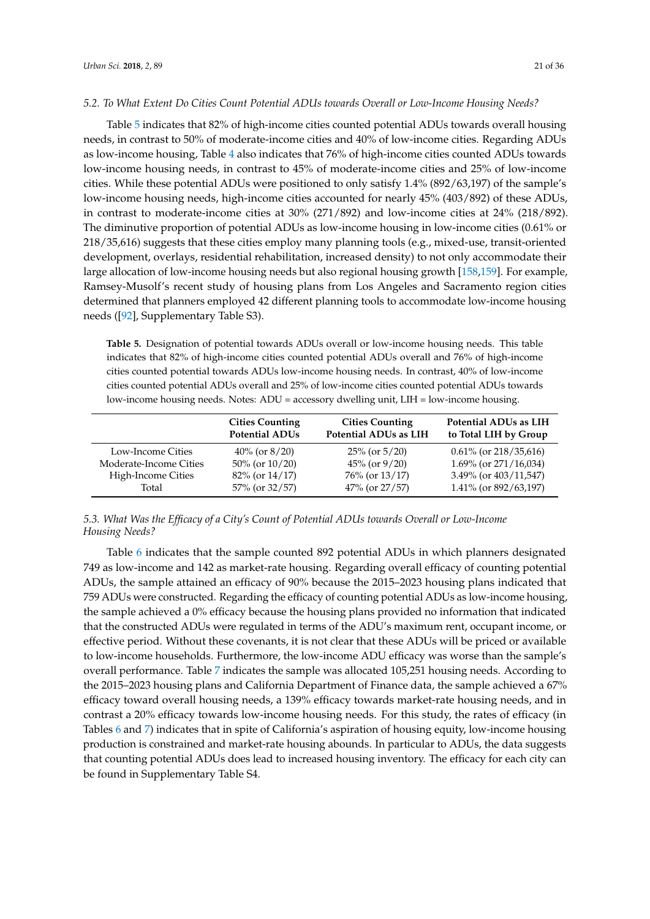### 5.2. To What Extent Do Cities Count Potential ADUs towards Overall or Low-Income Housing Needs?

Table 5 indicates that 82% of high-income cities counted potential ADUs towards overall housing needs, in contrast to 50% of moderate-income cities and 40% of low-income cities. Regarding ADUs as low-income housing, Table 4 also indicates that 76% of high-income cities counted ADUs towards low-income housing needs, in contrast to 45% of moderate-income cities and 25% of low-income cities. While these potential ADUs were positioned to only satisfy 1.4% (892/63,197) of the sample's low-income housing needs, high-income cities accounted for nearly 45% (403/892) of these ADUs, in contrast to moderate-income cities at 30% (271/892) and low-income cities at 24% (218/892). The diminutive proportion of potential ADUs as low-income housing in low-income cities (0.61% or 218/35,616) suggests that these cities employ many planning tools (e.g., mixed-use, transit-oriented development, overlays, residential rehabilitation, increased density) to not only accommodate their large allocation of low-income housing needs but also regional housing growth [158,159]. For example, Ramsey-Musolf's recent study of housing plans from Los Angeles and Sacramento region cities determined that planners employed 42 different planning tools to accommodate low-income housing needs ([92], Supplementary Table S3).

**Table 5.** Designation of potential towards ADUs overall or low-income housing needs. This table indicates that 82% of high-income cities counted potential ADUs overall and 76% of high-income cities counted potential towards ADUs low-income housing needs. In contrast, 40% of low-income cities counted potential ADUs overall and 25% of low-income cities counted potential ADUs towards low-income housing needs. Notes: ADU = accessory dwelling unit, LIH = low-income housing.

| | Cities Counting Potential ADUs | Cities Counting Potential ADUs as LIH | Potential ADUs as LIH to Total LIH by Group |
|---|---|---|---|
| Low-Income Cities | 40% (or 8/20) | 25% (or 5/20) | 0.61% (or 218/35,616) |
| Moderate-Income Cities | 50% (or 10/20) | 45% (or 9/20) | 1.69% (or 271/16,034) |
| High-Income Cities | 82% (or 14/17) | 76% (or 13/17) | 3.49% (or 403/11,547) |
| Total | 57% (or 32/57) | 47% (or 27/57) | 1.41% (or 892/63,197) |

### 5.3. What Was the Efficacy of a City's Count of Potential ADUs towards Overall or Low-Income Housing Needs?

Table 6 indicates that the sample counted 892 potential ADUs in which planners designated 749 as low-income and 142 as market-rate housing. Regarding overall efficacy of counting potential ADUs, the sample attained an efficacy of 90% because the 2015–2023 housing plans indicated that 759 ADUs were constructed. Regarding the efficacy of counting potential ADUs as low-income housing, the sample achieved a 0% efficacy because the housing plans provided no information that indicated that the constructed ADUs were regulated in terms of the ADU's maximum rent, occupant income, or effective period. Without these covenants, it is not clear that these ADUs will be priced or available to low-income households. Furthermore, the low-income ADU efficacy was worse than the sample's overall performance. Table 7 indicates the sample was allocated 105,251 housing needs. According to the 2015–2023 housing plans and California Department of Finance data, the sample achieved a 67% efficacy toward overall housing needs, a 139% efficacy towards market-rate housing needs, and in contrast a 20% efficacy towards low-income housing needs. For this study, the rates of efficacy (in Tables 6 and 7) indicates that in spite of California's aspiration of housing equity, low-income housing production is constrained and market-rate housing abounds. In particular to ADUs, the data suggests that counting potential ADUs does lead to increased housing inventory. The efficacy for each city can be found in Supplementary Table S4.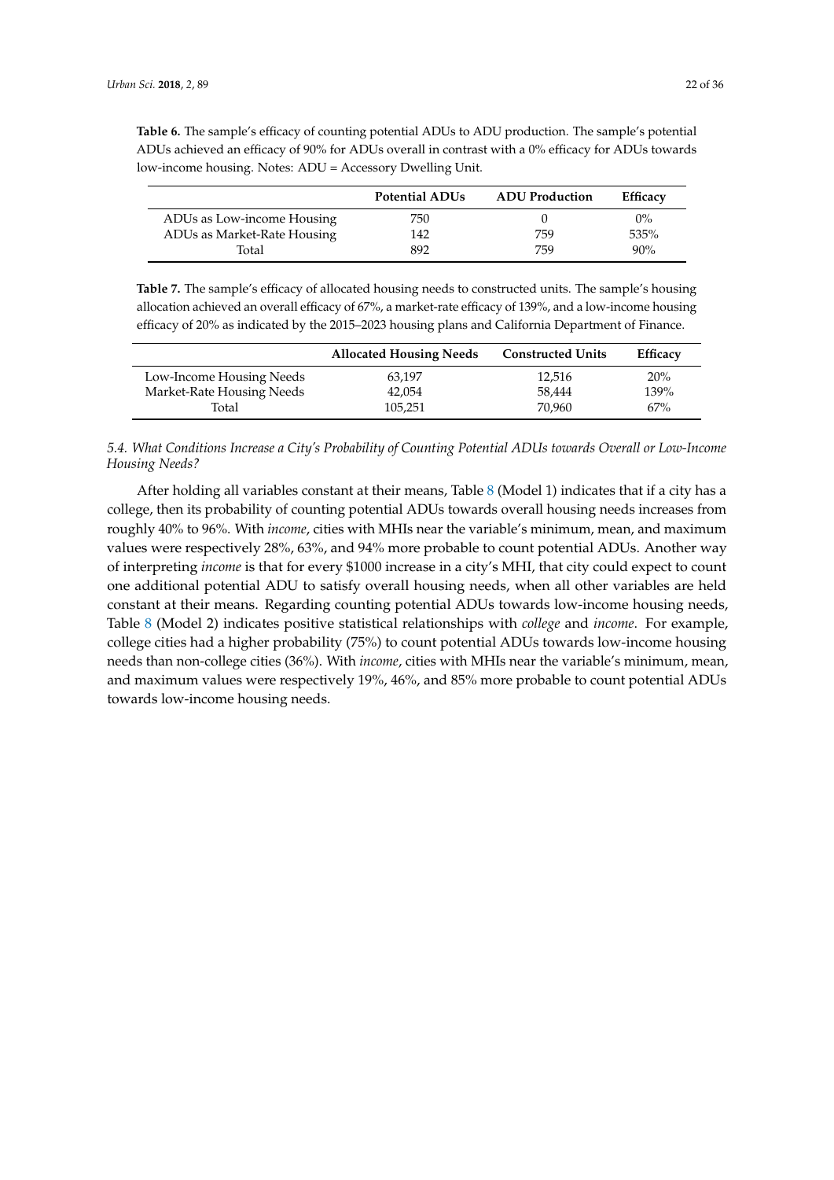**Table 6.** The sample's efficacy of counting potential ADUs to ADU production. The sample's potential ADUs achieved an efficacy of 90% for ADUs overall in contrast with a 0% efficacy for ADUs towards low-income housing. Notes: ADU = Accessory Dwelling Unit.

| | Potential ADUs | ADU Production | Efficacy |
|---|---|---|---|
| ADUs as Low-income Housing | 750 | 0 | 0% |
| ADUs as Market-Rate Housing | 142 | 759 | 535% |
| Total | 892 | 759 | 90% |

**Table 7.** The sample's efficacy of allocated housing needs to constructed units. The sample's housing allocation achieved an overall efficacy of 67%, a market-rate efficacy of 139%, and a low-income housing efficacy of 20% as indicated by the 2015–2023 housing plans and California Department of Finance.

| | Allocated Housing Needs | Constructed Units | Efficacy |
|---|---|---|---|
| Low-Income Housing Needs | 63,197 | 12,516 | 20% |
| Market-Rate Housing Needs | 42,054 | 58,444 | 139% |
| Total | 105,251 | 70,960 | 67% |

### *5.4. What Conditions Increase a City's Probability of Counting Potential ADUs towards Overall or Low-Income Housing Needs?*

After holding all variables constant at their means, Table 8 (Model 1) indicates that if a city has a college, then its probability of counting potential ADUs towards overall housing needs increases from roughly 40% to 96%. With *income*, cities with MHIs near the variable's minimum, mean, and maximum values were respectively 28%, 63%, and 94% more probable to count potential ADUs. Another way of interpreting *income* is that for every $1000 increase in a city's MHI, that city could expect to count one additional potential ADU to satisfy overall housing needs, when all other variables are held constant at their means. Regarding counting potential ADUs towards low-income housing needs, Table 8 (Model 2) indicates positive statistical relationships with *college* and *income*. For example, college cities had a higher probability (75%) to count potential ADUs towards low-income housing needs than non-college cities (36%). With *income*, cities with MHIs near the variable's minimum, mean, and maximum values were respectively 19%, 46%, and 85% more probable to count potential ADUs towards low-income housing needs.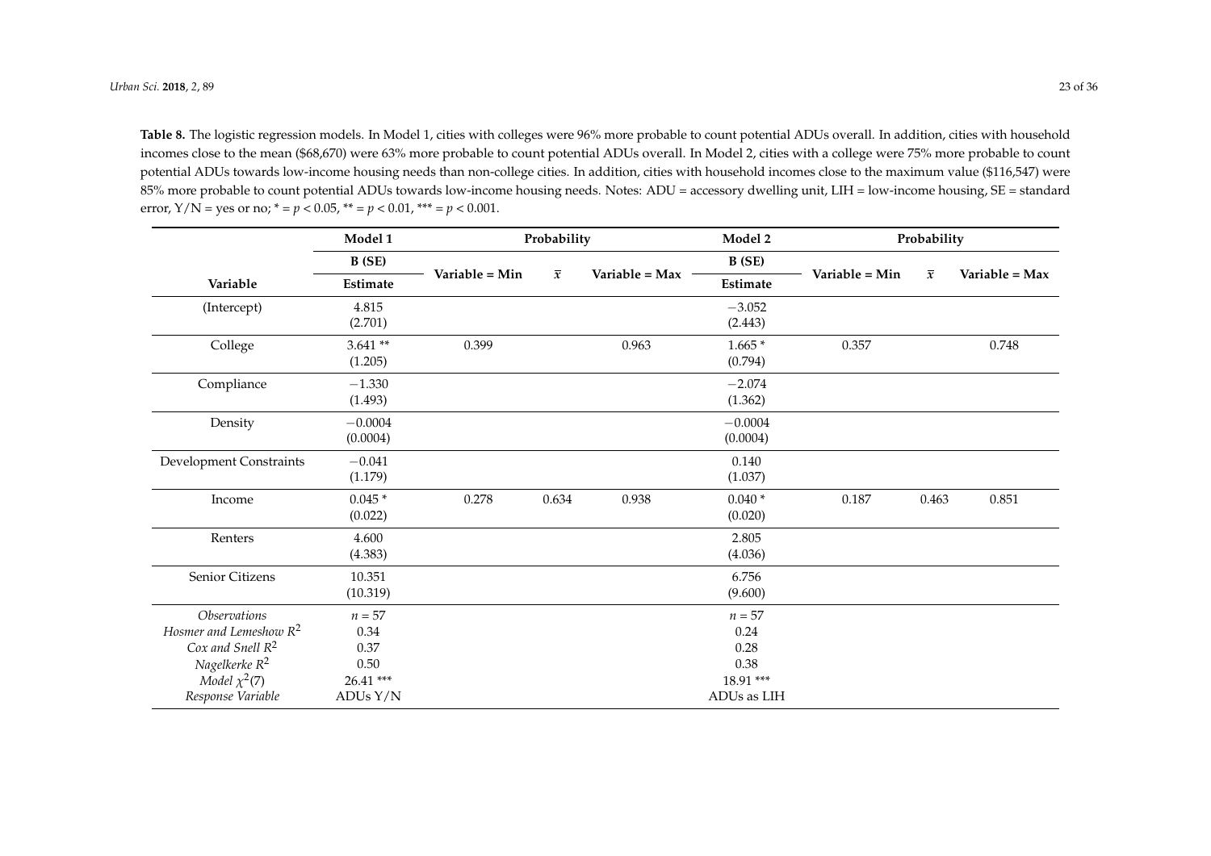**Table 8.** The logistic regression models. In Model 1, cities with colleges were 96% more probable to count potential ADUs overall. In addition, cities with household incomes close to the mean ($68,670) were 63% more probable to count potential ADUs overall. In Model 2, cities with a college were 75% more probable to count potential ADUs towards low-income housing needs than non-college cities. In addition, cities with household incomes close to the maximum value ($116,547) were 85% more probable to count potential ADUs towards low-income housing needs. Notes: ADU = accessory dwelling unit, LIH = low-income housing, SE = standard error, Y/N = yes or no; * = $p < 0.05$, ** = $p < 0.01$, *** = $p < 0.001$.

| | Model 1 | Probability | | | Model 2 | Probability | | |
|---|---|---|---|---|---|---|---|---|
| | B (SE) | | | | B (SE) | | | |
| Variable | Estimate | Variable = Min | $\bar{x}$ | Variable = Max | Estimate | Variable = Min | $\bar{x}$ | Variable = Max |
| (Intercept) | 4.815 (2.701) | | | | −3.052 (2.443) | | | |
| College | 3.641 ** (1.205) | 0.399 | | 0.963 | 1.665 * (0.794) | 0.357 | | 0.748 |
| Compliance | −1.330 (1.493) | | | | −2.074 (1.362) | | | |
| Density | −0.0004 (0.0004) | | | | −0.0004 (0.0004) | | | |
| Development Constraints | −0.041 (1.179) | | | | 0.140 (1.037) | | | |
| Income | 0.045 * (0.022) | 0.278 | 0.634 | 0.938 | 0.040 * (0.020) | 0.187 | 0.463 | 0.851 |
| Renters | 4.600 (4.383) | | | | 2.805 (4.036) | | | |
| Senior Citizens | 10.351 (10.319) | | | | 6.756 (9.600) | | | |
| *Observations* | $n = 57$ | | | | $n = 57$ | | | |
| *Hosmer and Lemeshow $R^2$* | 0.34 | | | | 0.24 | | | |
| *Cox and Snell $R^2$* | 0.37 | | | | 0.28 | | | |
| *Nagelkerke $R^2$* | 0.50 | | | | 0.38 | | | |
| *Model $\chi^2(7)$* | 26.41 *** | | | | 18.91 *** | | | |
| *Response Variable* | ADUs Y/N | | | | ADUs as LIH | | | |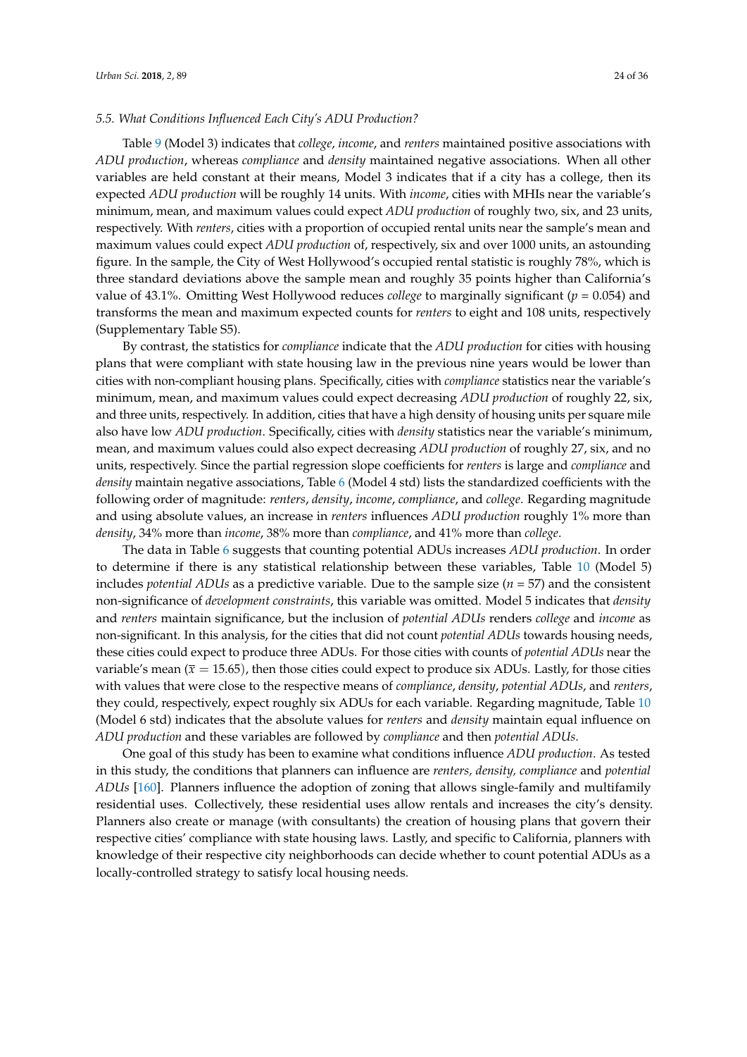### 5.5. What Conditions Influenced Each City's ADU Production?

Table 9 (Model 3) indicates that *college*, *income*, and *renters* maintained positive associations with *ADU production*, whereas *compliance* and *density* maintained negative associations. When all other variables are held constant at their means, Model 3 indicates that if a city has a college, then its expected *ADU production* will be roughly 14 units. With *income*, cities with MHIs near the variable's minimum, mean, and maximum values could expect *ADU production* of roughly two, six, and 23 units, respectively. With *renters*, cities with a proportion of occupied rental units near the sample's mean and maximum values could expect *ADU production* of, respectively, six and over 1000 units, an astounding figure. In the sample, the City of West Hollywood's occupied rental statistic is roughly 78%, which is three standard deviations above the sample mean and roughly 35 points higher than California's value of 43.1%. Omitting West Hollywood reduces *college* to marginally significant ($p = 0.054$) and transforms the mean and maximum expected counts for *renters* to eight and 108 units, respectively (Supplementary Table S5).

By contrast, the statistics for *compliance* indicate that the *ADU production* for cities with housing plans that were compliant with state housing law in the previous nine years would be lower than cities with non-compliant housing plans. Specifically, cities with *compliance* statistics near the variable's minimum, mean, and maximum values could expect decreasing *ADU production* of roughly 22, six, and three units, respectively. In addition, cities that have a high density of housing units per square mile also have low *ADU production*. Specifically, cities with *density* statistics near the variable's minimum, mean, and maximum values could also expect decreasing *ADU production* of roughly 27, six, and no units, respectively. Since the partial regression slope coefficients for *renters* is large and *compliance* and *density* maintain negative associations, Table 6 (Model 4 std) lists the standardized coefficients with the following order of magnitude: *renters*, *density*, *income*, *compliance*, and *college*. Regarding magnitude and using absolute values, an increase in *renters* influences *ADU production* roughly 1% more than *density*, 34% more than *income*, 38% more than *compliance*, and 41% more than *college*.

The data in Table 6 suggests that counting potential ADUs increases *ADU production*. In order to determine if there is any statistical relationship between these variables, Table 10 (Model 5) includes *potential ADUs* as a predictive variable. Due to the sample size ($n = 57$) and the consistent non-significance of *development constraints*, this variable was omitted. Model 5 indicates that *density* and *renters* maintain significance, but the inclusion of *potential ADUs* renders *college* and *income* as non-significant. In this analysis, for the cities that did not count *potential ADUs* towards housing needs, these cities could expect to produce three ADUs. For those cities with counts of *potential ADUs* near the variable's mean ($\overline{x} = 15.65$), then those cities could expect to produce six ADUs. Lastly, for those cities with values that were close to the respective means of *compliance*, *density*, *potential ADUs*, and *renters*, they could, respectively, expect roughly six ADUs for each variable. Regarding magnitude, Table 10 (Model 6 std) indicates that the absolute values for *renters* and *density* maintain equal influence on *ADU production* and these variables are followed by *compliance* and then *potential ADUs*.

One goal of this study has been to examine what conditions influence *ADU production*. As tested in this study, the conditions that planners can influence are *renters, density, compliance* and *potential ADUs* [160]. Planners influence the adoption of zoning that allows single-family and multifamily residential uses. Collectively, these residential uses allow rentals and increases the city's density. Planners also create or manage (with consultants) the creation of housing plans that govern their respective cities' compliance with state housing laws. Lastly, and specific to California, planners with knowledge of their respective city neighborhoods can decide whether to count potential ADUs as a locally-controlled strategy to satisfy local housing needs.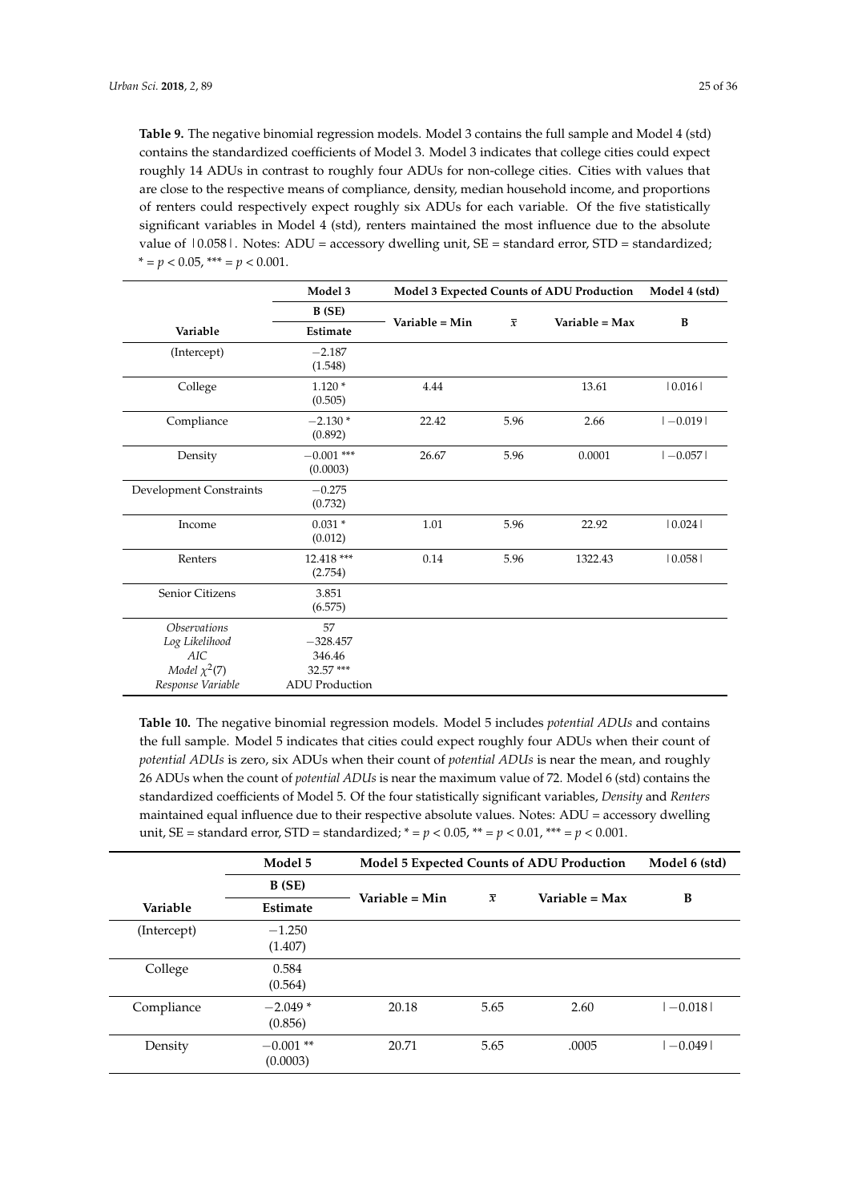**Table 9.** The negative binomial regression models. Model 3 contains the full sample and Model 4 (std) contains the standardized coefficients of Model 3. Model 3 indicates that college cities could expect roughly 14 ADUs in contrast to roughly four ADUs for non-college cities. Cities with values that are close to the respective means of compliance, density, median household income, and proportions of renters could respectively expect roughly six ADUs for each variable. Of the five statistically significant variables in Model 4 (std), renters maintained the most influence due to the absolute value of |0.058|. Notes: ADU = accessory dwelling unit, SE = standard error, STD = standardized; * = $p < 0.05$, *** = $p < 0.001$.

| | Model 3 | Model 3 Expected Counts of ADU Production | | | Model 4 (std) |
|---|---|---|---|---|---|
| | B (SE) | Variable = Min | $\bar{x}$ | Variable = Max | B |
| Variable | Estimate | | | | |
| (Intercept) | −2.187 (1.548) | | | | |
| College | 1.120 * (0.505) | 4.44 | | 13.61 | \|0.016\| |
| Compliance | −2.130 * (0.892) | 22.42 | 5.96 | 2.66 | \|−0.019\| |
| Density | −0.001 *** (0.0003) | 26.67 | 5.96 | 0.0001 | \|−0.057\| |
| Development Constraints | −0.275 (0.732) | | | | |
| Income | 0.031 * (0.012) | 1.01 | 5.96 | 22.92 | \|0.024\| |
| Renters | 12.418 *** (2.754) | 0.14 | 5.96 | 1322.43 | \|0.058\| |
| Senior Citizens | 3.851 (6.575) | | | | |
| *Observations* | 57 | | | | |
| *Log Likelihood* | −328.457 | | | | |
| *AIC* | 346.46 | | | | |
| *Model* $\chi^2(7)$ | 32.57 *** | | | | |
| *Response Variable* | ADU Production | | | | |

**Table 10.** The negative binomial regression models. Model 5 includes *potential ADUs* and contains the full sample. Model 5 indicates that cities could expect roughly four ADUs when their count of *potential ADUs* is zero, six ADUs when their count of *potential ADUs* is near the mean, and roughly 26 ADUs when the count of *potential ADUs* is near the maximum value of 72. Model 6 (std) contains the standardized coefficients of Model 5. Of the four statistically significant variables, *Density* and *Renters* maintained equal influence due to their respective absolute values. Notes: ADU = accessory dwelling unit, SE = standard error, STD = standardized; * = $p < 0.05$, ** = $p < 0.01$, *** = $p < 0.001$.

| | Model 5 | Model 5 Expected Counts of ADU Production | | | Model 6 (std) |
|---|---|---|---|---|---|
| | B (SE) | Variable = Min | $\bar{x}$ | Variable = Max | B |
| Variable | Estimate | | | | |
| (Intercept) | −1.250 (1.407) | | | | |
| College | 0.584 (0.564) | | | | |
| Compliance | −2.049 * (0.856) | 20.18 | 5.65 | 2.60 | \|−0.018\| |
| Density | −0.001 ** (0.0003) | 20.71 | 5.65 | .0005 | \|−0.049\| |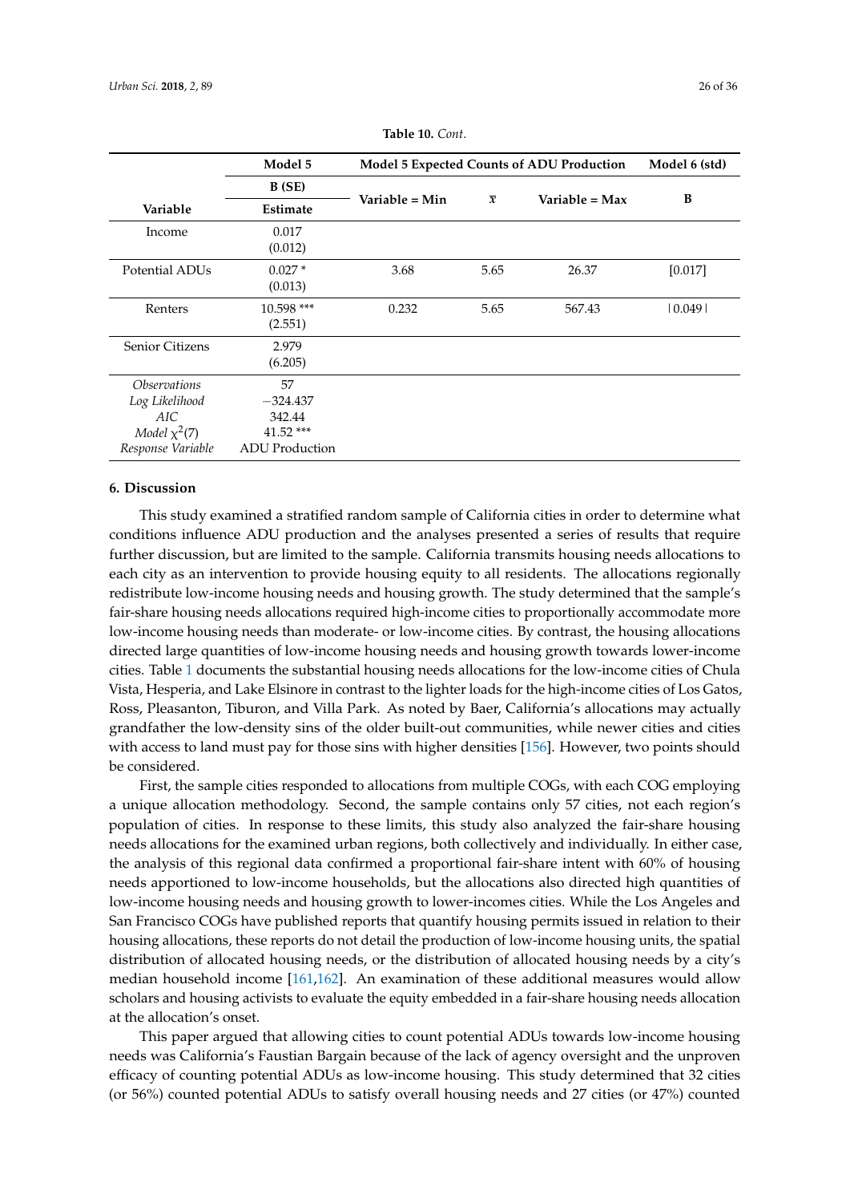**Table 10.** *Cont.*

| | Model 5 | Model 5 Expected Counts of ADU Production | | | Model 6 (std) |
|---|---|---|---|---|---|
| | B (SE) | Variable = Min | $\bar{x}$ | Variable = Max | B |
| Variable | Estimate | | | | |
| Income | 0.017 (0.012) | | | | |
| Potential ADUs | 0.027 * (0.013) | 3.68 | 5.65 | 26.37 | [0.017] |
| Renters | 10.598 *** (2.551) | 0.232 | 5.65 | 567.43 | \|0.049\| |
| Senior Citizens | 2.979 (6.205) | | | | |
| *Observations* | 57 | | | | |
| *Log Likelihood* | −324.437 | | | | |
| *AIC* | 342.44 | | | | |
| *Model* $\chi^2(7)$ | 41.52 *** | | | | |
| *Response Variable* | ADU Production | | | | |

## 6. Discussion

This study examined a stratified random sample of California cities in order to determine what conditions influence ADU production and the analyses presented a series of results that require further discussion, but are limited to the sample. California transmits housing needs allocations to each city as an intervention to provide housing equity to all residents. The allocations regionally redistribute low-income housing needs and housing growth. The study determined that the sample's fair-share housing needs allocations required high-income cities to proportionally accommodate more low-income housing needs than moderate- or low-income cities. By contrast, the housing allocations directed large quantities of low-income housing needs and housing growth towards lower-income cities. Table 1 documents the substantial housing needs allocations for the low-income cities of Chula Vista, Hesperia, and Lake Elsinore in contrast to the lighter loads for the high-income cities of Los Gatos, Ross, Pleasanton, Tiburon, and Villa Park. As noted by Baer, California's allocations may actually grandfather the low-density sins of the older built-out communities, while newer cities and cities with access to land must pay for those sins with higher densities [156]. However, two points should be considered.

First, the sample cities responded to allocations from multiple COGs, with each COG employing a unique allocation methodology. Second, the sample contains only 57 cities, not each region's population of cities. In response to these limits, this study also analyzed the fair-share housing needs allocations for the examined urban regions, both collectively and individually. In either case, the analysis of this regional data confirmed a proportional fair-share intent with 60% of housing needs apportioned to low-income households, but the allocations also directed high quantities of low-income housing needs and housing growth to lower-incomes cities. While the Los Angeles and San Francisco COGs have published reports that quantify housing permits issued in relation to their housing allocations, these reports do not detail the production of low-income housing units, the spatial distribution of allocated housing needs, or the distribution of allocated housing needs by a city's median household income [161,162]. An examination of these additional measures would allow scholars and housing activists to evaluate the equity embedded in a fair-share housing needs allocation at the allocation's onset.

This paper argued that allowing cities to count potential ADUs towards low-income housing needs was California's Faustian Bargain because of the lack of agency oversight and the unproven efficacy of counting potential ADUs as low-income housing. This study determined that 32 cities (or 56%) counted potential ADUs to satisfy overall housing needs and 27 cities (or 47%) counted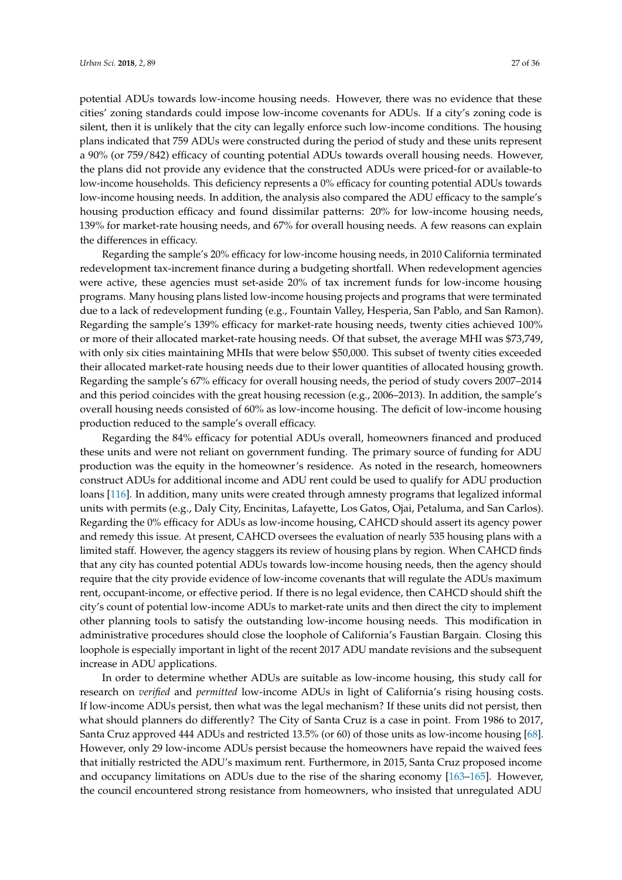potential ADUs towards low-income housing needs. However, there was no evidence that these cities' zoning standards could impose low-income covenants for ADUs. If a city's zoning code is silent, then it is unlikely that the city can legally enforce such low-income conditions. The housing plans indicated that 759 ADUs were constructed during the period of study and these units represent a 90% (or 759/842) efficacy of counting potential ADUs towards overall housing needs. However, the plans did not provide any evidence that the constructed ADUs were priced-for or available-to low-income households. This deficiency represents a 0% efficacy for counting potential ADUs towards low-income housing needs. In addition, the analysis also compared the ADU efficacy to the sample's housing production efficacy and found dissimilar patterns: 20% for low-income housing needs, 139% for market-rate housing needs, and 67% for overall housing needs. A few reasons can explain the differences in efficacy.

Regarding the sample's 20% efficacy for low-income housing needs, in 2010 California terminated redevelopment tax-increment finance during a budgeting shortfall. When redevelopment agencies were active, these agencies must set-aside 20% of tax increment funds for low-income housing programs. Many housing plans listed low-income housing projects and programs that were terminated due to a lack of redevelopment funding (e.g., Fountain Valley, Hesperia, San Pablo, and San Ramon). Regarding the sample's 139% efficacy for market-rate housing needs, twenty cities achieved 100% or more of their allocated market-rate housing needs. Of that subset, the average MHI was $73,749, with only six cities maintaining MHIs that were below $50,000. This subset of twenty cities exceeded their allocated market-rate housing needs due to their lower quantities of allocated housing growth. Regarding the sample's 67% efficacy for overall housing needs, the period of study covers 2007–2014 and this period coincides with the great housing recession (e.g., 2006–2013). In addition, the sample's overall housing needs consisted of 60% as low-income housing. The deficit of low-income housing production reduced to the sample's overall efficacy.

Regarding the 84% efficacy for potential ADUs overall, homeowners financed and produced these units and were not reliant on government funding. The primary source of funding for ADU production was the equity in the homeowner's residence. As noted in the research, homeowners construct ADUs for additional income and ADU rent could be used to qualify for ADU production loans [116]. In addition, many units were created through amnesty programs that legalized informal units with permits (e.g., Daly City, Encinitas, Lafayette, Los Gatos, Ojai, Petaluma, and San Carlos). Regarding the 0% efficacy for ADUs as low-income housing, CAHCD should assert its agency power and remedy this issue. At present, CAHCD oversees the evaluation of nearly 535 housing plans with a limited staff. However, the agency staggers its review of housing plans by region. When CAHCD finds that any city has counted potential ADUs towards low-income housing needs, then the agency should require that the city provide evidence of low-income covenants that will regulate the ADUs maximum rent, occupant-income, or effective period. If there is no legal evidence, then CAHCD should shift the city's count of potential low-income ADUs to market-rate units and then direct the city to implement other planning tools to satisfy the outstanding low-income housing needs. This modification in administrative procedures should close the loophole of California's Faustian Bargain. Closing this loophole is especially important in light of the recent 2017 ADU mandate revisions and the subsequent increase in ADU applications.

In order to determine whether ADUs are suitable as low-income housing, this study call for research on *verified* and *permitted* low-income ADUs in light of California's rising housing costs. If low-income ADUs persist, then what was the legal mechanism? If these units did not persist, then what should planners do differently? The City of Santa Cruz is a case in point. From 1986 to 2017, Santa Cruz approved 444 ADUs and restricted 13.5% (or 60) of those units as low-income housing [68]. However, only 29 low-income ADUs persist because the homeowners have repaid the waived fees that initially restricted the ADU's maximum rent. Furthermore, in 2015, Santa Cruz proposed income and occupancy limitations on ADUs due to the rise of the sharing economy [163–165]. However, the council encountered strong resistance from homeowners, who insisted that unregulated ADU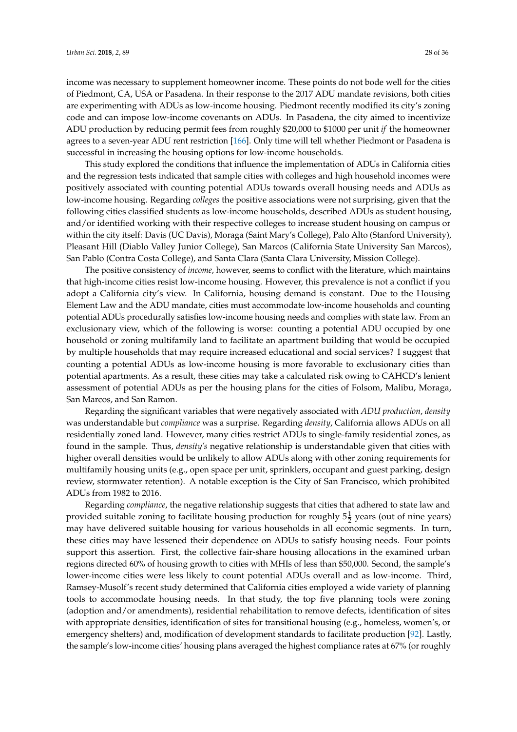income was necessary to supplement homeowner income. These points do not bode well for the cities of Piedmont, CA, USA or Pasadena. In their response to the 2017 ADU mandate revisions, both cities are experimenting with ADUs as low-income housing. Piedmont recently modified its city's zoning code and can impose low-income covenants on ADUs. In Pasadena, the city aimed to incentivize ADU production by reducing permit fees from roughly \$20,000 to \$1000 per unit *if* the homeowner agrees to a seven-year ADU rent restriction [166]. Only time will tell whether Piedmont or Pasadena is successful in increasing the housing options for low-income households.

This study explored the conditions that influence the implementation of ADUs in California cities and the regression tests indicated that sample cities with colleges and high household incomes were positively associated with counting potential ADUs towards overall housing needs and ADUs as low-income housing. Regarding *colleges* the positive associations were not surprising, given that the following cities classified students as low-income households, described ADUs as student housing, and/or identified working with their respective colleges to increase student housing on campus or within the city itself: Davis (UC Davis), Moraga (Saint Mary's College), Palo Alto (Stanford University), Pleasant Hill (Diablo Valley Junior College), San Marcos (California State University San Marcos), San Pablo (Contra Costa College), and Santa Clara (Santa Clara University, Mission College).

The positive consistency of *income*, however, seems to conflict with the literature, which maintains that high-income cities resist low-income housing. However, this prevalence is not a conflict if you adopt a California city's view. In California, housing demand is constant. Due to the Housing Element Law and the ADU mandate, cities must accommodate low-income households and counting potential ADUs procedurally satisfies low-income housing needs and complies with state law. From an exclusionary view, which of the following is worse: counting a potential ADU occupied by one household or zoning multifamily land to facilitate an apartment building that would be occupied by multiple households that may require increased educational and social services? I suggest that counting a potential ADUs as low-income housing is more favorable to exclusionary cities than potential apartments. As a result, these cities may take a calculated risk owing to CAHCD's lenient assessment of potential ADUs as per the housing plans for the cities of Folsom, Malibu, Moraga, San Marcos, and San Ramon.

Regarding the significant variables that were negatively associated with *ADU production*, *density* was understandable but *compliance* was a surprise. Regarding *density*, California allows ADUs on all residentially zoned land. However, many cities restrict ADUs to single-family residential zones, as found in the sample. Thus, *density's* negative relationship is understandable given that cities with higher overall densities would be unlikely to allow ADUs along with other zoning requirements for multifamily housing units (e.g., open space per unit, sprinklers, occupant and guest parking, design review, stormwater retention). A notable exception is the City of San Francisco, which prohibited ADUs from 1982 to 2016.

Regarding *compliance*, the negative relationship suggests that cities that adhered to state law and provided suitable zoning to facilitate housing production for roughly $5\frac{1}{2}$ years (out of nine years) may have delivered suitable housing for various households in all economic segments. In turn, these cities may have lessened their dependence on ADUs to satisfy housing needs. Four points support this assertion. First, the collective fair-share housing allocations in the examined urban regions directed 60% of housing growth to cities with MHIs of less than \$50,000. Second, the sample's lower-income cities were less likely to count potential ADUs overall and as low-income. Third, Ramsey-Musolf's recent study determined that California cities employed a wide variety of planning tools to accommodate housing needs. In that study, the top five planning tools were zoning (adoption and/or amendments), residential rehabilitation to remove defects, identification of sites with appropriate densities, identification of sites for transitional housing (e.g., homeless, women's, or emergency shelters) and, modification of development standards to facilitate production [92]. Lastly, the sample's low-income cities' housing plans averaged the highest compliance rates at 67% (or roughly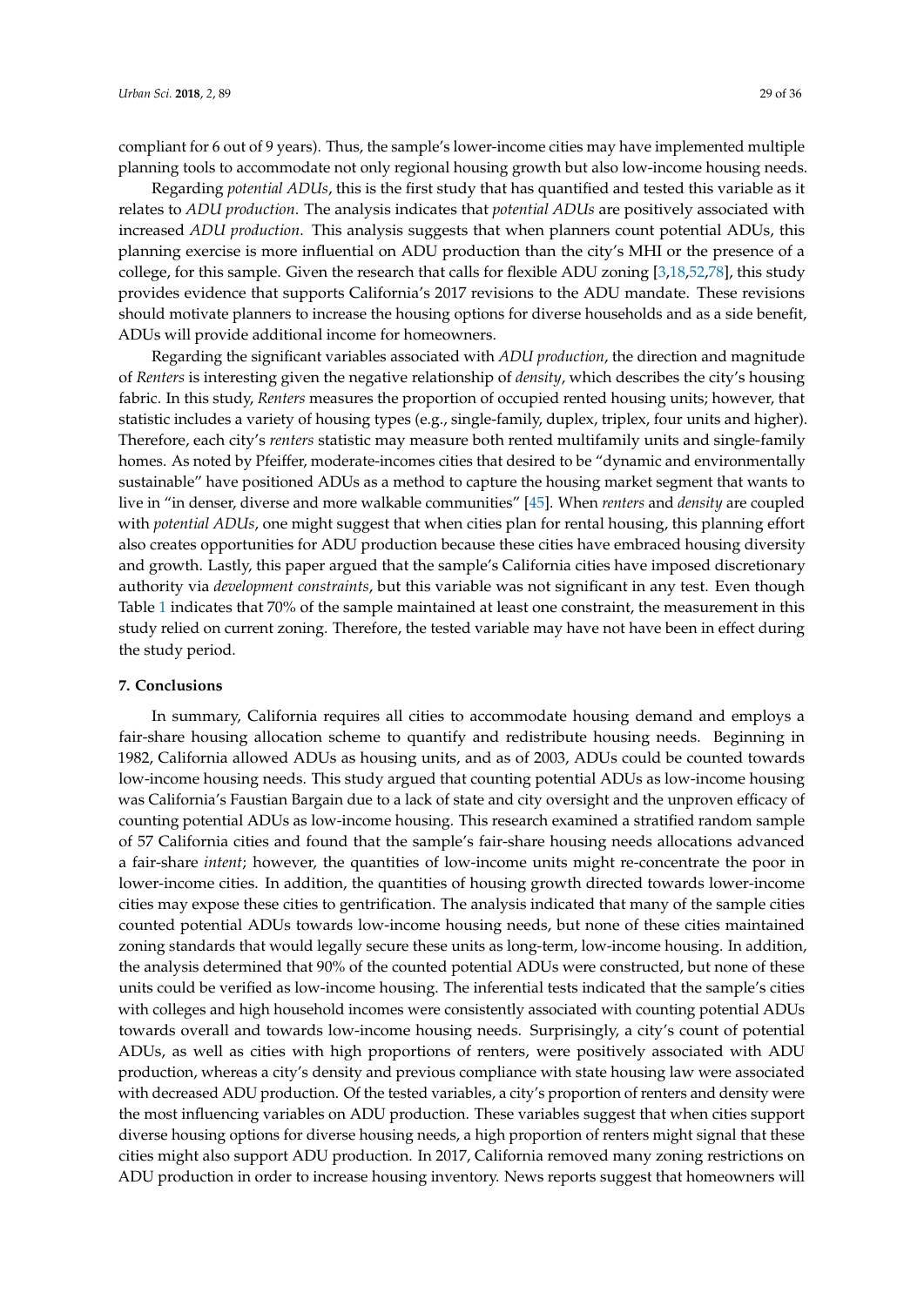compliant for 6 out of 9 years). Thus, the sample's lower-income cities may have implemented multiple planning tools to accommodate not only regional housing growth but also low-income housing needs.

Regarding *potential ADUs*, this is the first study that has quantified and tested this variable as it relates to *ADU production*. The analysis indicates that *potential ADUs* are positively associated with increased *ADU production*. This analysis suggests that when planners count potential ADUs, this planning exercise is more influential on ADU production than the city's MHI or the presence of a college, for this sample. Given the research that calls for flexible ADU zoning [3,18,52,78], this study provides evidence that supports California's 2017 revisions to the ADU mandate. These revisions should motivate planners to increase the housing options for diverse households and as a side benefit, ADUs will provide additional income for homeowners.

Regarding the significant variables associated with *ADU production*, the direction and magnitude of *Renters* is interesting given the negative relationship of *density*, which describes the city's housing fabric. In this study, *Renters* measures the proportion of occupied rented housing units; however, that statistic includes a variety of housing types (e.g., single-family, duplex, triplex, four units and higher). Therefore, each city's *renters* statistic may measure both rented multifamily units and single-family homes. As noted by Pfeiffer, moderate-incomes cities that desired to be "dynamic and environmentally sustainable" have positioned ADUs as a method to capture the housing market segment that wants to live in "in denser, diverse and more walkable communities" [45]. When *renters* and *density* are coupled with *potential ADUs*, one might suggest that when cities plan for rental housing, this planning effort also creates opportunities for ADU production because these cities have embraced housing diversity and growth. Lastly, this paper argued that the sample's California cities have imposed discretionary authority via *development constraints*, but this variable was not significant in any test. Even though Table 1 indicates that 70% of the sample maintained at least one constraint, the measurement in this study relied on current zoning. Therefore, the tested variable may have not have been in effect during the study period.

## 7. Conclusions

In summary, California requires all cities to accommodate housing demand and employs a fair-share housing allocation scheme to quantify and redistribute housing needs. Beginning in 1982, California allowed ADUs as housing units, and as of 2003, ADUs could be counted towards low-income housing needs. This study argued that counting potential ADUs as low-income housing was California's Faustian Bargain due to a lack of state and city oversight and the unproven efficacy of counting potential ADUs as low-income housing. This research examined a stratified random sample of 57 California cities and found that the sample's fair-share housing needs allocations advanced a fair-share *intent*; however, the quantities of low-income units might re-concentrate the poor in lower-income cities. In addition, the quantities of housing growth directed towards lower-income cities may expose these cities to gentrification. The analysis indicated that many of the sample cities counted potential ADUs towards low-income housing needs, but none of these cities maintained zoning standards that would legally secure these units as long-term, low-income housing. In addition, the analysis determined that 90% of the counted potential ADUs were constructed, but none of these units could be verified as low-income housing. The inferential tests indicated that the sample's cities with colleges and high household incomes were consistently associated with counting potential ADUs towards overall and towards low-income housing needs. Surprisingly, a city's count of potential ADUs, as well as cities with high proportions of renters, were positively associated with ADU production, whereas a city's density and previous compliance with state housing law were associated with decreased ADU production. Of the tested variables, a city's proportion of renters and density were the most influencing variables on ADU production. These variables suggest that when cities support diverse housing options for diverse housing needs, a high proportion of renters might signal that these cities might also support ADU production. In 2017, California removed many zoning restrictions on ADU production in order to increase housing inventory. News reports suggest that homeowners will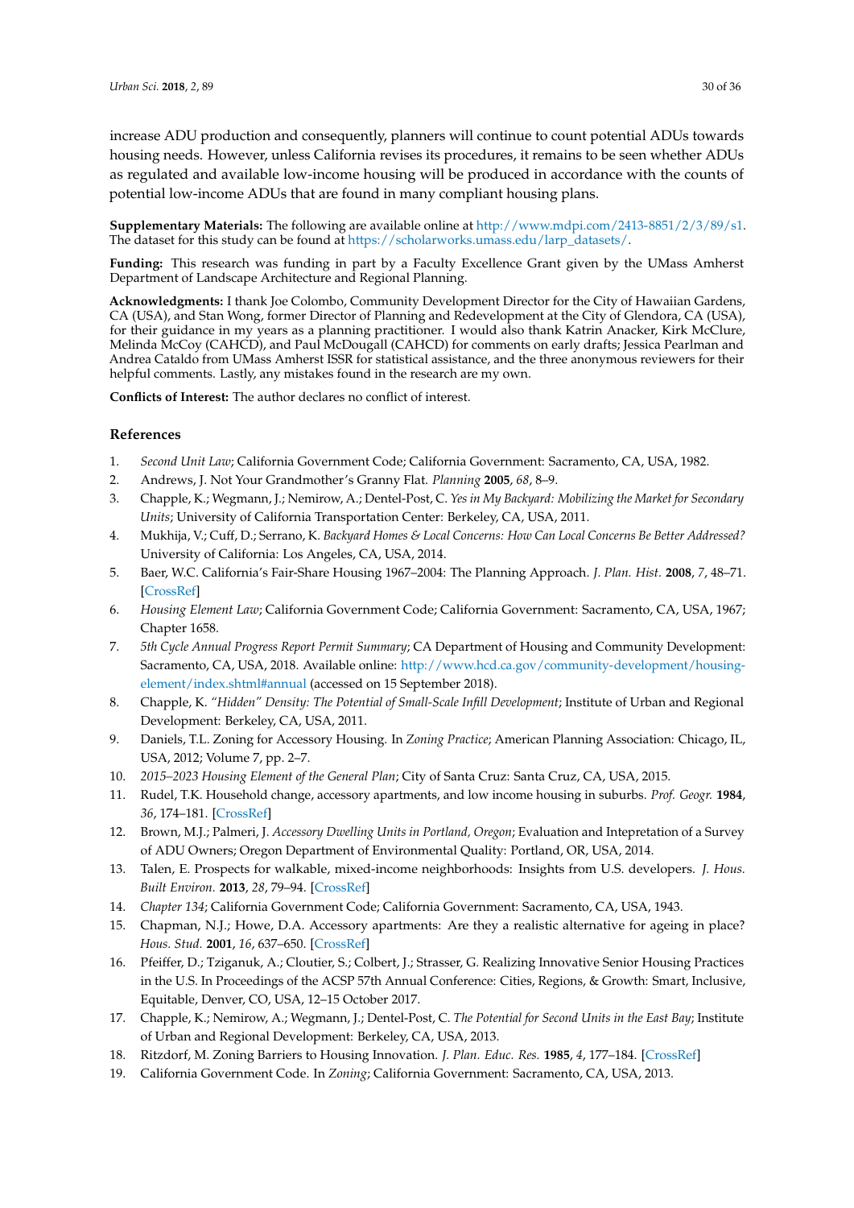increase ADU production and consequently, planners will continue to count potential ADUs towards housing needs. However, unless California revises its procedures, it remains to be seen whether ADUs as regulated and available low-income housing will be produced in accordance with the counts of potential low-income ADUs that are found in many compliant housing plans.

**Supplementary Materials:** The following are available online at http://www.mdpi.com/2413-8851/2/3/89/s1. The dataset for this study can be found at https://scholarworks.umass.edu/larp_datasets/.

**Funding:** This research was funding in part by a Faculty Excellence Grant given by the UMass Amherst Department of Landscape Architecture and Regional Planning.

**Acknowledgments:** I thank Joe Colombo, Community Development Director for the City of Hawaiian Gardens, CA (USA), and Stan Wong, former Director of Planning and Redevelopment at the City of Glendora, CA (USA), for their guidance in my years as a planning practitioner. I would also thank Katrin Anacker, Kirk McClure, Melinda McCoy (CAHCD), and Paul McDougall (CAHCD) for comments on early drafts; Jessica Pearlman and Andrea Cataldo from UMass Amherst ISSR for statistical assistance, and the three anonymous reviewers for their helpful comments. Lastly, any mistakes found in the research are my own.

**Conflicts of Interest:** The author declares no conflict of interest.

## References

1. *Second Unit Law*; California Government Code; California Government: Sacramento, CA, USA, 1982.
2. Andrews, J. Not Your Grandmother's Granny Flat. *Planning* **2005**, *68*, 8–9.
3. Chapple, K.; Wegmann, J.; Nemirow, A.; Dentel-Post, C. *Yes in My Backyard: Mobilizing the Market for Secondary Units*; University of California Transportation Center: Berkeley, CA, USA, 2011.
4. Mukhija, V.; Cuff, D.; Serrano, K. *Backyard Homes & Local Concerns: How Can Local Concerns Be Better Addressed?* University of California: Los Angeles, CA, USA, 2014.
5. Baer, W.C. California's Fair-Share Housing 1967–2004: The Planning Approach. *J. Plan. Hist.* **2008**, *7*, 48–71. [CrossRef]
6. *Housing Element Law*; California Government Code; California Government: Sacramento, CA, USA, 1967; Chapter 1658.
7. *5th Cycle Annual Progress Report Permit Summary*; CA Department of Housing and Community Development: Sacramento, CA, USA, 2018. Available online: http://www.hcd.ca.gov/community-development/housing-element/index.shtml#annual (accessed on 15 September 2018).
8. Chapple, K. *"Hidden" Density: The Potential of Small-Scale Infill Development*; Institute of Urban and Regional Development: Berkeley, CA, USA, 2011.
9. Daniels, T.L. Zoning for Accessory Housing. In *Zoning Practice*; American Planning Association: Chicago, IL, USA, 2012; Volume 7, pp. 2–7.
10. *2015–2023 Housing Element of the General Plan*; City of Santa Cruz: Santa Cruz, CA, USA, 2015.
11. Rudel, T.K. Household change, accessory apartments, and low income housing in suburbs. *Prof. Geogr.* **1984**, *36*, 174–181. [CrossRef]
12. Brown, M.J.; Palmeri, J. *Accessory Dwelling Units in Portland, Oregon*; Evaluation and Intepretation of a Survey of ADU Owners; Oregon Department of Environmental Quality: Portland, OR, USA, 2014.
13. Talen, E. Prospects for walkable, mixed-income neighborhoods: Insights from U.S. developers. *J. Hous. Built Environ.* **2013**, *28*, 79–94. [CrossRef]
14. *Chapter 134*; California Government Code; California Government: Sacramento, CA, USA, 1943.
15. Chapman, N.J.; Howe, D.A. Accessory apartments: Are they a realistic alternative for ageing in place? *Hous. Stud.* **2001**, *16*, 637–650. [CrossRef]
16. Pfeiffer, D.; Tziganuk, A.; Cloutier, S.; Colbert, J.; Strasser, G. Realizing Innovative Senior Housing Practices in the U.S. In Proceedings of the ACSP 57th Annual Conference: Cities, Regions, & Growth: Smart, Inclusive, Equitable, Denver, CO, USA, 12–15 October 2017.
17. Chapple, K.; Nemirow, A.; Wegmann, J.; Dentel-Post, C. *The Potential for Second Units in the East Bay*; Institute of Urban and Regional Development: Berkeley, CA, USA, 2013.
18. Ritzdorf, M. Zoning Barriers to Housing Innovation. *J. Plan. Educ. Res.* **1985**, *4*, 177–184. [CrossRef]
19. California Government Code. In *Zoning*; California Government: Sacramento, CA, USA, 2013.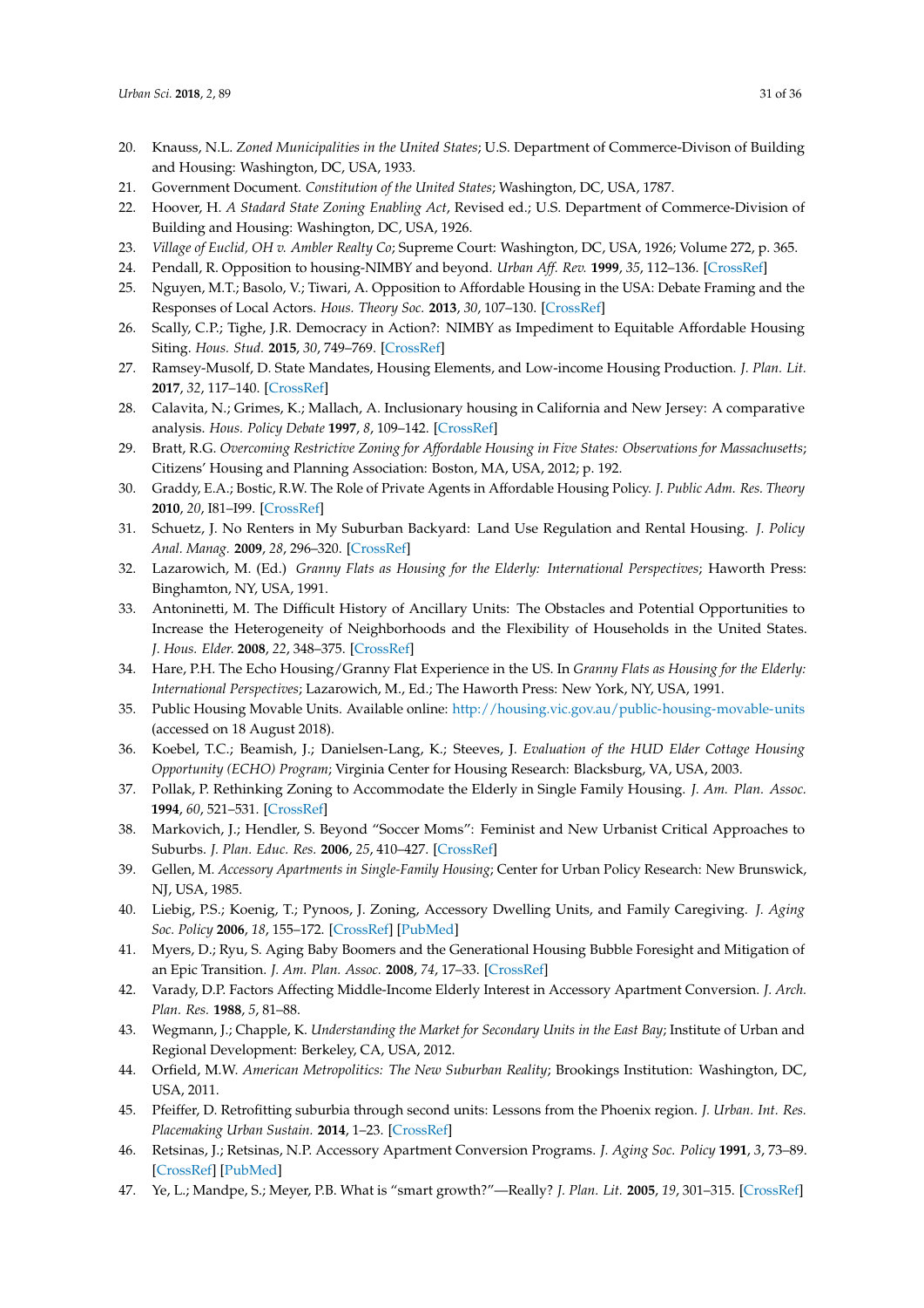20. Knauss, N.L. *Zoned Municipalities in the United States*; U.S. Department of Commerce-Divison of Building and Housing: Washington, DC, USA, 1933.
21. Government Document. *Constitution of the United States*; Washington, DC, USA, 1787.
22. Hoover, H. *A Stadard State Zoning Enabling Act*, Revised ed.; U.S. Department of Commerce-Division of Building and Housing: Washington, DC, USA, 1926.
23. *Village of Euclid, OH v. Ambler Realty Co*; Supreme Court: Washington, DC, USA, 1926; Volume 272, p. 365.
24. Pendall, R. Opposition to housing-NIMBY and beyond. *Urban Aff. Rev.* **1999**, *35*, 112–136. [CrossRef]
25. Nguyen, M.T.; Basolo, V.; Tiwari, A. Opposition to Affordable Housing in the USA: Debate Framing and the Responses of Local Actors. *Hous. Theory Soc.* **2013**, *30*, 107–130. [CrossRef]
26. Scally, C.P.; Tighe, J.R. Democracy in Action?: NIMBY as Impediment to Equitable Affordable Housing Siting. *Hous. Stud.* **2015**, *30*, 749–769. [CrossRef]
27. Ramsey-Musolf, D. State Mandates, Housing Elements, and Low-income Housing Production. *J. Plan. Lit.* **2017**, *32*, 117–140. [CrossRef]
28. Calavita, N.; Grimes, K.; Mallach, A. Inclusionary housing in California and New Jersey: A comparative analysis. *Hous. Policy Debate* **1997**, *8*, 109–142. [CrossRef]
29. Bratt, R.G. *Overcoming Restrictive Zoning for Affordable Housing in Five States: Observations for Massachusetts*; Citizens' Housing and Planning Association: Boston, MA, USA, 2012; p. 192.
30. Graddy, E.A.; Bostic, R.W. The Role of Private Agents in Affordable Housing Policy. *J. Public Adm. Res. Theory* **2010**, *20*, I81–I99. [CrossRef]
31. Schuetz, J. No Renters in My Suburban Backyard: Land Use Regulation and Rental Housing. *J. Policy Anal. Manag.* **2009**, *28*, 296–320. [CrossRef]
32. Lazarowich, M. (Ed.) *Granny Flats as Housing for the Elderly: International Perspectives*; Haworth Press: Binghamton, NY, USA, 1991.
33. Antoninetti, M. The Difficult History of Ancillary Units: The Obstacles and Potential Opportunities to Increase the Heterogeneity of Neighborhoods and the Flexibility of Households in the United States. *J. Hous. Elder.* **2008**, *22*, 348–375. [CrossRef]
34. Hare, P.H. The Echo Housing/Granny Flat Experience in the US. In *Granny Flats as Housing for the Elderly: International Perspectives*; Lazarowich, M., Ed.; The Haworth Press: New York, NY, USA, 1991.
35. Public Housing Movable Units. Available online: http://housing.vic.gov.au/public-housing-movable-units (accessed on 18 August 2018).
36. Koebel, T.C.; Beamish, J.; Danielsen-Lang, K.; Steeves, J. *Evaluation of the HUD Elder Cottage Housing Opportunity (ECHO) Program*; Virginia Center for Housing Research: Blacksburg, VA, USA, 2003.
37. Pollak, P. Rethinking Zoning to Accommodate the Elderly in Single Family Housing. *J. Am. Plan. Assoc.* **1994**, *60*, 521–531. [CrossRef]
38. Markovich, J.; Hendler, S. Beyond "Soccer Moms": Feminist and New Urbanist Critical Approaches to Suburbs. *J. Plan. Educ. Res.* **2006**, *25*, 410–427. [CrossRef]
39. Gellen, M. *Accessory Apartments in Single-Family Housing*; Center for Urban Policy Research: New Brunswick, NJ, USA, 1985.
40. Liebig, P.S.; Koenig, T.; Pynoos, J. Zoning, Accessory Dwelling Units, and Family Caregiving. *J. Aging Soc. Policy* **2006**, *18*, 155–172. [CrossRef] [PubMed]
41. Myers, D.; Ryu, S. Aging Baby Boomers and the Generational Housing Bubble Foresight and Mitigation of an Epic Transition. *J. Am. Plan. Assoc.* **2008**, *74*, 17–33. [CrossRef]
42. Varady, D.P. Factors Affecting Middle-Income Elderly Interest in Accessory Apartment Conversion. *J. Arch. Plan. Res.* **1988**, *5*, 81–88.
43. Wegmann, J.; Chapple, K. *Understanding the Market for Secondary Units in the East Bay*; Institute of Urban and Regional Development: Berkeley, CA, USA, 2012.
44. Orfield, M.W. *American Metropolitics: The New Suburban Reality*; Brookings Institution: Washington, DC, USA, 2011.
45. Pfeiffer, D. Retrofitting suburbia through second units: Lessons from the Phoenix region. *J. Urban. Int. Res. Placemaking Urban Sustain.* **2014**, 1–23. [CrossRef]
46. Retsinas, J.; Retsinas, N.P. Accessory Apartment Conversion Programs. *J. Aging Soc. Policy* **1991**, *3*, 73–89. [CrossRef] [PubMed]
47. Ye, L.; Mandpe, S.; Meyer, P.B. What is "smart growth?"—Really? *J. Plan. Lit.* **2005**, *19*, 301–315. [CrossRef]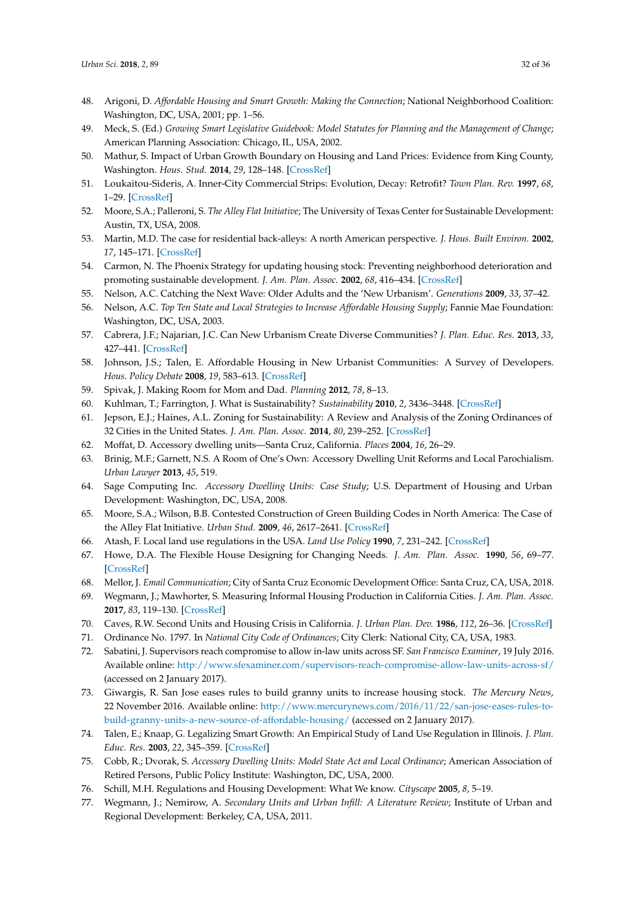48. Arigoni, D. *Affordable Housing and Smart Growth: Making the Connection*; National Neighborhood Coalition: Washington, DC, USA, 2001; pp. 1–56.
49. Meck, S. (Ed.) *Growing Smart Legislative Guidebook: Model Statutes for Planning and the Management of Change*; American Planning Association: Chicago, IL, USA, 2002.
50. Mathur, S. Impact of Urban Growth Boundary on Housing and Land Prices: Evidence from King County, Washington. *Hous. Stud.* **2014**, *29*, 128–148. [CrossRef]
51. Loukaitou-Sideris, A. Inner-City Commercial Strips: Evolution, Decay: Retrofit? *Town Plan. Rev.* **1997**, *68*, 1–29. [CrossRef]
52. Moore, S.A.; Palleroni, S. *The Alley Flat Initiative*; The University of Texas Center for Sustainable Development: Austin, TX, USA, 2008.
53. Martin, M.D. The case for residential back-alleys: A north American perspective. *J. Hous. Built Environ.* **2002**, *17*, 145–171. [CrossRef]
54. Carmon, N. The Phoenix Strategy for updating housing stock: Preventing neighborhood deterioration and promoting sustainable development. *J. Am. Plan. Assoc.* **2002**, *68*, 416–434. [CrossRef]
55. Nelson, A.C. Catching the Next Wave: Older Adults and the 'New Urbanism'. *Generations* **2009**, *33*, 37–42.
56. Nelson, A.C. *Top Ten State and Local Strategies to Increase Affordable Housing Supply*; Fannie Mae Foundation: Washington, DC, USA, 2003.
57. Cabrera, J.F.; Najarian, J.C. Can New Urbanism Create Diverse Communities? *J. Plan. Educ. Res.* **2013**, *33*, 427–441. [CrossRef]
58. Johnson, J.S.; Talen, E. Affordable Housing in New Urbanist Communities: A Survey of Developers. *Hous. Policy Debate* **2008**, *19*, 583–613. [CrossRef]
59. Spivak, J. Making Room for Mom and Dad. *Planning* **2012**, *78*, 8–13.
60. Kuhlman, T.; Farrington, J. What is Sustainability? *Sustainability* **2010**, *2*, 3436–3448. [CrossRef]
61. Jepson, E.J.; Haines, A.L. Zoning for Sustainability: A Review and Analysis of the Zoning Ordinances of 32 Cities in the United States. *J. Am. Plan. Assoc.* **2014**, *80*, 239–252. [CrossRef]
62. Moffat, D. Accessory dwelling units—Santa Cruz, California. *Places* **2004**, *16*, 26–29.
63. Brinig, M.F.; Garnett, N.S. A Room of One's Own: Accessory Dwelling Unit Reforms and Local Parochialism. *Urban Lawyer* **2013**, *45*, 519.
64. Sage Computing Inc. *Accessory Dwelling Units: Case Study*; U.S. Department of Housing and Urban Development: Washington, DC, USA, 2008.
65. Moore, S.A.; Wilson, B.B. Contested Construction of Green Building Codes in North America: The Case of the Alley Flat Initiative. *Urban Stud.* **2009**, *46*, 2617–2641. [CrossRef]
66. Atash, F. Local land use regulations in the USA. *Land Use Policy* **1990**, *7*, 231–242. [CrossRef]
67. Howe, D.A. The Flexible House Designing for Changing Needs. *J. Am. Plan. Assoc.* **1990**, *56*, 69–77. [CrossRef]
68. Mellor, J. *Email Communication*; City of Santa Cruz Economic Development Office: Santa Cruz, CA, USA, 2018.
69. Wegmann, J.; Mawhorter, S. Measuring Informal Housing Production in California Cities. *J. Am. Plan. Assoc.* **2017**, *83*, 119–130. [CrossRef]
70. Caves, R.W. Second Units and Housing Crisis in California. *J. Urban Plan. Dev.* **1986**, *112*, 26–36. [CrossRef]
71. Ordinance No. 1797. In *National City Code of Ordinances*; City Clerk: National City, CA, USA, 1983.
72. Sabatini, J. Supervisors reach compromise to allow in-law units across SF. *San Francisco Examiner*, 19 July 2016. Available online: http://www.sfexaminer.com/supervisors-reach-compromise-allow-law-units-across-sf/ (accessed on 2 January 2017).
73. Giwargis, R. San Jose eases rules to build granny units to increase housing stock. *The Mercury News*, 22 November 2016. Available online: http://www.mercurynews.com/2016/11/22/san-jose-eases-rules-to-build-granny-units-a-new-source-of-affordable-housing/ (accessed on 2 January 2017).
74. Talen, E.; Knaap, G. Legalizing Smart Growth: An Empirical Study of Land Use Regulation in Illinois. *J. Plan. Educ. Res.* **2003**, *22*, 345–359. [CrossRef]
75. Cobb, R.; Dvorak, S. *Accessory Dwelling Units: Model State Act and Local Ordinance*; American Association of Retired Persons, Public Policy Institute: Washington, DC, USA, 2000.
76. Schill, M.H. Regulations and Housing Development: What We know. *Cityscape* **2005**, *8*, 5–19.
77. Wegmann, J.; Nemirow, A. *Secondary Units and Urban Infill: A Literature Review*; Institute of Urban and Regional Development: Berkeley, CA, USA, 2011.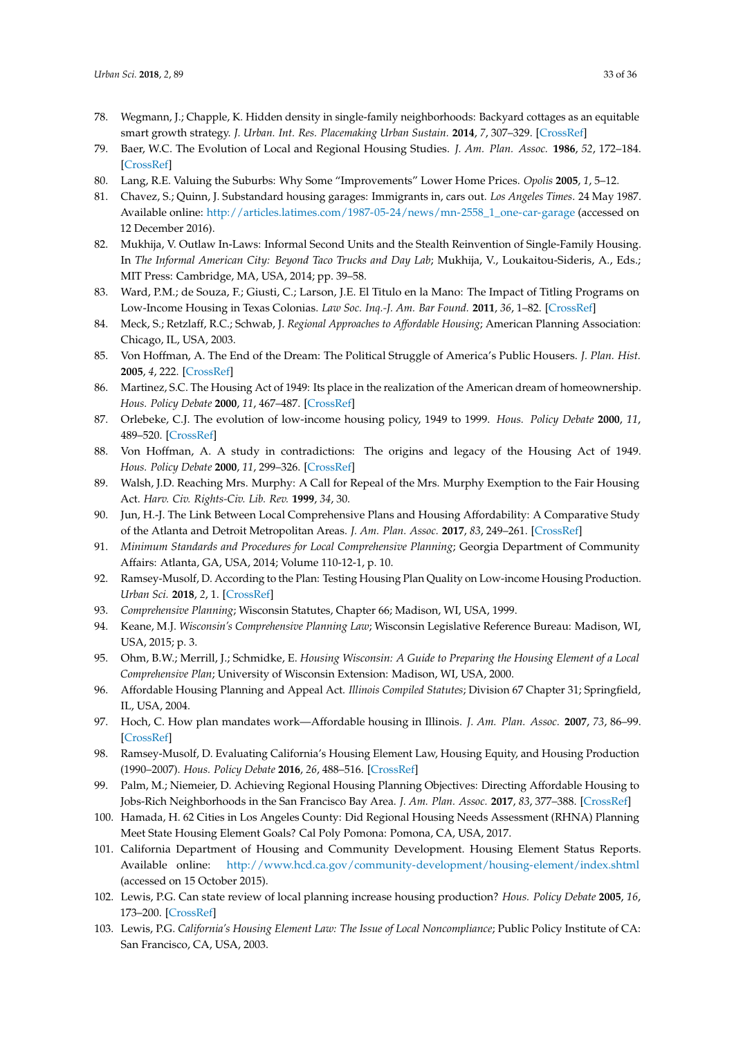78. Wegmann, J.; Chapple, K. Hidden density in single-family neighborhoods: Backyard cottages as an equitable smart growth strategy. *J. Urban. Int. Res. Placemaking Urban Sustain.* **2014**, *7*, 307–329. [CrossRef]
79. Baer, W.C. The Evolution of Local and Regional Housing Studies. *J. Am. Plan. Assoc.* **1986**, *52*, 172–184. [CrossRef]
80. Lang, R.E. Valuing the Suburbs: Why Some "Improvements" Lower Home Prices. *Opolis* **2005**, *1*, 5–12.
81. Chavez, S.; Quinn, J. Substandard housing garages: Immigrants in, cars out. *Los Angeles Times*. 24 May 1987. Available online: http://articles.latimes.com/1987-05-24/news/mn-2558_1_one-car-garage (accessed on 12 December 2016).
82. Mukhija, V. Outlaw In-Laws: Informal Second Units and the Stealth Reinvention of Single-Family Housing. In *The Informal American City: Beyond Taco Trucks and Day Lab*; Mukhija, V., Loukaitou-Sideris, A., Eds.; MIT Press: Cambridge, MA, USA, 2014; pp. 39–58.
83. Ward, P.M.; de Souza, F.; Giusti, C.; Larson, J.E. El Titulo en la Mano: The Impact of Titling Programs on Low-Income Housing in Texas Colonias. *Law Soc. Inq.-J. Am. Bar Found.* **2011**, *36*, 1–82. [CrossRef]
84. Meck, S.; Retzlaff, R.C.; Schwab, J. *Regional Approaches to Affordable Housing*; American Planning Association: Chicago, IL, USA, 2003.
85. Von Hoffman, A. The End of the Dream: The Political Struggle of America's Public Housers. *J. Plan. Hist.* **2005**, *4*, 222. [CrossRef]
86. Martinez, S.C. The Housing Act of 1949: Its place in the realization of the American dream of homeownership. *Hous. Policy Debate* **2000**, *11*, 467–487. [CrossRef]
87. Orlebeke, C.J. The evolution of low-income housing policy, 1949 to 1999. *Hous. Policy Debate* **2000**, *11*, 489–520. [CrossRef]
88. Von Hoffman, A. A study in contradictions: The origins and legacy of the Housing Act of 1949. *Hous. Policy Debate* **2000**, *11*, 299–326. [CrossRef]
89. Walsh, J.D. Reaching Mrs. Murphy: A Call for Repeal of the Mrs. Murphy Exemption to the Fair Housing Act. *Harv. Civ. Rights-Civ. Lib. Rev.* **1999**, *34*, 30.
90. Jun, H.-J. The Link Between Local Comprehensive Plans and Housing Affordability: A Comparative Study of the Atlanta and Detroit Metropolitan Areas. *J. Am. Plan. Assoc.* **2017**, *83*, 249–261. [CrossRef]
91. *Minimum Standards and Procedures for Local Comprehensive Planning*; Georgia Department of Community Affairs: Atlanta, GA, USA, 2014; Volume 110-12-1, p. 10.
92. Ramsey-Musolf, D. According to the Plan: Testing Housing Plan Quality on Low-income Housing Production. *Urban Sci.* **2018**, *2*, 1. [CrossRef]
93. *Comprehensive Planning*; Wisconsin Statutes, Chapter 66; Madison, WI, USA, 1999.
94. Keane, M.J. *Wisconsin's Comprehensive Planning Law*; Wisconsin Legislative Reference Bureau: Madison, WI, USA, 2015; p. 3.
95. Ohm, B.W.; Merrill, J.; Schmidke, E. *Housing Wisconsin: A Guide to Preparing the Housing Element of a Local Comprehensive Plan*; University of Wisconsin Extension: Madison, WI, USA, 2000.
96. Affordable Housing Planning and Appeal Act. *Illinois Compiled Statutes*; Division 67 Chapter 31; Springfield, IL, USA, 2004.
97. Hoch, C. How plan mandates work—Affordable housing in Illinois. *J. Am. Plan. Assoc.* **2007**, *73*, 86–99. [CrossRef]
98. Ramsey-Musolf, D. Evaluating California's Housing Element Law, Housing Equity, and Housing Production (1990–2007). *Hous. Policy Debate* **2016**, *26*, 488–516. [CrossRef]
99. Palm, M.; Niemeier, D. Achieving Regional Housing Planning Objectives: Directing Affordable Housing to Jobs-Rich Neighborhoods in the San Francisco Bay Area. *J. Am. Plan. Assoc.* **2017**, *83*, 377–388. [CrossRef]
100. Hamada, H. 62 Cities in Los Angeles County: Did Regional Housing Needs Assessment (RHNA) Planning Meet State Housing Element Goals? Cal Poly Pomona: Pomona, CA, USA, 2017.
101. California Department of Housing and Community Development. Housing Element Status Reports. Available online: http://www.hcd.ca.gov/community-development/housing-element/index.shtml (accessed on 15 October 2015).
102. Lewis, P.G. Can state review of local planning increase housing production? *Hous. Policy Debate* **2005**, *16*, 173–200. [CrossRef]
103. Lewis, P.G. *California's Housing Element Law: The Issue of Local Noncompliance*; Public Policy Institute of CA: San Francisco, CA, USA, 2003.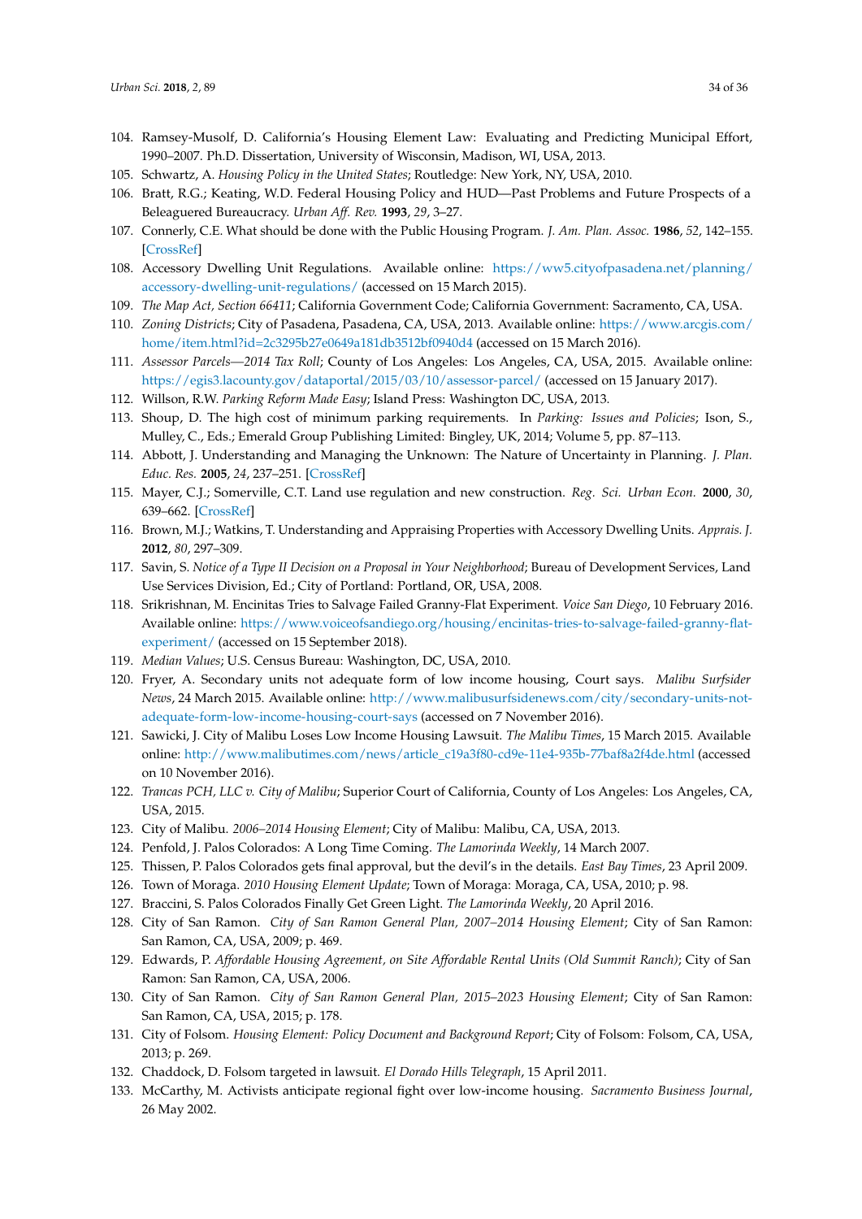104. Ramsey-Musolf, D. California's Housing Element Law: Evaluating and Predicting Municipal Effort, 1990–2007. Ph.D. Dissertation, University of Wisconsin, Madison, WI, USA, 2013.
105. Schwartz, A. *Housing Policy in the United States*; Routledge: New York, NY, USA, 2010.
106. Bratt, R.G.; Keating, W.D. Federal Housing Policy and HUD—Past Problems and Future Prospects of a Beleaguered Bureaucracy. *Urban Aff. Rev.* **1993**, *29*, 3–27.
107. Connerly, C.E. What should be done with the Public Housing Program. *J. Am. Plan. Assoc.* **1986**, *52*, 142–155. [CrossRef]
108. Accessory Dwelling Unit Regulations. Available online: https://ww5.cityofpasadena.net/planning/accessory-dwelling-unit-regulations/ (accessed on 15 March 2015).
109. *The Map Act, Section 66411*; California Government Code; California Government: Sacramento, CA, USA.
110. *Zoning Districts*; City of Pasadena, Pasadena, CA, USA, 2013. Available online: https://www.arcgis.com/home/item.html?id=2c3295b27e0649a181db3512bf0940d4 (accessed on 15 March 2016).
111. *Assessor Parcels—2014 Tax Roll*; County of Los Angeles: Los Angeles, CA, USA, 2015. Available online: https://egis3.lacounty.gov/dataportal/2015/03/10/assessor-parcel/ (accessed on 15 January 2017).
112. Willson, R.W. *Parking Reform Made Easy*; Island Press: Washington DC, USA, 2013.
113. Shoup, D. The high cost of minimum parking requirements. In *Parking: Issues and Policies*; Ison, S., Mulley, C., Eds.; Emerald Group Publishing Limited: Bingley, UK, 2014; Volume 5, pp. 87–113.
114. Abbott, J. Understanding and Managing the Unknown: The Nature of Uncertainty in Planning. *J. Plan. Educ. Res.* **2005**, *24*, 237–251. [CrossRef]
115. Mayer, C.J.; Somerville, C.T. Land use regulation and new construction. *Reg. Sci. Urban Econ.* **2000**, *30*, 639–662. [CrossRef]
116. Brown, M.J.; Watkins, T. Understanding and Appraising Properties with Accessory Dwelling Units. *Apprais. J.* **2012**, *80*, 297–309.
117. Savin, S. *Notice of a Type II Decision on a Proposal in Your Neighborhood*; Bureau of Development Services, Land Use Services Division, Ed.; City of Portland: Portland, OR, USA, 2008.
118. Srikrishnan, M. Encinitas Tries to Salvage Failed Granny-Flat Experiment. *Voice San Diego*, 10 February 2016. Available online: https://www.voiceofsandiego.org/housing/encinitas-tries-to-salvage-failed-granny-flat-experiment/ (accessed on 15 September 2018).
119. *Median Values*; U.S. Census Bureau: Washington, DC, USA, 2010.
120. Fryer, A. Secondary units not adequate form of low income housing, Court says. *Malibu Surfsider News*, 24 March 2015. Available online: http://www.malibusurfsidenews.com/city/secondary-units-not-adequate-form-low-income-housing-court-says (accessed on 7 November 2016).
121. Sawicki, J. City of Malibu Loses Low Income Housing Lawsuit. *The Malibu Times*, 15 March 2015. Available online: http://www.malibutimes.com/news/article_c19a3f80-cd9e-11e4-935b-77baf8a2f4de.html (accessed on 10 November 2016).
122. *Trancas PCH, LLC v. City of Malibu*; Superior Court of California, County of Los Angeles: Los Angeles, CA, USA, 2015.
123. City of Malibu. *2006–2014 Housing Element*; City of Malibu: Malibu, CA, USA, 2013.
124. Penfold, J. Palos Colorados: A Long Time Coming. *The Lamorinda Weekly*, 14 March 2007.
125. Thissen, P. Palos Colorados gets final approval, but the devil's in the details. *East Bay Times*, 23 April 2009.
126. Town of Moraga. *2010 Housing Element Update*; Town of Moraga: Moraga, CA, USA, 2010; p. 98.
127. Braccini, S. Palos Colorados Finally Get Green Light. *The Lamorinda Weekly*, 20 April 2016.
128. City of San Ramon. *City of San Ramon General Plan, 2007–2014 Housing Element*; City of San Ramon: San Ramon, CA, USA, 2009; p. 469.
129. Edwards, P. *Affordable Housing Agreement, on Site Affordable Rental Units (Old Summit Ranch)*; City of San Ramon: San Ramon, CA, USA, 2006.
130. City of San Ramon. *City of San Ramon General Plan, 2015–2023 Housing Element*; City of San Ramon: San Ramon, CA, USA, 2015; p. 178.
131. City of Folsom. *Housing Element: Policy Document and Background Report*; City of Folsom: Folsom, CA, USA, 2013; p. 269.
132. Chaddock, D. Folsom targeted in lawsuit. *El Dorado Hills Telegraph*, 15 April 2011.
133. McCarthy, M. Activists anticipate regional fight over low-income housing. *Sacramento Business Journal*, 26 May 2002.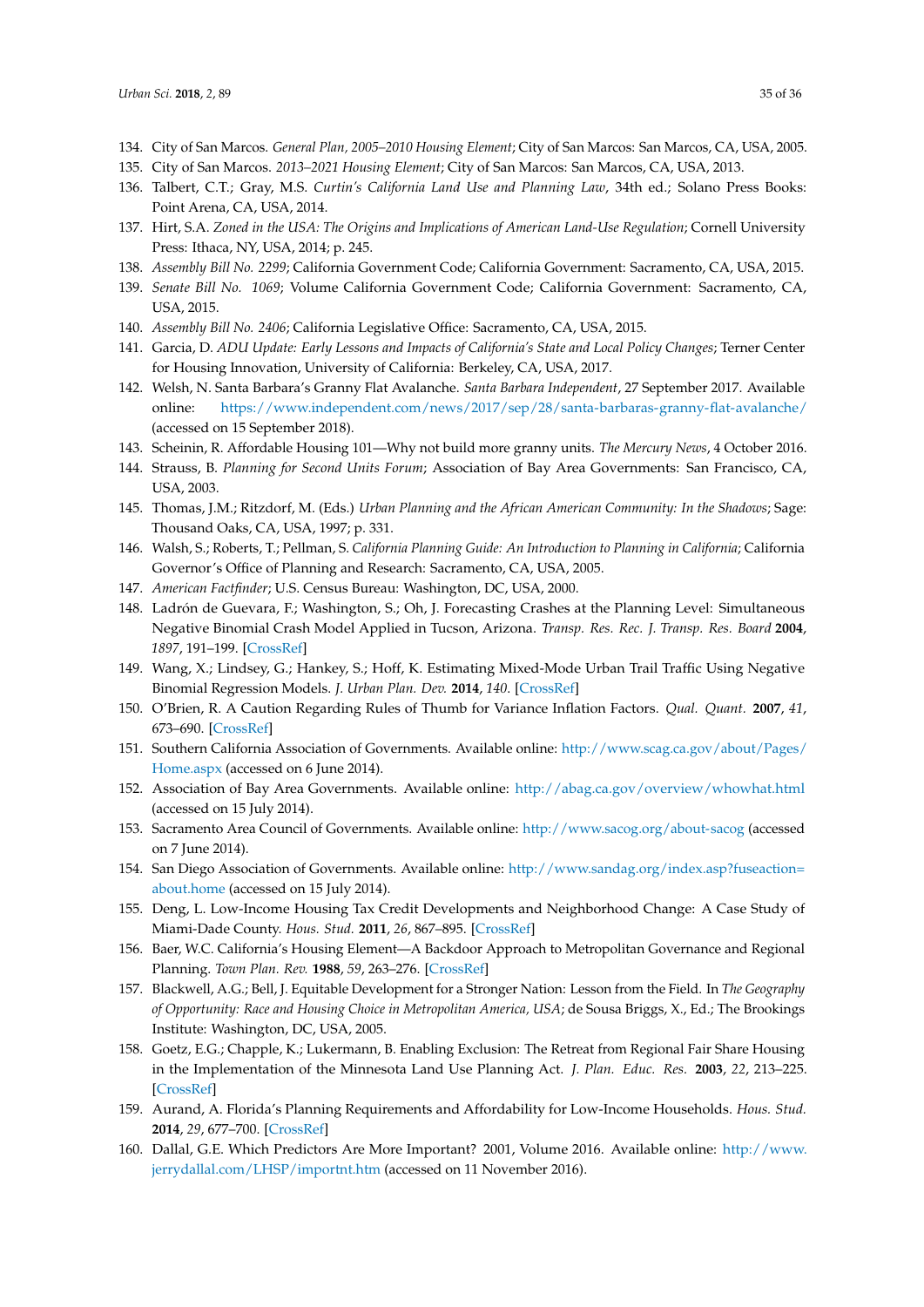134. City of San Marcos. *General Plan, 2005–2010 Housing Element*; City of San Marcos: San Marcos, CA, USA, 2005.
135. City of San Marcos. *2013–2021 Housing Element*; City of San Marcos: San Marcos, CA, USA, 2013.
136. Talbert, C.T.; Gray, M.S. *Curtin's California Land Use and Planning Law*, 34th ed.; Solano Press Books: Point Arena, CA, USA, 2014.
137. Hirt, S.A. *Zoned in the USA: The Origins and Implications of American Land-Use Regulation*; Cornell University Press: Ithaca, NY, USA, 2014; p. 245.
138. *Assembly Bill No. 2299*; California Government Code; California Government: Sacramento, CA, USA, 2015.
139. *Senate Bill No. 1069*; Volume California Government Code; California Government: Sacramento, CA, USA, 2015.
140. *Assembly Bill No. 2406*; California Legislative Office: Sacramento, CA, USA, 2015.
141. Garcia, D. *ADU Update: Early Lessons and Impacts of California's State and Local Policy Changes*; Terner Center for Housing Innovation, University of California: Berkeley, CA, USA, 2017.
142. Welsh, N. Santa Barbara's Granny Flat Avalanche. *Santa Barbara Independent*, 27 September 2017. Available online: https://www.independent.com/news/2017/sep/28/santa-barbaras-granny-flat-avalanche/ (accessed on 15 September 2018).
143. Scheinin, R. Affordable Housing 101—Why not build more granny units. *The Mercury News*, 4 October 2016.
144. Strauss, B. *Planning for Second Units Forum*; Association of Bay Area Governments: San Francisco, CA, USA, 2003.
145. Thomas, J.M.; Ritzdorf, M. (Eds.) *Urban Planning and the African American Community: In the Shadows*; Sage: Thousand Oaks, CA, USA, 1997; p. 331.
146. Walsh, S.; Roberts, T.; Pellman, S. *California Planning Guide: An Introduction to Planning in California*; California Governor's Office of Planning and Research: Sacramento, CA, USA, 2005.
147. *American Factfinder*; U.S. Census Bureau: Washington, DC, USA, 2000.
148. Ladrón de Guevara, F.; Washington, S.; Oh, J. Forecasting Crashes at the Planning Level: Simultaneous Negative Binomial Crash Model Applied in Tucson, Arizona. *Transp. Res. Rec. J. Transp. Res. Board* **2004**, *1897*, 191–199. [CrossRef]
149. Wang, X.; Lindsey, G.; Hankey, S.; Hoff, K. Estimating Mixed-Mode Urban Trail Traffic Using Negative Binomial Regression Models. *J. Urban Plan. Dev.* **2014**, *140*. [CrossRef]
150. O'Brien, R. A Caution Regarding Rules of Thumb for Variance Inflation Factors. *Qual. Quant.* **2007**, *41*, 673–690. [CrossRef]
151. Southern California Association of Governments. Available online: http://www.scag.ca.gov/about/Pages/Home.aspx (accessed on 6 June 2014).
152. Association of Bay Area Governments. Available online: http://abag.ca.gov/overview/whowhat.html (accessed on 15 July 2014).
153. Sacramento Area Council of Governments. Available online: http://www.sacog.org/about-sacog (accessed on 7 June 2014).
154. San Diego Association of Governments. Available online: http://www.sandag.org/index.asp?fuseaction=about.home (accessed on 15 July 2014).
155. Deng, L. Low-Income Housing Tax Credit Developments and Neighborhood Change: A Case Study of Miami-Dade County. *Hous. Stud.* **2011**, *26*, 867–895. [CrossRef]
156. Baer, W.C. California's Housing Element—A Backdoor Approach to Metropolitan Governance and Regional Planning. *Town Plan. Rev.* **1988**, *59*, 263–276. [CrossRef]
157. Blackwell, A.G.; Bell, J. Equitable Development for a Stronger Nation: Lesson from the Field. In *The Geography of Opportunity: Race and Housing Choice in Metropolitan America, USA*; de Sousa Briggs, X., Ed.; The Brookings Institute: Washington, DC, USA, 2005.
158. Goetz, E.G.; Chapple, K.; Lukermann, B. Enabling Exclusion: The Retreat from Regional Fair Share Housing in the Implementation of the Minnesota Land Use Planning Act. *J. Plan. Educ. Res.* **2003**, *22*, 213–225. [CrossRef]
159. Aurand, A. Florida's Planning Requirements and Affordability for Low-Income Households. *Hous. Stud.* **2014**, *29*, 677–700. [CrossRef]
160. Dallal, G.E. Which Predictors Are More Important? 2001, Volume 2016. Available online: http://www.jerrydallal.com/LHSP/importnt.htm (accessed on 11 November 2016).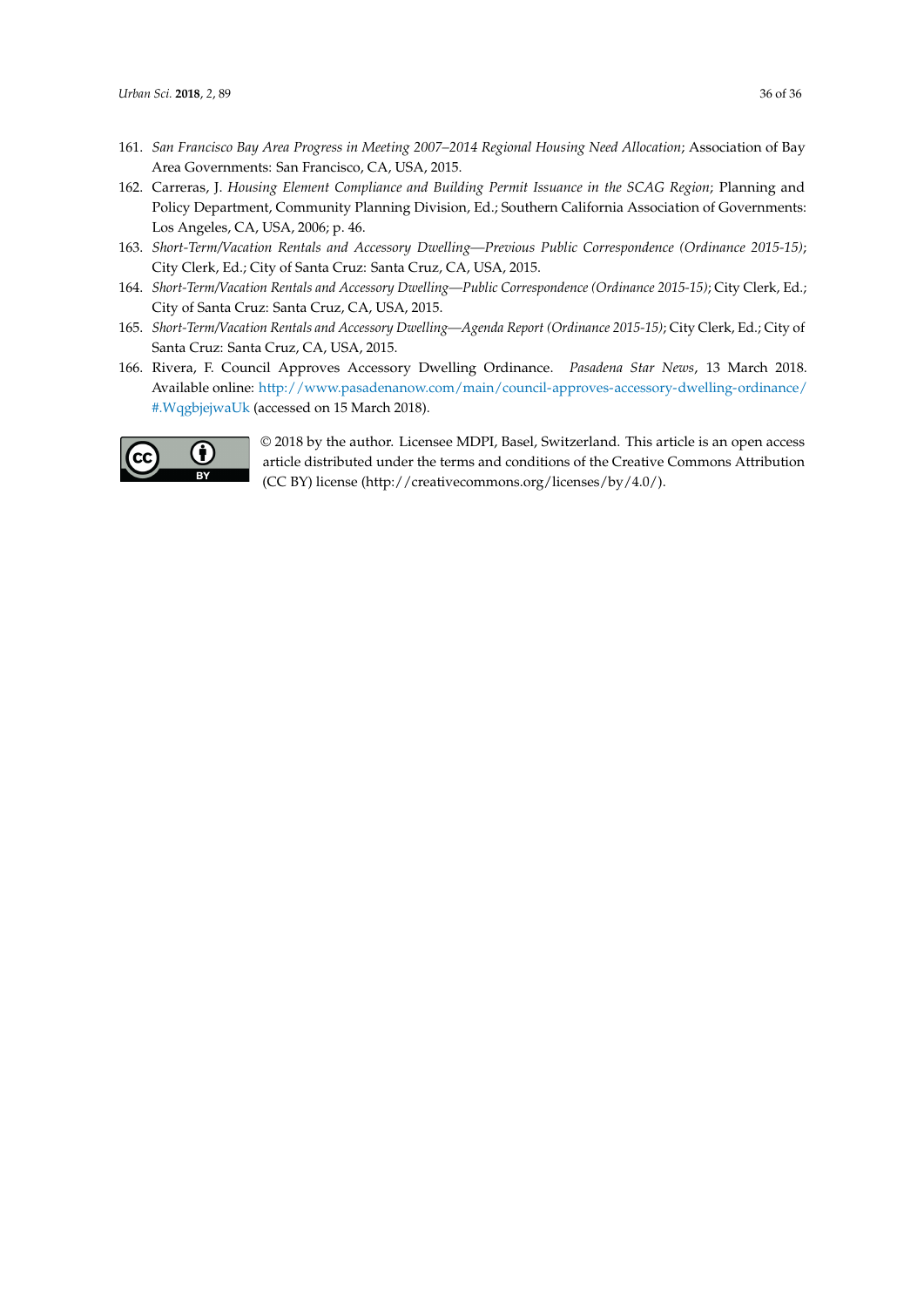161. *San Francisco Bay Area Progress in Meeting 2007–2014 Regional Housing Need Allocation*; Association of Bay Area Governments: San Francisco, CA, USA, 2015.
162. Carreras, J. *Housing Element Compliance and Building Permit Issuance in the SCAG Region*; Planning and Policy Department, Community Planning Division, Ed.; Southern California Association of Governments: Los Angeles, CA, USA, 2006; p. 46.
163. *Short-Term/Vacation Rentals and Accessory Dwelling—Previous Public Correspondence (Ordinance 2015-15)*; City Clerk, Ed.; City of Santa Cruz: Santa Cruz, CA, USA, 2015.
164. *Short-Term/Vacation Rentals and Accessory Dwelling—Public Correspondence (Ordinance 2015-15)*; City Clerk, Ed.; City of Santa Cruz: Santa Cruz, CA, USA, 2015.
165. *Short-Term/Vacation Rentals and Accessory Dwelling—Agenda Report (Ordinance 2015-15)*; City Clerk, Ed.; City of Santa Cruz: Santa Cruz, CA, USA, 2015.
166. Rivera, F. Council Approves Accessory Dwelling Ordinance. *Pasadena Star News*, 13 March 2018. Available online: http://www.pasadenanow.com/main/council-approves-accessory-dwelling-ordinance/#.WqgbjejwaUk (accessed on 15 March 2018).

© 2018 by the author. Licensee MDPI, Basel, Switzerland. This article is an open access article distributed under the terms and conditions of the Creative Commons Attribution (CC BY) license (http://creativecommons.org/licenses/by/4.0/).